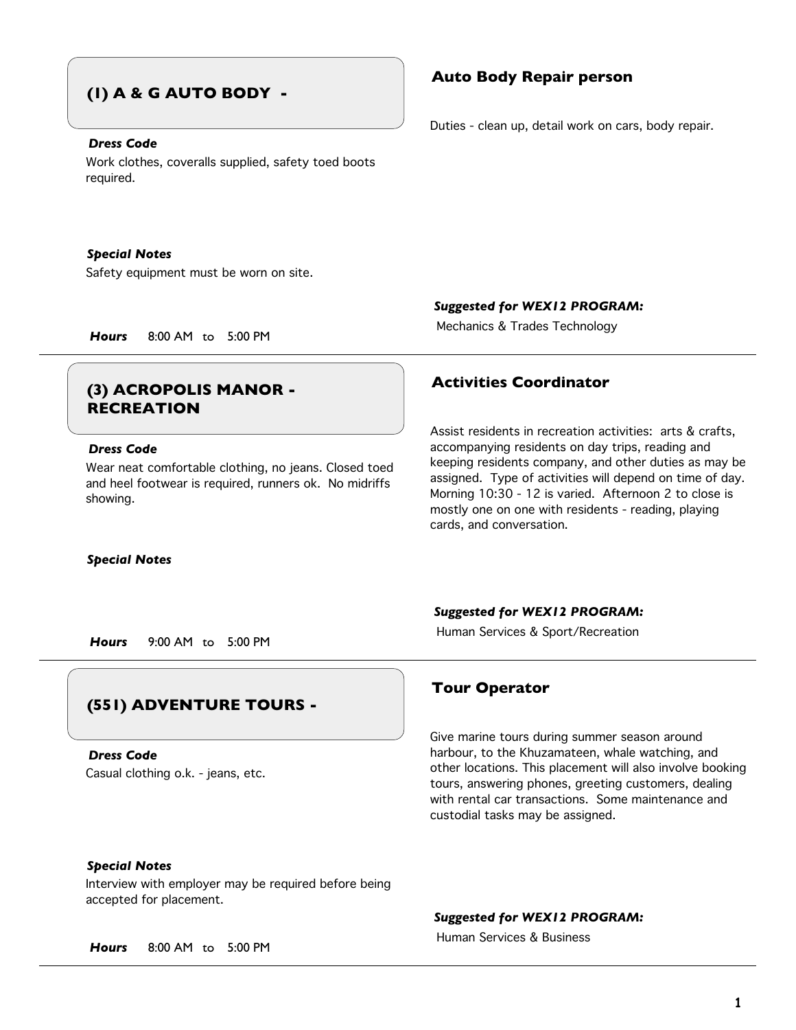## (1) A & G AUTO BODY -

### Auto Body Repair person

Duties - clean up, detail work on cars, body repair.

***Dress Code***

Work clothes, coveralls supplied, safety toed boots required.

***Special Notes***

Safety equipment must be worn on site.

***Suggested for WEX12 PROGRAM:***

Mechanics & Trades Technology

***Hours*** 8:00 AM to 5:00 PM

---

## (3) ACROPOLIS MANOR - RECREATION

### Activities Coordinator

Assist residents in recreation activities: arts & crafts, accompanying residents on day trips, reading and keeping residents company, and other duties as may be assigned. Type of activities will depend on time of day. Morning 10:30 - 12 is varied. Afternoon 2 to close is mostly one on one with residents - reading, playing cards, and conversation.

***Dress Code***

Wear neat comfortable clothing, no jeans. Closed toed and heel footwear is required, runners ok. No midriffs showing.

***Special Notes***

***Suggested for WEX12 PROGRAM:***

Human Services & Sport/Recreation

***Hours*** 9:00 AM to 5:00 PM

---

## (551) ADVENTURE TOURS -

### Tour Operator

Give marine tours during summer season around harbour, to the Khuzamateen, whale watching, and other locations. This placement will also involve booking tours, answering phones, greeting customers, dealing with rental car transactions. Some maintenance and custodial tasks may be assigned.

***Dress Code***

Casual clothing o.k. - jeans, etc.

***Special Notes***

Interview with employer may be required before being accepted for placement.

***Suggested for WEX12 PROGRAM:***

Human Services & Business

***Hours*** 8:00 AM to 5:00 PM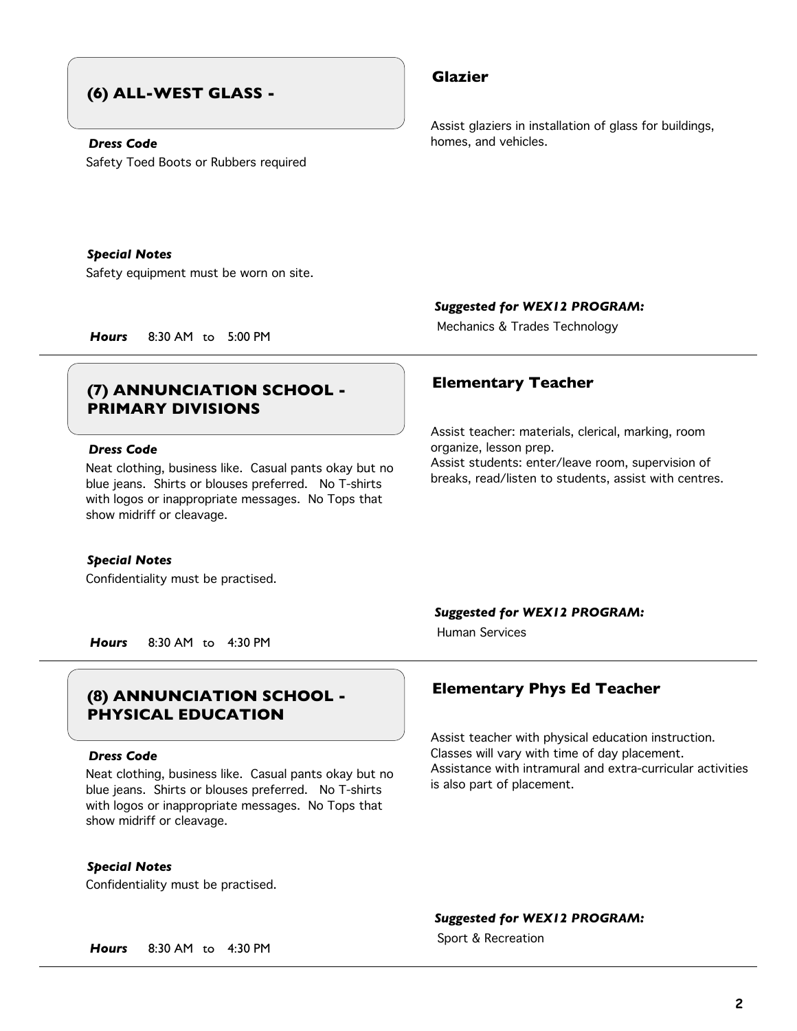## (6) ALL-WEST GLASS -

### Glazier

***Dress Code***

Safety Toed Boots or Rubbers required

Assist glaziers in installation of glass for buildings, homes, and vehicles.

***Special Notes***

Safety equipment must be worn on site.

***Suggested for WEX12 PROGRAM:***

Mechanics & Trades Technology

***Hours*** 8:30 AM to 5:00 PM

---

## (7) ANNUNCIATION SCHOOL - PRIMARY DIVISIONS

### Elementary Teacher

***Dress Code***

Neat clothing, business like. Casual pants okay but no blue jeans. Shirts or blouses preferred. No T-shirts with logos or inappropriate messages. No Tops that show midriff or cleavage.

Assist teacher: materials, clerical, marking, room organize, lesson prep.
Assist students: enter/leave room, supervision of breaks, read/listen to students, assist with centres.

***Special Notes***

Confidentiality must be practised.

***Suggested for WEX12 PROGRAM:***

Human Services

***Hours*** 8:30 AM to 4:30 PM

---

## (8) ANNUNCIATION SCHOOL - PHYSICAL EDUCATION

### Elementary Phys Ed Teacher

***Dress Code***

Neat clothing, business like. Casual pants okay but no blue jeans. Shirts or blouses preferred. No T-shirts with logos or inappropriate messages. No Tops that show midriff or cleavage.

Assist teacher with physical education instruction. Classes will vary with time of day placement. Assistance with intramural and extra-curricular activities is also part of placement.

***Special Notes***

Confidentiality must be practised.

***Suggested for WEX12 PROGRAM:***

Sport & Recreation

***Hours*** 8:30 AM to 4:30 PM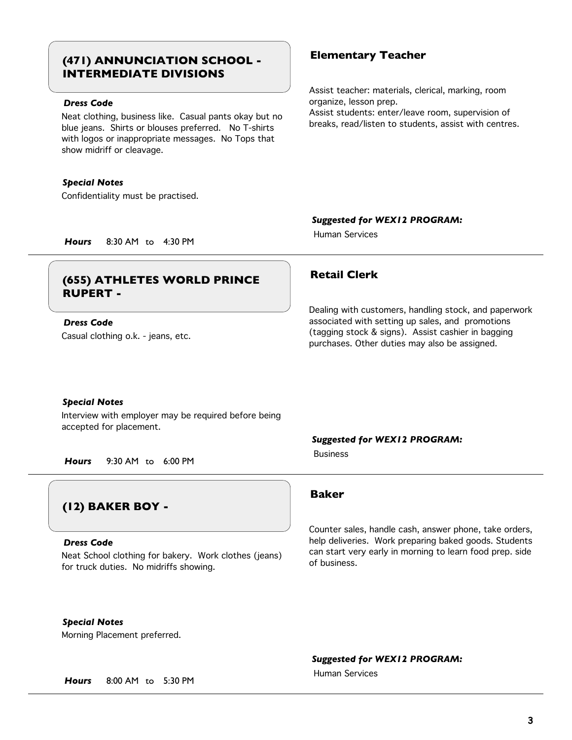## (471) ANNUNCIATION SCHOOL - INTERMEDIATE DIVISIONS

### Elementary Teacher

***Dress Code***

Neat clothing, business like. Casual pants okay but no blue jeans. Shirts or blouses preferred. No T-shirts with logos or inappropriate messages. No Tops that show midriff or cleavage.

Assist teacher: materials, clerical, marking, room organize, lesson prep.
Assist students: enter/leave room, supervision of breaks, read/listen to students, assist with centres.

***Special Notes***

Confidentiality must be practised.

***Suggested for WEX12 PROGRAM:***

Human Services

***Hours*** 8:30 AM to 4:30 PM

---

## (655) ATHLETES WORLD PRINCE RUPERT -

### Retail Clerk

***Dress Code***

Casual clothing o.k. - jeans, etc.

Dealing with customers, handling stock, and paperwork associated with setting up sales, and promotions (tagging stock & signs). Assist cashier in bagging purchases. Other duties may also be assigned.

***Special Notes***

Interview with employer may be required before being accepted for placement.

***Suggested for WEX12 PROGRAM:***

Business

***Hours*** 9:30 AM to 6:00 PM

---

## (12) BAKER BOY -

### Baker

***Dress Code***

Neat School clothing for bakery. Work clothes (jeans) for truck duties. No midriffs showing.

Counter sales, handle cash, answer phone, take orders, help deliveries. Work preparing baked goods. Students can start very early in morning to learn food prep. side of business.

***Special Notes***

Morning Placement preferred.

***Suggested for WEX12 PROGRAM:***

Human Services

***Hours*** 8:00 AM to 5:30 PM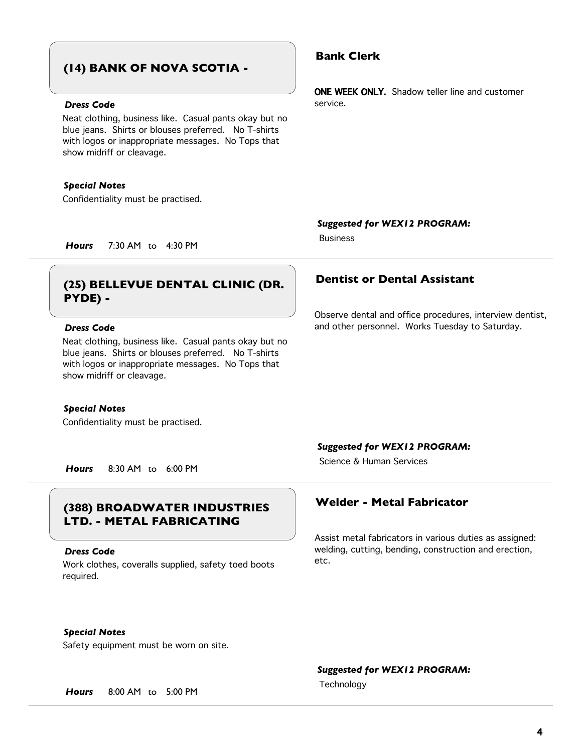## (14) BANK OF NOVA SCOTIA -

### Bank Clerk

**ONE WEEK ONLY.** Shadow teller line and customer service.

***Dress Code***

Neat clothing, business like. Casual pants okay but no blue jeans. Shirts or blouses preferred. No T-shirts with logos or inappropriate messages. No Tops that show midriff or cleavage.

***Special Notes***

Confidentiality must be practised.

***Suggested for WEX12 PROGRAM:***

Business

***Hours*** 7:30 AM to 4:30 PM

---

## (25) BELLEVUE DENTAL CLINIC (DR. PYDE) -

### Dentist or Dental Assistant

Observe dental and office procedures, interview dentist, and other personnel. Works Tuesday to Saturday.

***Dress Code***

Neat clothing, business like. Casual pants okay but no blue jeans. Shirts or blouses preferred. No T-shirts with logos or inappropriate messages. No Tops that show midriff or cleavage.

***Special Notes***

Confidentiality must be practised.

***Suggested for WEX12 PROGRAM:***

Science & Human Services

***Hours*** 8:30 AM to 6:00 PM

---

## (388) BROADWATER INDUSTRIES LTD. - METAL FABRICATING

### Welder - Metal Fabricator

Assist metal fabricators in various duties as assigned: welding, cutting, bending, construction and erection, etc.

***Dress Code***

Work clothes, coveralls supplied, safety toed boots required.

***Special Notes***

Safety equipment must be worn on site.

***Suggested for WEX12 PROGRAM:***

Technology

***Hours*** 8:00 AM to 5:00 PM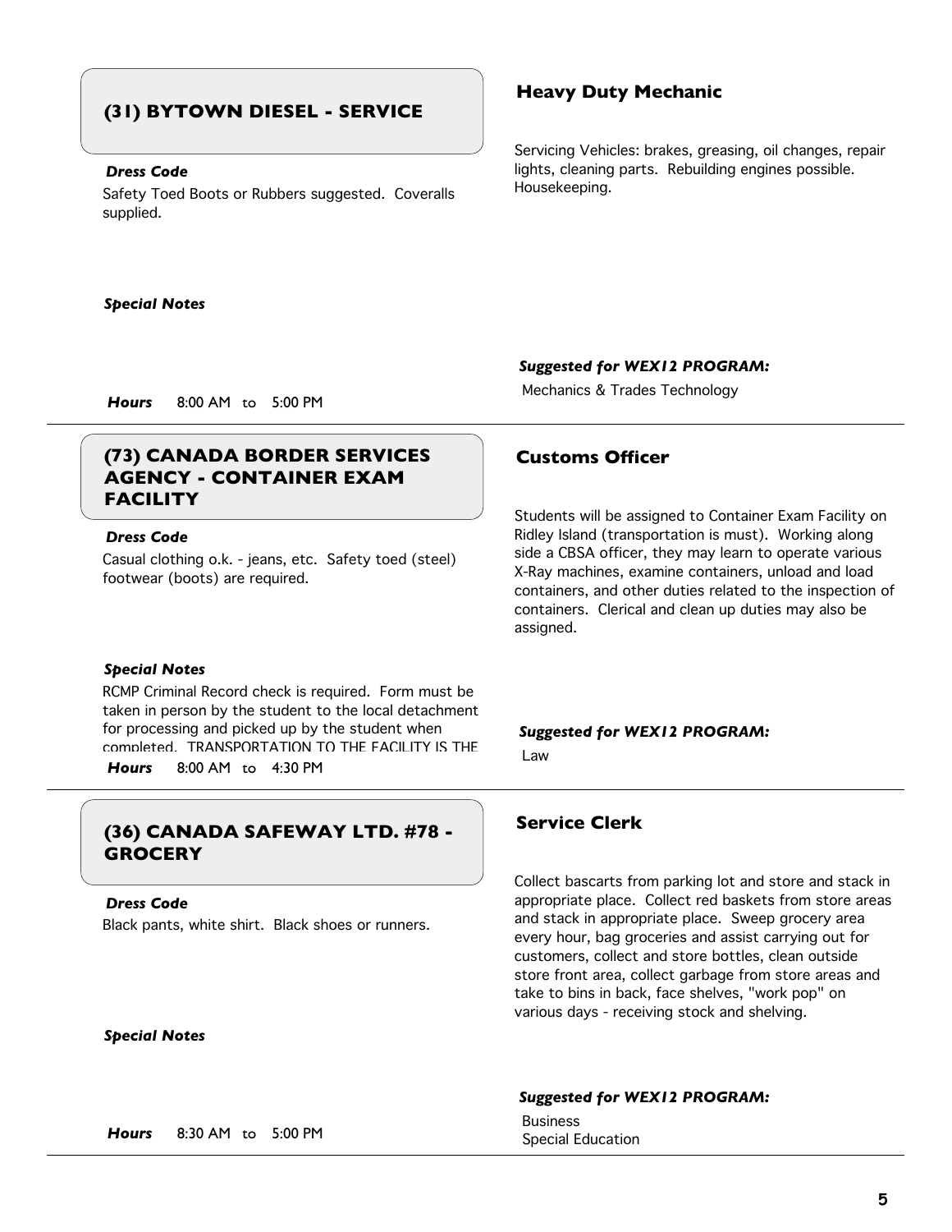## (31) BYTOWN DIESEL - SERVICE

### Heavy Duty Mechanic

***Dress Code***

Safety Toed Boots or Rubbers suggested. Coveralls supplied.

Servicing Vehicles: brakes, greasing, oil changes, repair lights, cleaning parts. Rebuilding engines possible. Housekeeping.

***Special Notes***

***Hours*** 8:00 AM to 5:00 PM

***Suggested for WEX12 PROGRAM:***

Mechanics & Trades Technology

---

## (73) CANADA BORDER SERVICES AGENCY - CONTAINER EXAM FACILITY

### Customs Officer

***Dress Code***

Casual clothing o.k. - jeans, etc. Safety toed (steel) footwear (boots) are required.

Students will be assigned to Container Exam Facility on Ridley Island (transportation is must). Working along side a CBSA officer, they may learn to operate various X-Ray machines, examine containers, unload and load containers, and other duties related to the inspection of containers. Clerical and clean up duties may also be assigned.

***Special Notes***

RCMP Criminal Record check is required. Form must be taken in person by the student to the local detachment for processing and picked up by the student when completed. TRANSPORTATION TO THE FACILITY IS THE

***Hours*** 8:00 AM to 4:30 PM

***Suggested for WEX12 PROGRAM:***

Law

---

## (36) CANADA SAFEWAY LTD. #78 - GROCERY

### Service Clerk

***Dress Code***

Black pants, white shirt. Black shoes or runners.

Collect bascarts from parking lot and store and stack in appropriate place. Collect red baskets from store areas and stack in appropriate place. Sweep grocery area every hour, bag groceries and assist carrying out for customers, collect and store bottles, clean outside store front area, collect garbage from store areas and take to bins in back, face shelves, "work pop" on various days - receiving stock and shelving.

***Special Notes***

***Hours*** 8:30 AM to 5:00 PM

***Suggested for WEX12 PROGRAM:***

Business
Special Education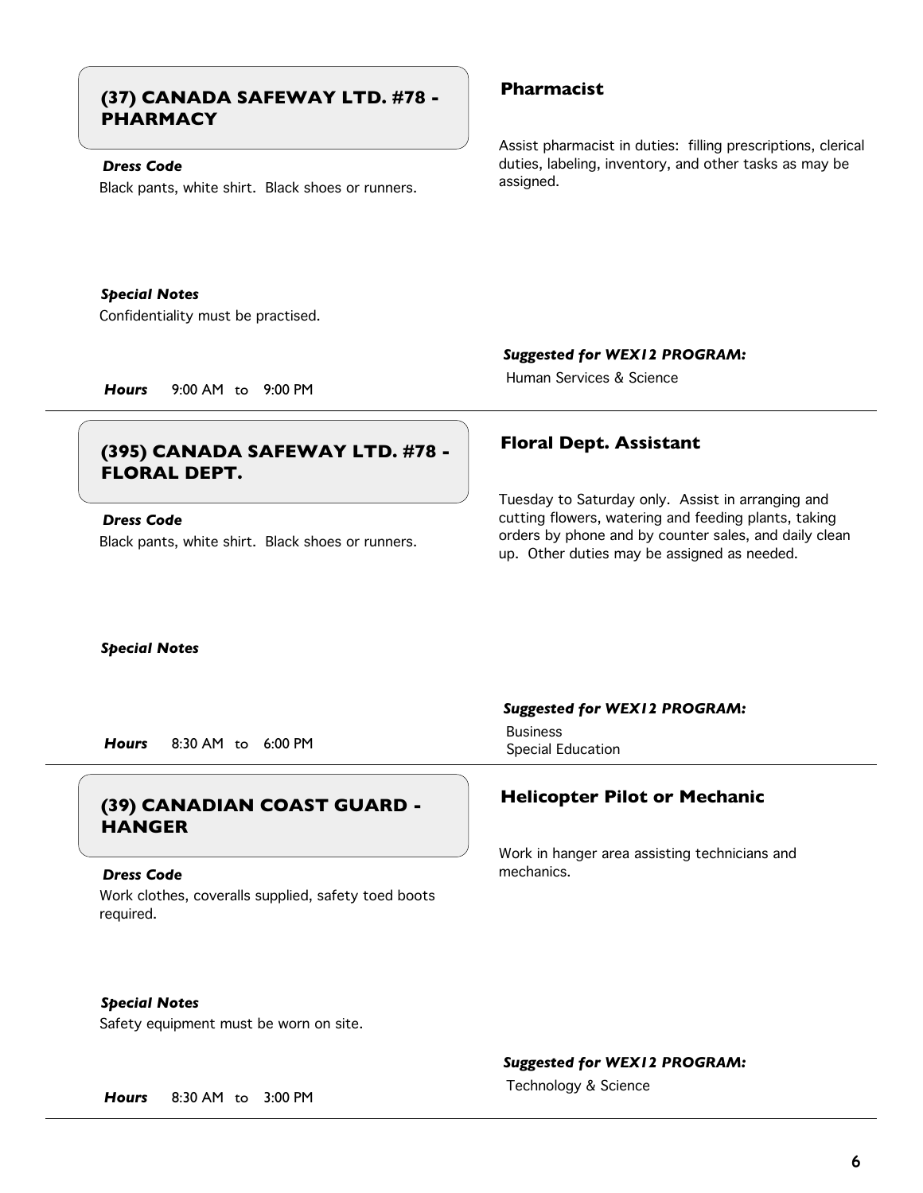## (37) CANADA SAFEWAY LTD. #78 - PHARMACY

### Pharmacist

Assist pharmacist in duties: filling prescriptions, clerical duties, labeling, inventory, and other tasks as may be assigned.

***Dress Code***

Black pants, white shirt. Black shoes or runners.

***Special Notes***

Confidentiality must be practised.

***Suggested for WEX12 PROGRAM:***

Human Services & Science

***Hours*** 9:00 AM to 9:00 PM

---

## (395) CANADA SAFEWAY LTD. #78 - FLORAL DEPT.

### Floral Dept. Assistant

Tuesday to Saturday only. Assist in arranging and cutting flowers, watering and feeding plants, taking orders by phone and by counter sales, and daily clean up. Other duties may be assigned as needed.

***Dress Code***

Black pants, white shirt. Black shoes or runners.

***Special Notes***

***Suggested for WEX12 PROGRAM:***

Business
Special Education

***Hours*** 8:30 AM to 6:00 PM

---

## (39) CANADIAN COAST GUARD - HANGER

### Helicopter Pilot or Mechanic

Work in hanger area assisting technicians and mechanics.

***Dress Code***

Work clothes, coveralls supplied, safety toed boots required.

***Special Notes***

Safety equipment must be worn on site.

***Suggested for WEX12 PROGRAM:***

Technology & Science

***Hours*** 8:30 AM to 3:00 PM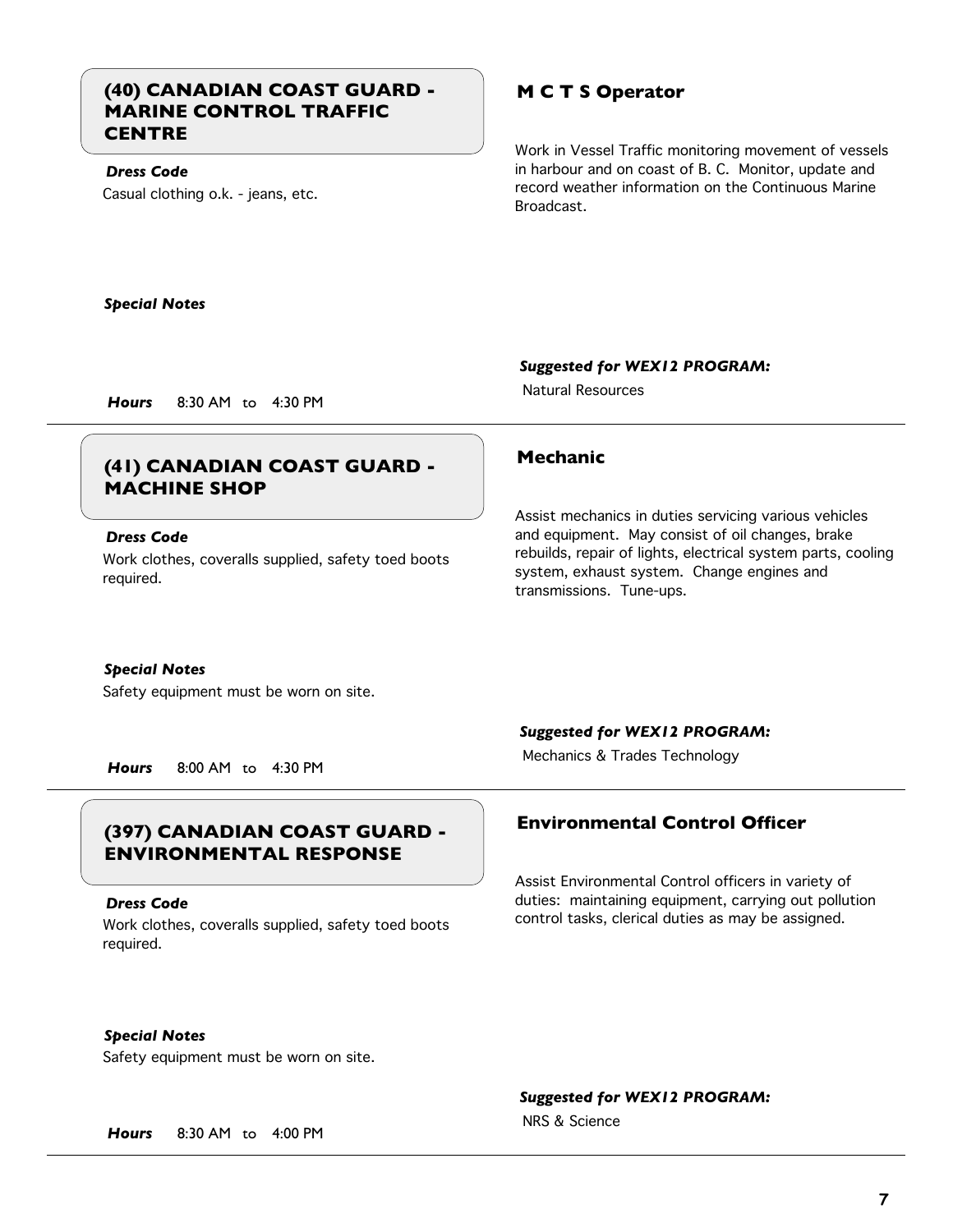## (40) CANADIAN COAST GUARD - MARINE CONTROL TRAFFIC CENTRE

### M C T S Operator

***Dress Code***

Casual clothing o.k. - jeans, etc.

Work in Vessel Traffic monitoring movement of vessels in harbour and on coast of B. C. Monitor, update and record weather information on the Continuous Marine Broadcast.

***Special Notes***

***Suggested for WEX12 PROGRAM:***

Natural Resources

***Hours*** 8:30 AM to 4:30 PM

---

## (41) CANADIAN COAST GUARD - MACHINE SHOP

### Mechanic

***Dress Code***

Work clothes, coveralls supplied, safety toed boots required.

Assist mechanics in duties servicing various vehicles and equipment. May consist of oil changes, brake rebuilds, repair of lights, electrical system parts, cooling system, exhaust system. Change engines and transmissions. Tune-ups.

***Special Notes***

Safety equipment must be worn on site.

***Suggested for WEX12 PROGRAM:***

Mechanics & Trades Technology

***Hours*** 8:00 AM to 4:30 PM

---

## (397) CANADIAN COAST GUARD - ENVIRONMENTAL RESPONSE

### Environmental Control Officer

***Dress Code***

Work clothes, coveralls supplied, safety toed boots required.

Assist Environmental Control officers in variety of duties: maintaining equipment, carrying out pollution control tasks, clerical duties as may be assigned.

***Special Notes***

Safety equipment must be worn on site.

***Suggested for WEX12 PROGRAM:***

NRS & Science

***Hours*** 8:30 AM to 4:00 PM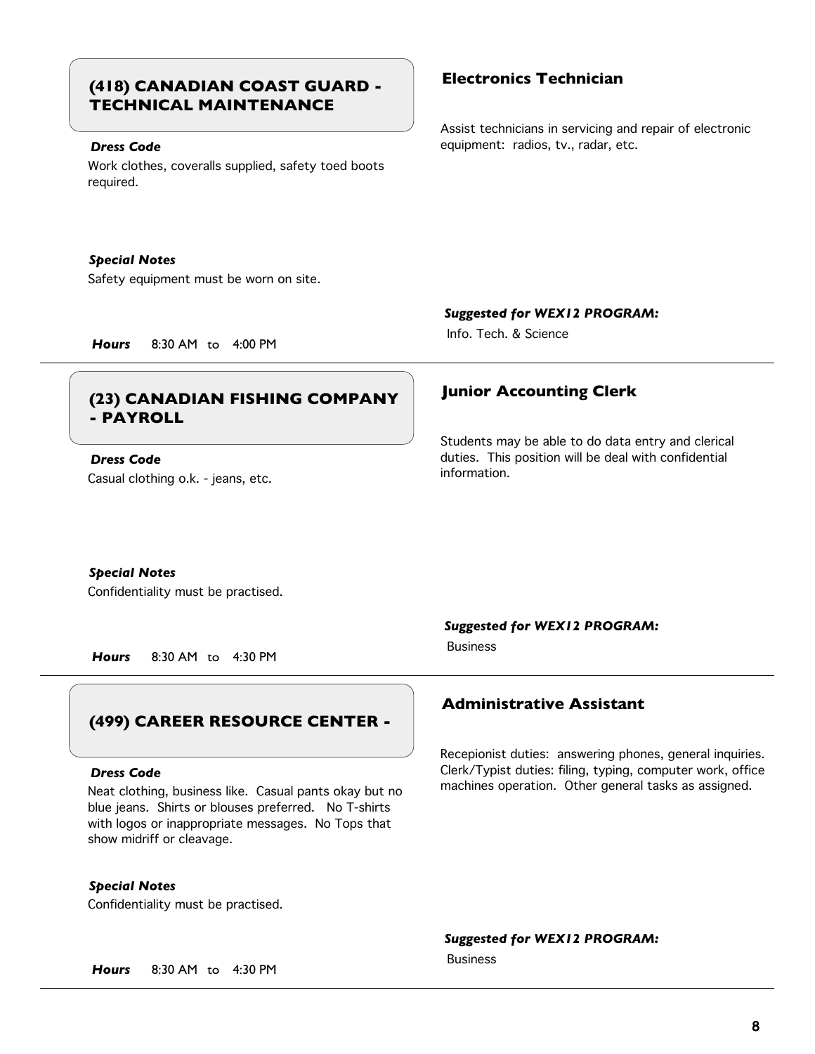## (418) CANADIAN COAST GUARD - TECHNICAL MAINTENANCE

### Electronics Technician

Assist technicians in servicing and repair of electronic equipment: radios, tv., radar, etc.

***Dress Code***

Work clothes, coveralls supplied, safety toed boots required.

***Special Notes***

Safety equipment must be worn on site.

***Suggested for WEX12 PROGRAM:***

Info. Tech. & Science

***Hours*** 8:30 AM to 4:00 PM

---

## (23) CANADIAN FISHING COMPANY - PAYROLL

### Junior Accounting Clerk

Students may be able to do data entry and clerical duties. This position will be deal with confidential information.

***Dress Code***

Casual clothing o.k. - jeans, etc.

***Special Notes***

Confidentiality must be practised.

***Suggested for WEX12 PROGRAM:***

Business

***Hours*** 8:30 AM to 4:30 PM

---

## (499) CAREER RESOURCE CENTER -

### Administrative Assistant

Recepionist duties: answering phones, general inquiries. Clerk/Typist duties: filing, typing, computer work, office machines operation. Other general tasks as assigned.

***Dress Code***

Neat clothing, business like. Casual pants okay but no blue jeans. Shirts or blouses preferred. No T-shirts with logos or inappropriate messages. No Tops that show midriff or cleavage.

***Special Notes***

Confidentiality must be practised.

***Suggested for WEX12 PROGRAM:***

Business

***Hours*** 8:30 AM to 4:30 PM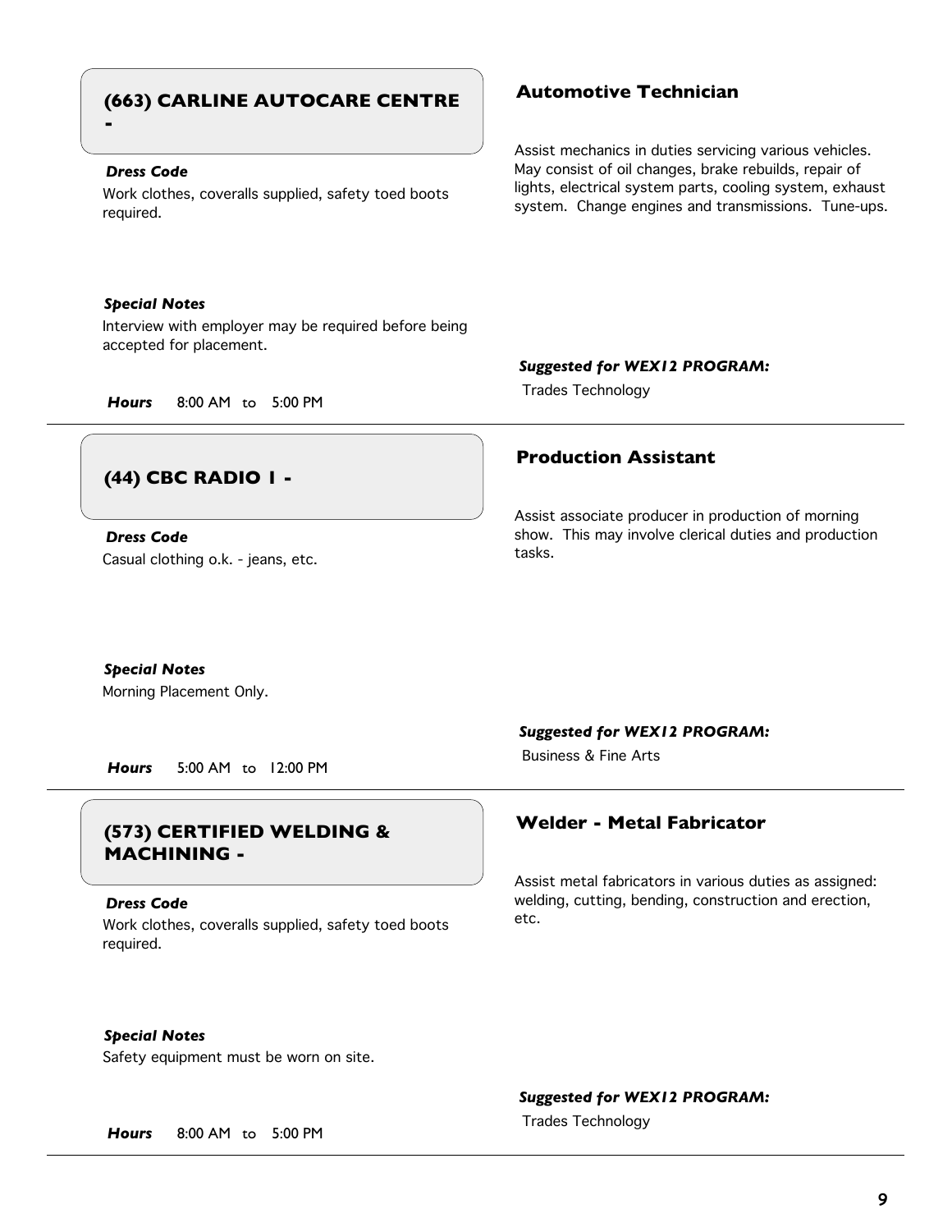## (663) CARLINE AUTOCARE CENTRE -

### Automotive Technician

Assist mechanics in duties servicing various vehicles. May consist of oil changes, brake rebuilds, repair of lights, electrical system parts, cooling system, exhaust system. Change engines and transmissions. Tune-ups.

***Dress Code***

Work clothes, coveralls supplied, safety toed boots required.

***Special Notes***

Interview with employer may be required before being accepted for placement.

***Hours*** 8:00 AM to 5:00 PM

***Suggested for WEX12 PROGRAM:***

Trades Technology

---

## (44) CBC RADIO 1 -

### Production Assistant

Assist associate producer in production of morning show. This may involve clerical duties and production tasks.

***Dress Code***

Casual clothing o.k. - jeans, etc.

***Special Notes***

Morning Placement Only.

***Hours*** 5:00 AM to 12:00 PM

***Suggested for WEX12 PROGRAM:***

Business & Fine Arts

---

## (573) CERTIFIED WELDING & MACHINING -

### Welder - Metal Fabricator

Assist metal fabricators in various duties as assigned: welding, cutting, bending, construction and erection, etc.

***Dress Code***

Work clothes, coveralls supplied, safety toed boots required.

***Special Notes***

Safety equipment must be worn on site.

***Hours*** 8:00 AM to 5:00 PM

***Suggested for WEX12 PROGRAM:***

Trades Technology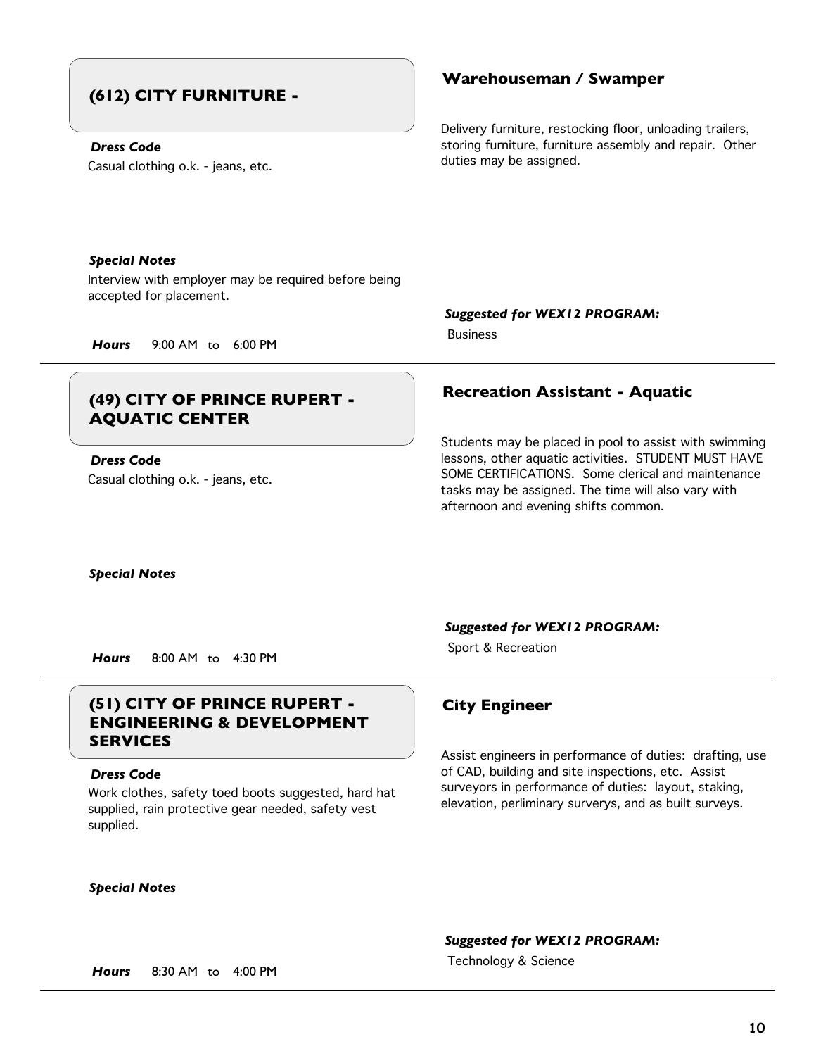## (612) CITY FURNITURE -

### Warehouseman / Swamper

Delivery furniture, restocking floor, unloading trailers, storing furniture, furniture assembly and repair. Other duties may be assigned.

***Dress Code***

Casual clothing o.k. - jeans, etc.

***Special Notes***

Interview with employer may be required before being accepted for placement.

***Hours*** 9:00 AM to 6:00 PM

***Suggested for WEX12 PROGRAM:***

Business

---

## (49) CITY OF PRINCE RUPERT - AQUATIC CENTER

### Recreation Assistant - Aquatic

Students may be placed in pool to assist with swimming lessons, other aquatic activities. STUDENT MUST HAVE SOME CERTIFICATIONS. Some clerical and maintenance tasks may be assigned. The time will also vary with afternoon and evening shifts common.

***Dress Code***

Casual clothing o.k. - jeans, etc.

***Special Notes***

***Hours*** 8:00 AM to 4:30 PM

***Suggested for WEX12 PROGRAM:***

Sport & Recreation

---

## (51) CITY OF PRINCE RUPERT - ENGINEERING & DEVELOPMENT SERVICES

### City Engineer

Assist engineers in performance of duties: drafting, use of CAD, building and site inspections, etc. Assist surveyors in performance of duties: layout, staking, elevation, perliminary surverys, and as built surveys.

***Dress Code***

Work clothes, safety toed boots suggested, hard hat supplied, rain protective gear needed, safety vest supplied.

***Special Notes***

***Hours*** 8:30 AM to 4:00 PM

***Suggested for WEX12 PROGRAM:***

Technology & Science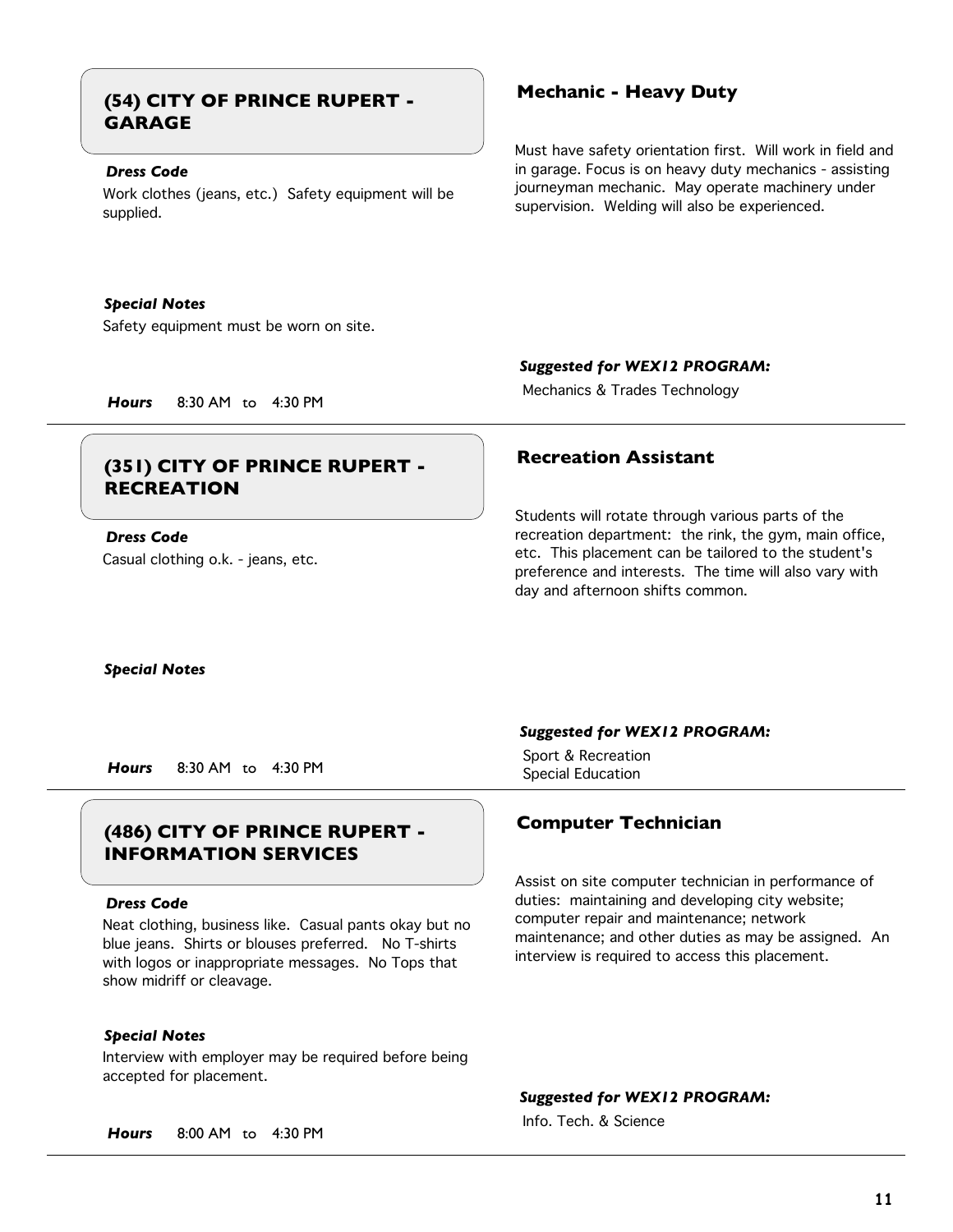## (54) CITY OF PRINCE RUPERT - GARAGE

### Mechanic - Heavy Duty

***Dress Code***

Work clothes (jeans, etc.) Safety equipment will be supplied.

Must have safety orientation first. Will work in field and in garage. Focus is on heavy duty mechanics - assisting journeyman mechanic. May operate machinery under supervision. Welding will also be experienced.

***Special Notes***

Safety equipment must be worn on site.

***Suggested for WEX12 PROGRAM:***

Mechanics & Trades Technology

***Hours*** 8:30 AM to 4:30 PM

---

## (351) CITY OF PRINCE RUPERT - RECREATION

### Recreation Assistant

***Dress Code***

Casual clothing o.k. - jeans, etc.

Students will rotate through various parts of the recreation department: the rink, the gym, main office, etc. This placement can be tailored to the student's preference and interests. The time will also vary with day and afternoon shifts common.

***Special Notes***

***Suggested for WEX12 PROGRAM:***

Sport & Recreation
Special Education

***Hours*** 8:30 AM to 4:30 PM

---

## (486) CITY OF PRINCE RUPERT - INFORMATION SERVICES

### Computer Technician

***Dress Code***

Neat clothing, business like. Casual pants okay but no blue jeans. Shirts or blouses preferred. No T-shirts with logos or inappropriate messages. No Tops that show midriff or cleavage.

Assist on site computer technician in performance of duties: maintaining and developing city website; computer repair and maintenance; network maintenance; and other duties as may be assigned. An interview is required to access this placement.

***Special Notes***

Interview with employer may be required before being accepted for placement.

***Suggested for WEX12 PROGRAM:***

Info. Tech. & Science

***Hours*** 8:00 AM to 4:30 PM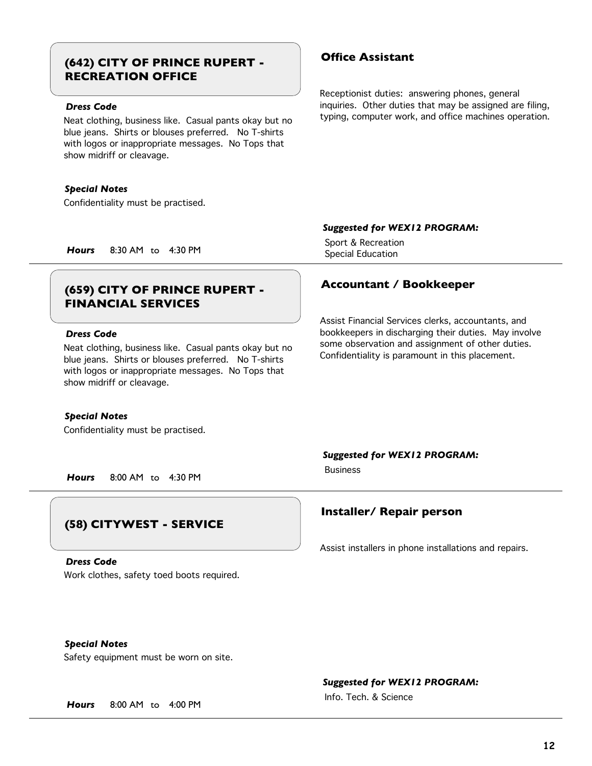## (642) CITY OF PRINCE RUPERT - RECREATION OFFICE

### Office Assistant

Receptionist duties: answering phones, general inquiries. Other duties that may be assigned are filing, typing, computer work, and office machines operation.

***Dress Code***

Neat clothing, business like. Casual pants okay but no blue jeans. Shirts or blouses preferred. No T-shirts with logos or inappropriate messages. No Tops that show midriff or cleavage.

***Special Notes***

Confidentiality must be practised.

***Hours*** 8:30 AM to 4:30 PM

***Suggested for WEX12 PROGRAM:***

Sport & Recreation
Special Education

---

## (659) CITY OF PRINCE RUPERT - FINANCIAL SERVICES

### Accountant / Bookkeeper

Assist Financial Services clerks, accountants, and bookkeepers in discharging their duties. May involve some observation and assignment of other duties. Confidentiality is paramount in this placement.

***Dress Code***

Neat clothing, business like. Casual pants okay but no blue jeans. Shirts or blouses preferred. No T-shirts with logos or inappropriate messages. No Tops that show midriff or cleavage.

***Special Notes***

Confidentiality must be practised.

***Hours*** 8:00 AM to 4:30 PM

***Suggested for WEX12 PROGRAM:***

Business

---

## (58) CITYWEST - SERVICE

### Installer/ Repair person

Assist installers in phone installations and repairs.

***Dress Code***

Work clothes, safety toed boots required.

***Special Notes***

Safety equipment must be worn on site.

***Hours*** 8:00 AM to 4:00 PM

***Suggested for WEX12 PROGRAM:***

Info. Tech. & Science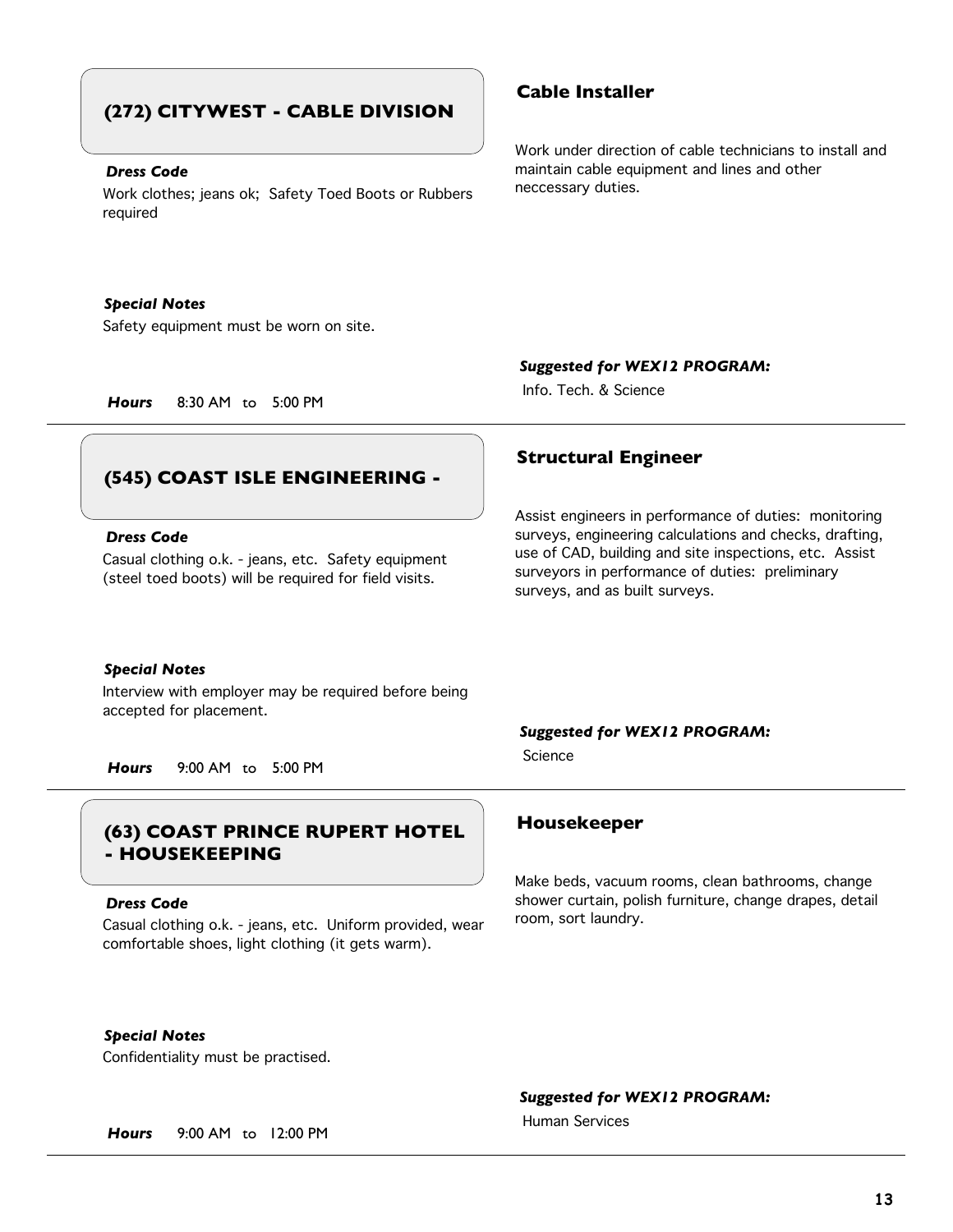## (272) CITYWEST - CABLE DIVISION

### Cable Installer

***Dress Code***

Work clothes; jeans ok; Safety Toed Boots or Rubbers required

Work under direction of cable technicians to install and maintain cable equipment and lines and other neccessary duties.

***Special Notes***

Safety equipment must be worn on site.

***Suggested for WEX12 PROGRAM:***

Info. Tech. & Science

***Hours*** 8:30 AM to 5:00 PM

---

## (545) COAST ISLE ENGINEERING -

### Structural Engineer

***Dress Code***

Casual clothing o.k. - jeans, etc. Safety equipment (steel toed boots) will be required for field visits.

Assist engineers in performance of duties: monitoring surveys, engineering calculations and checks, drafting, use of CAD, building and site inspections, etc. Assist surveyors in performance of duties: preliminary surveys, and as built surveys.

***Special Notes***

Interview with employer may be required before being accepted for placement.

***Suggested for WEX12 PROGRAM:***

Science

***Hours*** 9:00 AM to 5:00 PM

---

## (63) COAST PRINCE RUPERT HOTEL - HOUSEKEEPING

### Housekeeper

***Dress Code***

Casual clothing o.k. - jeans, etc. Uniform provided, wear comfortable shoes, light clothing (it gets warm).

Make beds, vacuum rooms, clean bathrooms, change shower curtain, polish furniture, change drapes, detail room, sort laundry.

***Special Notes***

Confidentiality must be practised.

***Suggested for WEX12 PROGRAM:***

Human Services

***Hours*** 9:00 AM to 12:00 PM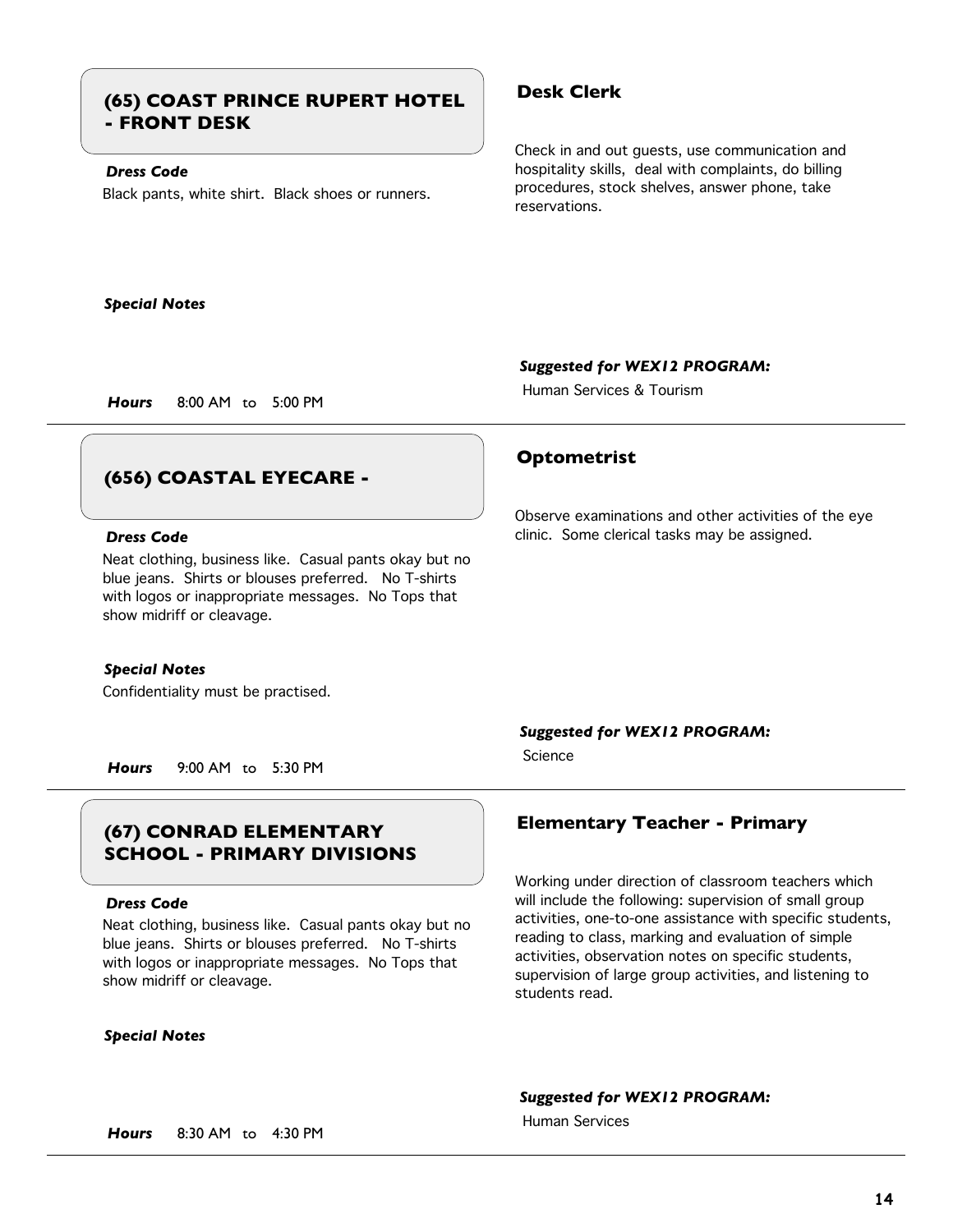## (65) COAST PRINCE RUPERT HOTEL - FRONT DESK

### Desk Clerk

Check in and out guests, use communication and hospitality skills, deal with complaints, do billing procedures, stock shelves, answer phone, take reservations.

***Dress Code***

Black pants, white shirt. Black shoes or runners.

***Special Notes***

***Suggested for WEX12 PROGRAM:***

Human Services & Tourism

***Hours*** 8:00 AM to 5:00 PM

---

## (656) COASTAL EYECARE -

### Optometrist

Observe examinations and other activities of the eye clinic. Some clerical tasks may be assigned.

***Dress Code***

Neat clothing, business like. Casual pants okay but no blue jeans. Shirts or blouses preferred. No T-shirts with logos or inappropriate messages. No Tops that show midriff or cleavage.

***Special Notes***

Confidentiality must be practised.

***Suggested for WEX12 PROGRAM:***

Science

***Hours*** 9:00 AM to 5:30 PM

---

## (67) CONRAD ELEMENTARY SCHOOL - PRIMARY DIVISIONS

### Elementary Teacher - Primary

Working under direction of classroom teachers which will include the following: supervision of small group activities, one-to-one assistance with specific students, reading to class, marking and evaluation of simple activities, observation notes on specific students, supervision of large group activities, and listening to students read.

***Dress Code***

Neat clothing, business like. Casual pants okay but no blue jeans. Shirts or blouses preferred. No T-shirts with logos or inappropriate messages. No Tops that show midriff or cleavage.

***Special Notes***

***Suggested for WEX12 PROGRAM:***

Human Services

***Hours*** 8:30 AM to 4:30 PM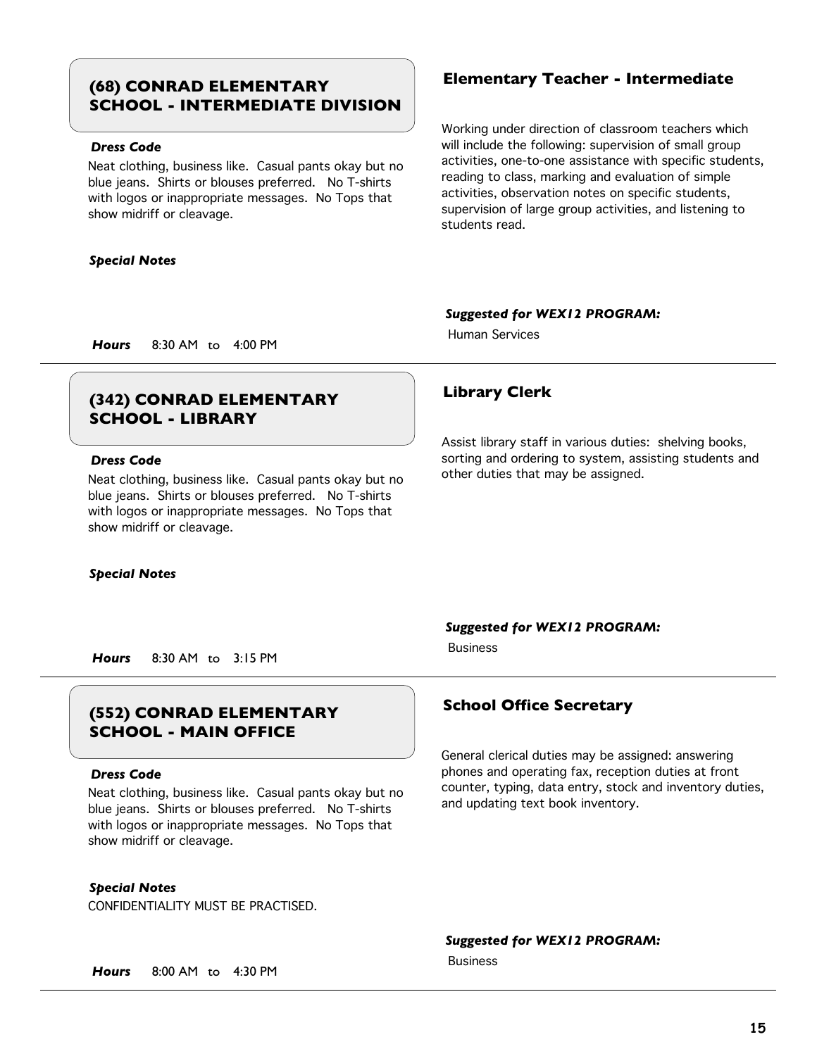## (68) CONRAD ELEMENTARY SCHOOL - INTERMEDIATE DIVISION

### Elementary Teacher - Intermediate

Working under direction of classroom teachers which will include the following: supervision of small group activities, one-to-one assistance with specific students, reading to class, marking and evaluation of simple activities, observation notes on specific students, supervision of large group activities, and listening to students read.

***Dress Code***

Neat clothing, business like. Casual pants okay but no blue jeans. Shirts or blouses preferred. No T-shirts with logos or inappropriate messages. No Tops that show midriff or cleavage.

***Special Notes***

***Suggested for WEX12 PROGRAM:***

Human Services

***Hours*** 8:30 AM to 4:00 PM

---

## (342) CONRAD ELEMENTARY SCHOOL - LIBRARY

### Library Clerk

Assist library staff in various duties: shelving books, sorting and ordering to system, assisting students and other duties that may be assigned.

***Dress Code***

Neat clothing, business like. Casual pants okay but no blue jeans. Shirts or blouses preferred. No T-shirts with logos or inappropriate messages. No Tops that show midriff or cleavage.

***Special Notes***

***Suggested for WEX12 PROGRAM:***

Business

***Hours*** 8:30 AM to 3:15 PM

---

## (552) CONRAD ELEMENTARY SCHOOL - MAIN OFFICE

### School Office Secretary

General clerical duties may be assigned: answering phones and operating fax, reception duties at front counter, typing, data entry, stock and inventory duties, and updating text book inventory.

***Dress Code***

Neat clothing, business like. Casual pants okay but no blue jeans. Shirts or blouses preferred. No T-shirts with logos or inappropriate messages. No Tops that show midriff or cleavage.

***Special Notes***

CONFIDENTIALITY MUST BE PRACTISED.

***Suggested for WEX12 PROGRAM:***

Business

***Hours*** 8:00 AM to 4:30 PM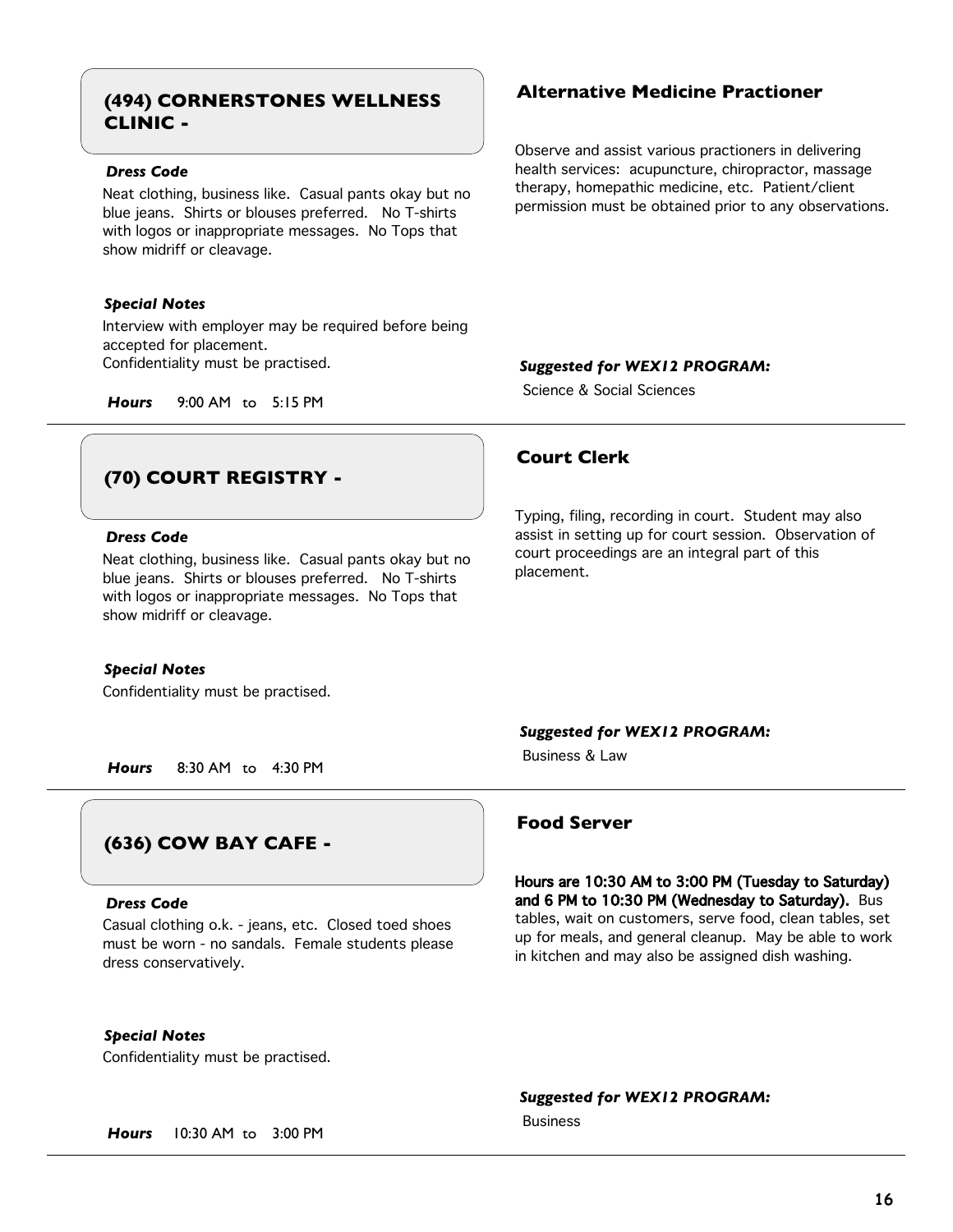## (494) CORNERSTONES WELLNESS CLINIC -

### Alternative Medicine Practioner

Observe and assist various practioners in delivering health services: acupuncture, chiropractor, massage therapy, homepathic medicine, etc. Patient/client permission must be obtained prior to any observations.

***Dress Code***

Neat clothing, business like. Casual pants okay but no blue jeans. Shirts or blouses preferred. No T-shirts with logos or inappropriate messages. No Tops that show midriff or cleavage.

***Special Notes***

Interview with employer may be required before being accepted for placement.
Confidentiality must be practised.

***Suggested for WEX12 PROGRAM:***

Science & Social Sciences

***Hours*** 9:00 AM to 5:15 PM

---

## (70) COURT REGISTRY -

### Court Clerk

Typing, filing, recording in court. Student may also assist in setting up for court session. Observation of court proceedings are an integral part of this placement.

***Dress Code***

Neat clothing, business like. Casual pants okay but no blue jeans. Shirts or blouses preferred. No T-shirts with logos or inappropriate messages. No Tops that show midriff or cleavage.

***Special Notes***

Confidentiality must be practised.

***Suggested for WEX12 PROGRAM:***

Business & Law

***Hours*** 8:30 AM to 4:30 PM

---

## (636) COW BAY CAFE -

### Food Server

**Hours are 10:30 AM to 3:00 PM (Tuesday to Saturday) and 6 PM to 10:30 PM (Wednesday to Saturday).** Bus tables, wait on customers, serve food, clean tables, set up for meals, and general cleanup. May be able to work in kitchen and may also be assigned dish washing.

***Dress Code***

Casual clothing o.k. - jeans, etc. Closed toed shoes must be worn - no sandals. Female students please dress conservatively.

***Special Notes***

Confidentiality must be practised.

***Suggested for WEX12 PROGRAM:***

Business

***Hours*** 10:30 AM to 3:00 PM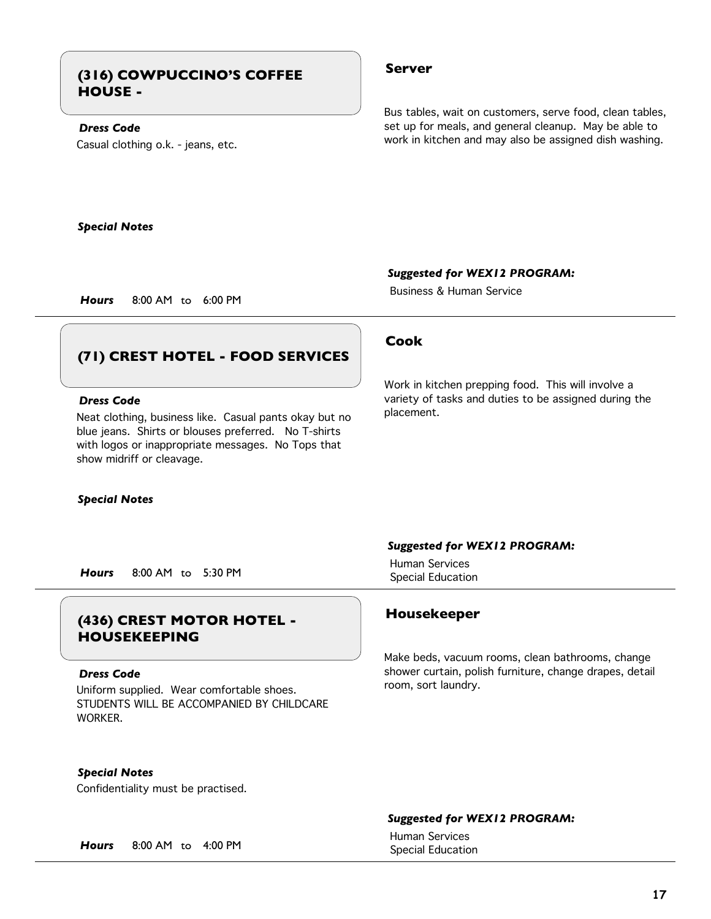## (316) COWPUCCINO'S COFFEE HOUSE -

### Server

Bus tables, wait on customers, serve food, clean tables, set up for meals, and general cleanup. May be able to work in kitchen and may also be assigned dish washing.

***Dress Code***

Casual clothing o.k. - jeans, etc.

***Special Notes***

***Hours*** 8:00 AM to 6:00 PM

***Suggested for WEX12 PROGRAM:***

Business & Human Service

---

## (71) CREST HOTEL - FOOD SERVICES

### Cook

Work in kitchen prepping food. This will involve a variety of tasks and duties to be assigned during the placement.

***Dress Code***

Neat clothing, business like. Casual pants okay but no blue jeans. Shirts or blouses preferred. No T-shirts with logos or inappropriate messages. No Tops that show midriff or cleavage.

***Special Notes***

***Hours*** 8:00 AM to 5:30 PM

***Suggested for WEX12 PROGRAM:***

Human Services
Special Education

---

## (436) CREST MOTOR HOTEL - HOUSEKEEPING

### Housekeeper

Make beds, vacuum rooms, clean bathrooms, change shower curtain, polish furniture, change drapes, detail room, sort laundry.

***Dress Code***

Uniform supplied. Wear comfortable shoes. STUDENTS WILL BE ACCOMPANIED BY CHILDCARE WORKER.

***Special Notes***

Confidentiality must be practised.

***Hours*** 8:00 AM to 4:00 PM

***Suggested for WEX12 PROGRAM:***

Human Services
Special Education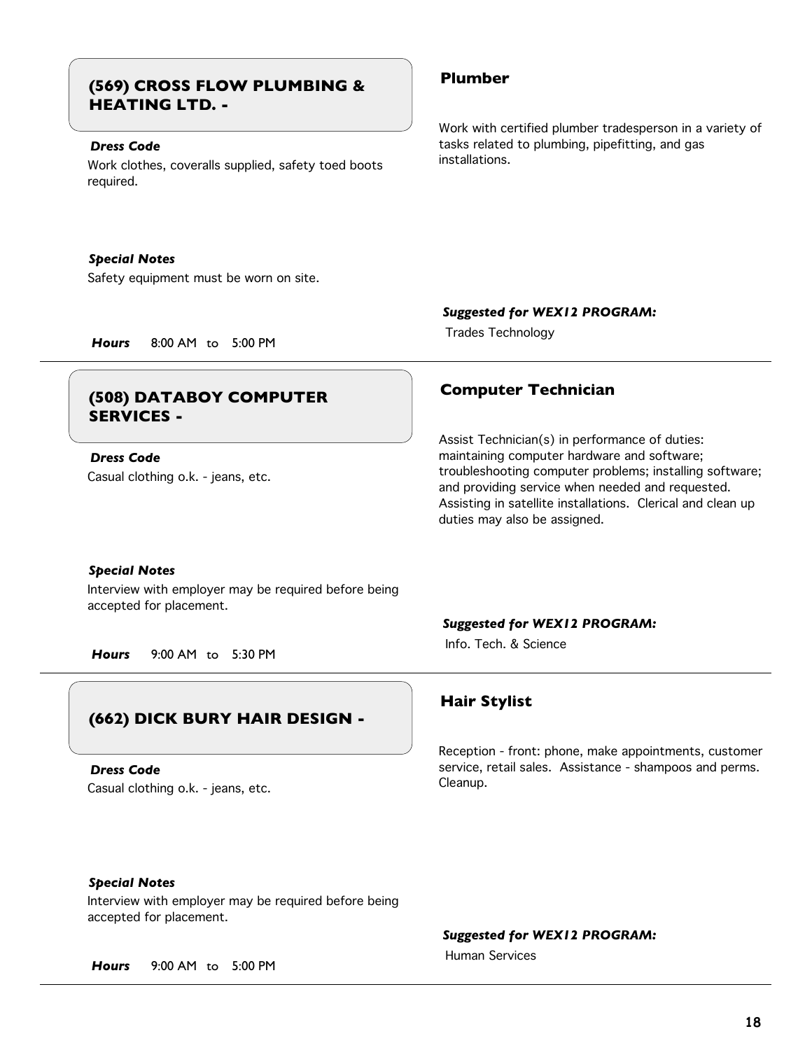## (569) CROSS FLOW PLUMBING & HEATING LTD. -

### Plumber

Work with certified plumber tradesperson in a variety of tasks related to plumbing, pipefitting, and gas installations.

***Dress Code***

Work clothes, coveralls supplied, safety toed boots required.

***Special Notes***

Safety equipment must be worn on site.

***Suggested for WEX12 PROGRAM:***

Trades Technology

***Hours*** 8:00 AM to 5:00 PM

---

## (508) DATABOY COMPUTER SERVICES -

### Computer Technician

Assist Technician(s) in performance of duties: maintaining computer hardware and software; troubleshooting computer problems; installing software; and providing service when needed and requested. Assisting in satellite installations. Clerical and clean up duties may also be assigned.

***Dress Code***

Casual clothing o.k. - jeans, etc.

***Special Notes***

Interview with employer may be required before being accepted for placement.

***Suggested for WEX12 PROGRAM:***

Info. Tech. & Science

***Hours*** 9:00 AM to 5:30 PM

---

## (662) DICK BURY HAIR DESIGN -

### Hair Stylist

Reception - front: phone, make appointments, customer service, retail sales. Assistance - shampoos and perms. Cleanup.

***Dress Code***

Casual clothing o.k. - jeans, etc.

***Special Notes***

Interview with employer may be required before being accepted for placement.

***Suggested for WEX12 PROGRAM:***

Human Services

***Hours*** 9:00 AM to 5:00 PM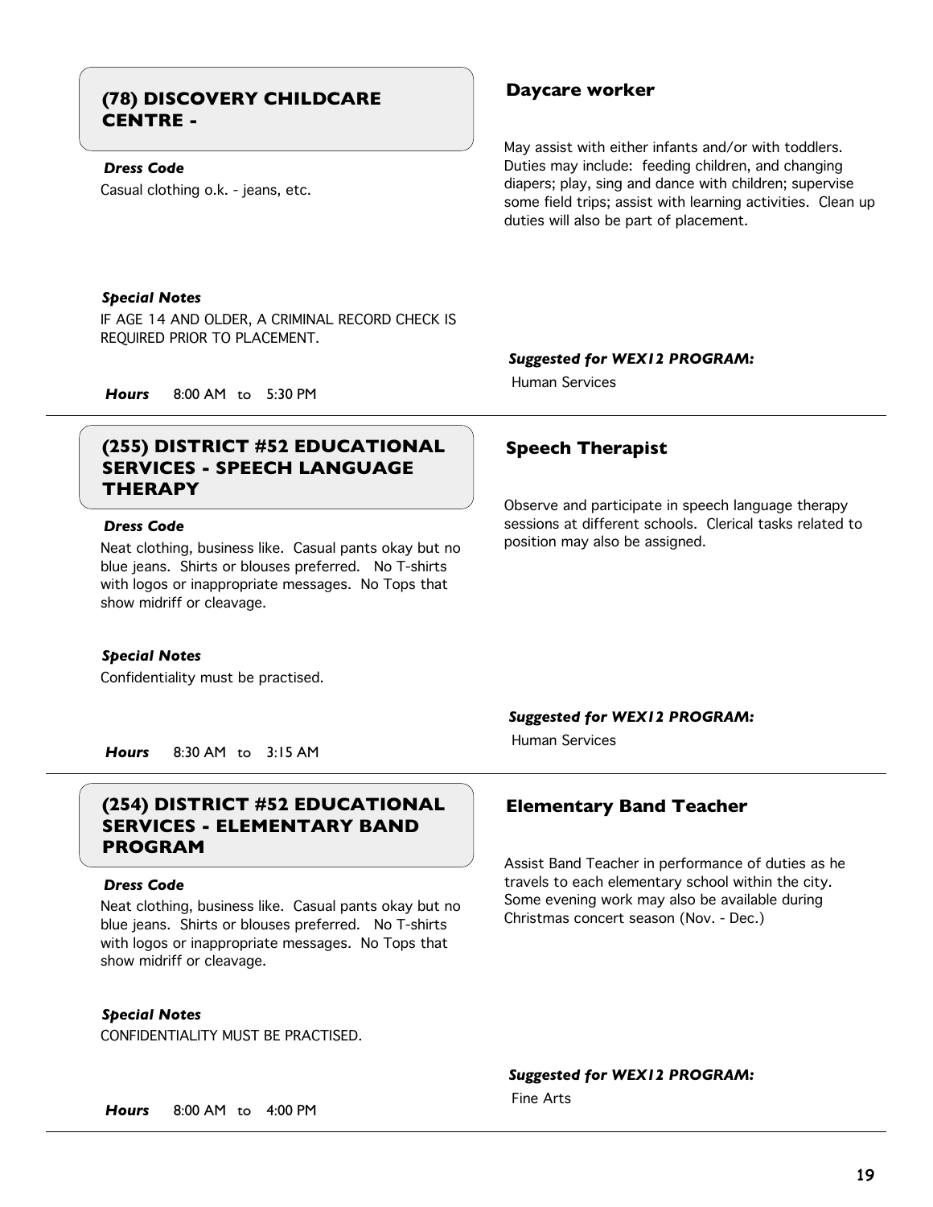## (78) DISCOVERY CHILDCARE CENTRE -

### Daycare worker

May assist with either infants and/or with toddlers. Duties may include: feeding children, and changing diapers; play, sing and dance with children; supervise some field trips; assist with learning activities. Clean up duties will also be part of placement.

***Dress Code***

Casual clothing o.k. - jeans, etc.

***Special Notes***

IF AGE 14 AND OLDER, A CRIMINAL RECORD CHECK IS REQUIRED PRIOR TO PLACEMENT.

***Suggested for WEX12 PROGRAM:***

Human Services

***Hours*** 8:00 AM to 5:30 PM

---

## (255) DISTRICT #52 EDUCATIONAL SERVICES - SPEECH LANGUAGE THERAPY

### Speech Therapist

Observe and participate in speech language therapy sessions at different schools. Clerical tasks related to position may also be assigned.

***Dress Code***

Neat clothing, business like. Casual pants okay but no blue jeans. Shirts or blouses preferred. No T-shirts with logos or inappropriate messages. No Tops that show midriff or cleavage.

***Special Notes***

Confidentiality must be practised.

***Suggested for WEX12 PROGRAM:***

Human Services

***Hours*** 8:30 AM to 3:15 AM

---

## (254) DISTRICT #52 EDUCATIONAL SERVICES - ELEMENTARY BAND PROGRAM

### Elementary Band Teacher

Assist Band Teacher in performance of duties as he travels to each elementary school within the city. Some evening work may also be available during Christmas concert season (Nov. - Dec.)

***Dress Code***

Neat clothing, business like. Casual pants okay but no blue jeans. Shirts or blouses preferred. No T-shirts with logos or inappropriate messages. No Tops that show midriff or cleavage.

***Special Notes***

CONFIDENTIALITY MUST BE PRACTISED.

***Suggested for WEX12 PROGRAM:***

Fine Arts

***Hours*** 8:00 AM to 4:00 PM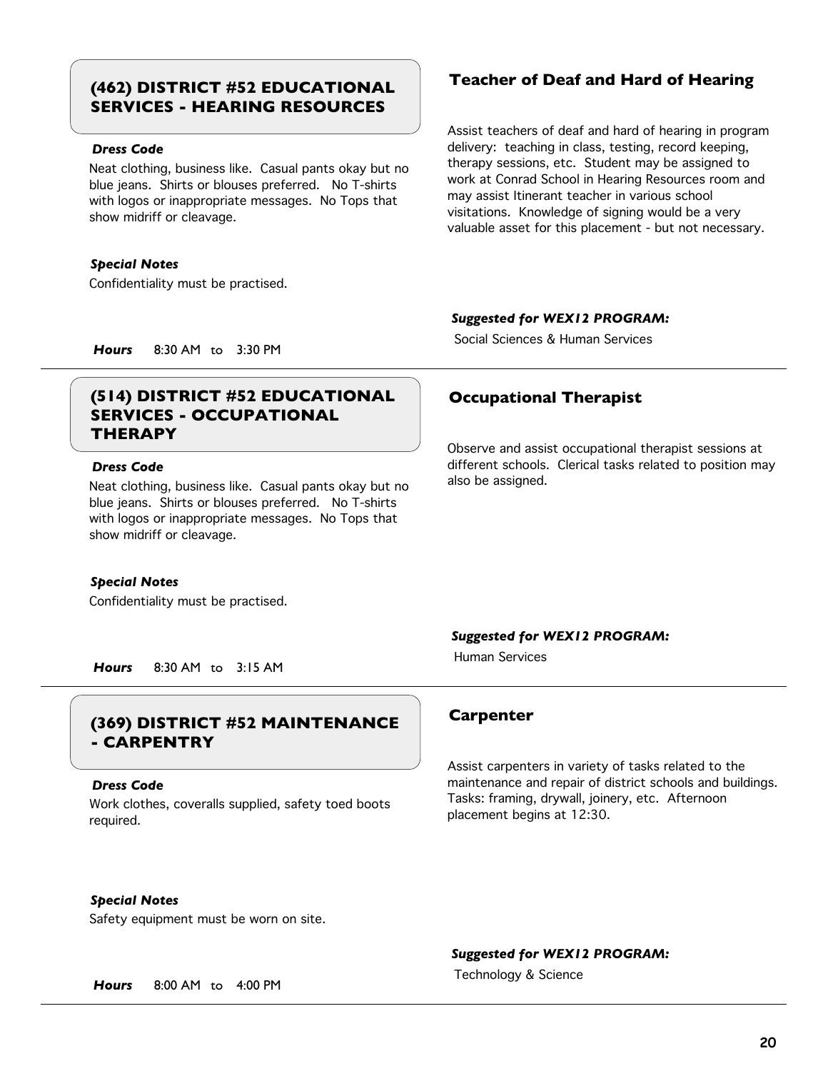## (462) DISTRICT #52 EDUCATIONAL SERVICES - HEARING RESOURCES

### Teacher of Deaf and Hard of Hearing

Assist teachers of deaf and hard of hearing in program delivery: teaching in class, testing, record keeping, therapy sessions, etc. Student may be assigned to work at Conrad School in Hearing Resources room and may assist Itinerant teacher in various school visitations. Knowledge of signing would be a very valuable asset for this placement - but not necessary.

***Dress Code***

Neat clothing, business like. Casual pants okay but no blue jeans. Shirts or blouses preferred. No T-shirts with logos or inappropriate messages. No Tops that show midriff or cleavage.

***Special Notes***

Confidentiality must be practised.

***Suggested for WEX12 PROGRAM:***

Social Sciences & Human Services

***Hours*** 8:30 AM to 3:30 PM

---

## (514) DISTRICT #52 EDUCATIONAL SERVICES - OCCUPATIONAL THERAPY

### Occupational Therapist

Observe and assist occupational therapist sessions at different schools. Clerical tasks related to position may also be assigned.

***Dress Code***

Neat clothing, business like. Casual pants okay but no blue jeans. Shirts or blouses preferred. No T-shirts with logos or inappropriate messages. No Tops that show midriff or cleavage.

***Special Notes***

Confidentiality must be practised.

***Suggested for WEX12 PROGRAM:***

Human Services

***Hours*** 8:30 AM to 3:15 AM

---

## (369) DISTRICT #52 MAINTENANCE - CARPENTRY

### Carpenter

Assist carpenters in variety of tasks related to the maintenance and repair of district schools and buildings. Tasks: framing, drywall, joinery, etc. Afternoon placement begins at 12:30.

***Dress Code***

Work clothes, coveralls supplied, safety toed boots required.

***Special Notes***

Safety equipment must be worn on site.

***Suggested for WEX12 PROGRAM:***

Technology & Science

***Hours*** 8:00 AM to 4:00 PM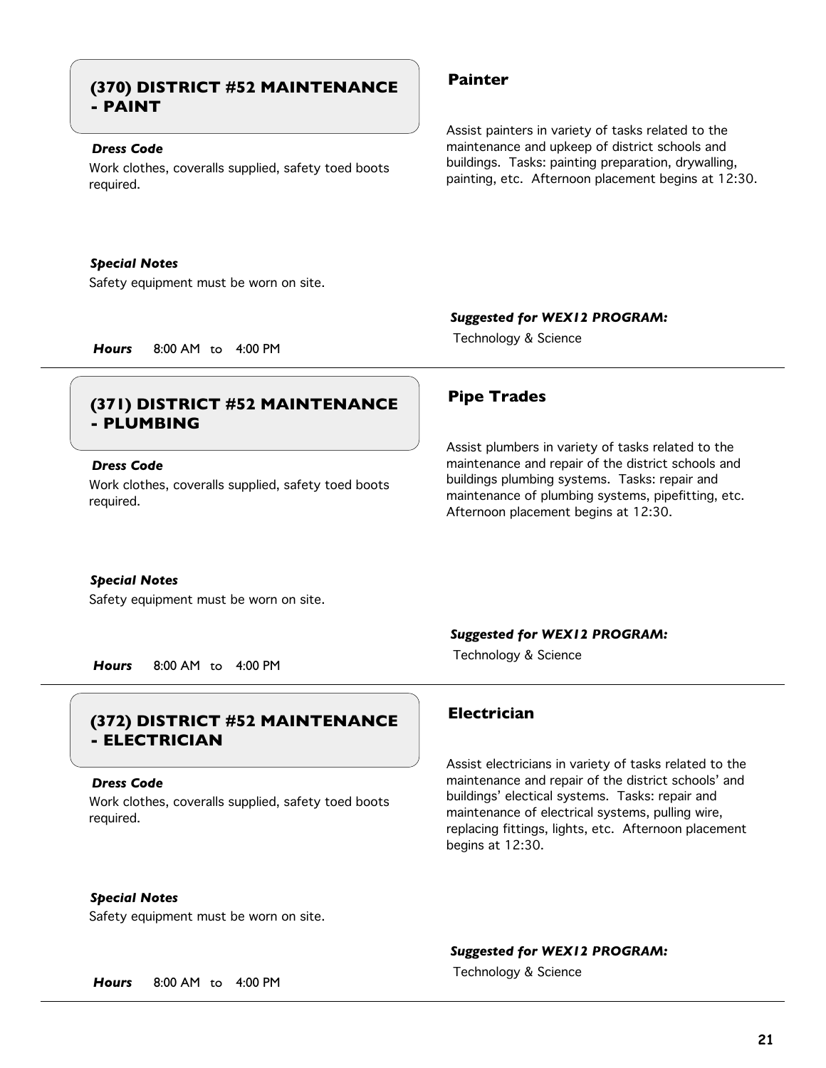## (370) DISTRICT #52 MAINTENANCE - PAINT

### Painter

Assist painters in variety of tasks related to the maintenance and upkeep of district schools and buildings. Tasks: painting preparation, drywalling, painting, etc. Afternoon placement begins at 12:30.

***Dress Code***

Work clothes, coveralls supplied, safety toed boots required.

***Special Notes***

Safety equipment must be worn on site.

***Suggested for WEX12 PROGRAM:***

Technology & Science

***Hours*** 8:00 AM to 4:00 PM

---

## (371) DISTRICT #52 MAINTENANCE - PLUMBING

### Pipe Trades

Assist plumbers in variety of tasks related to the maintenance and repair of the district schools and buildings plumbing systems. Tasks: repair and maintenance of plumbing systems, pipefitting, etc. Afternoon placement begins at 12:30.

***Dress Code***

Work clothes, coveralls supplied, safety toed boots required.

***Special Notes***

Safety equipment must be worn on site.

***Suggested for WEX12 PROGRAM:***

Technology & Science

***Hours*** 8:00 AM to 4:00 PM

---

## (372) DISTRICT #52 MAINTENANCE - ELECTRICIAN

### Electrician

Assist electricians in variety of tasks related to the maintenance and repair of the district schools' and buildings' electical systems. Tasks: repair and maintenance of electrical systems, pulling wire, replacing fittings, lights, etc. Afternoon placement begins at 12:30.

***Dress Code***

Work clothes, coveralls supplied, safety toed boots required.

***Special Notes***

Safety equipment must be worn on site.

***Suggested for WEX12 PROGRAM:***

Technology & Science

***Hours*** 8:00 AM to 4:00 PM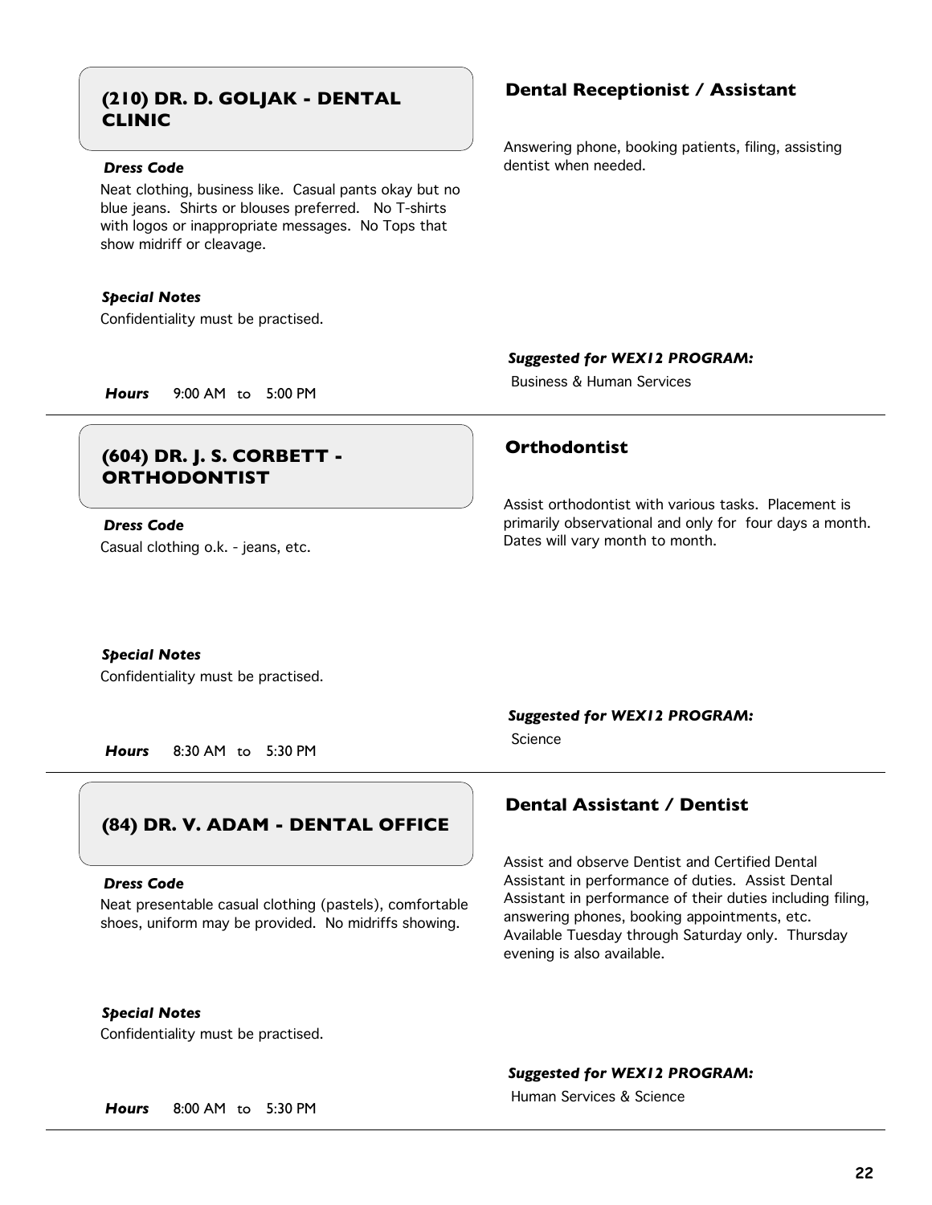## (210) DR. D. GOLJAK - DENTAL CLINIC

### Dental Receptionist / Assistant

Answering phone, booking patients, filing, assisting dentist when needed.

***Dress Code***

Neat clothing, business like. Casual pants okay but no blue jeans. Shirts or blouses preferred. No T-shirts with logos or inappropriate messages. No Tops that show midriff or cleavage.

***Special Notes***

Confidentiality must be practised.

***Suggested for WEX12 PROGRAM:***

Business & Human Services

***Hours*** 9:00 AM to 5:00 PM

---

## (604) DR. J. S. CORBETT - ORTHODONTIST

### Orthodontist

Assist orthodontist with various tasks. Placement is primarily observational and only for four days a month. Dates will vary month to month.

***Dress Code***

Casual clothing o.k. - jeans, etc.

***Special Notes***

Confidentiality must be practised.

***Suggested for WEX12 PROGRAM:***

Science

***Hours*** 8:30 AM to 5:30 PM

---

## (84) DR. V. ADAM - DENTAL OFFICE

### Dental Assistant / Dentist

Assist and observe Dentist and Certified Dental Assistant in performance of duties. Assist Dental Assistant in performance of their duties including filing, answering phones, booking appointments, etc. Available Tuesday through Saturday only. Thursday evening is also available.

***Dress Code***

Neat presentable casual clothing (pastels), comfortable shoes, uniform may be provided. No midriffs showing.

***Special Notes***

Confidentiality must be practised.

***Suggested for WEX12 PROGRAM:***

Human Services & Science

***Hours*** 8:00 AM to 5:30 PM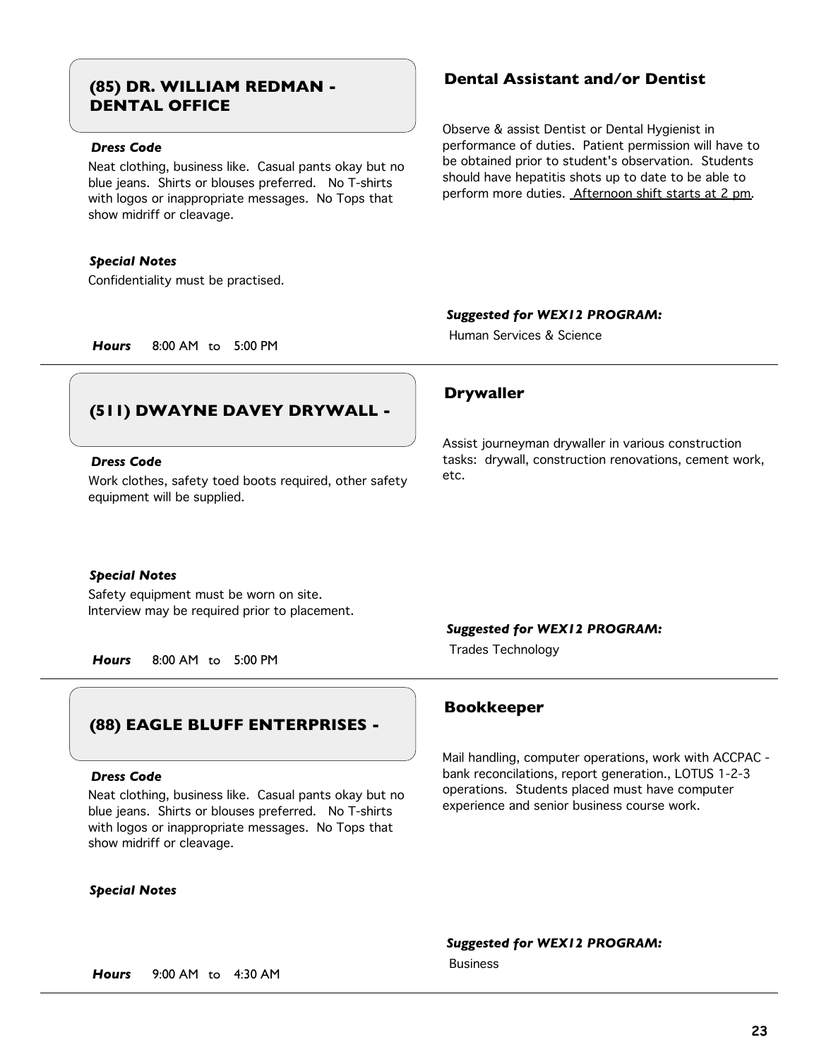## (85) DR. WILLIAM REDMAN - DENTAL OFFICE

### Dental Assistant and/or Dentist

Observe & assist Dentist or Dental Hygienist in performance of duties. Patient permission will have to be obtained prior to student's observation. Students should have hepatitis shots up to date to be able to perform more duties. Afternoon shift starts at 2 pm.

***Dress Code***

Neat clothing, business like. Casual pants okay but no blue jeans. Shirts or blouses preferred. No T-shirts with logos or inappropriate messages. No Tops that show midriff or cleavage.

***Special Notes***

Confidentiality must be practised.

***Suggested for WEX12 PROGRAM:***

Human Services & Science

***Hours*** 8:00 AM to 5:00 PM

---

## (511) DWAYNE DAVEY DRYWALL -

### Drywaller

Assist journeyman drywaller in various construction tasks: drywall, construction renovations, cement work, etc.

***Dress Code***

Work clothes, safety toed boots required, other safety equipment will be supplied.

***Special Notes***

Safety equipment must be worn on site.
Interview may be required prior to placement.

***Suggested for WEX12 PROGRAM:***

Trades Technology

***Hours*** 8:00 AM to 5:00 PM

---

## (88) EAGLE BLUFF ENTERPRISES -

### Bookkeeper

Mail handling, computer operations, work with ACCPAC - bank reconcilations, report generation., LOTUS 1-2-3 operations. Students placed must have computer experience and senior business course work.

***Dress Code***

Neat clothing, business like. Casual pants okay but no blue jeans. Shirts or blouses preferred. No T-shirts with logos or inappropriate messages. No Tops that show midriff or cleavage.

***Special Notes***

***Suggested for WEX12 PROGRAM:***

Business

***Hours*** 9:00 AM to 4:30 AM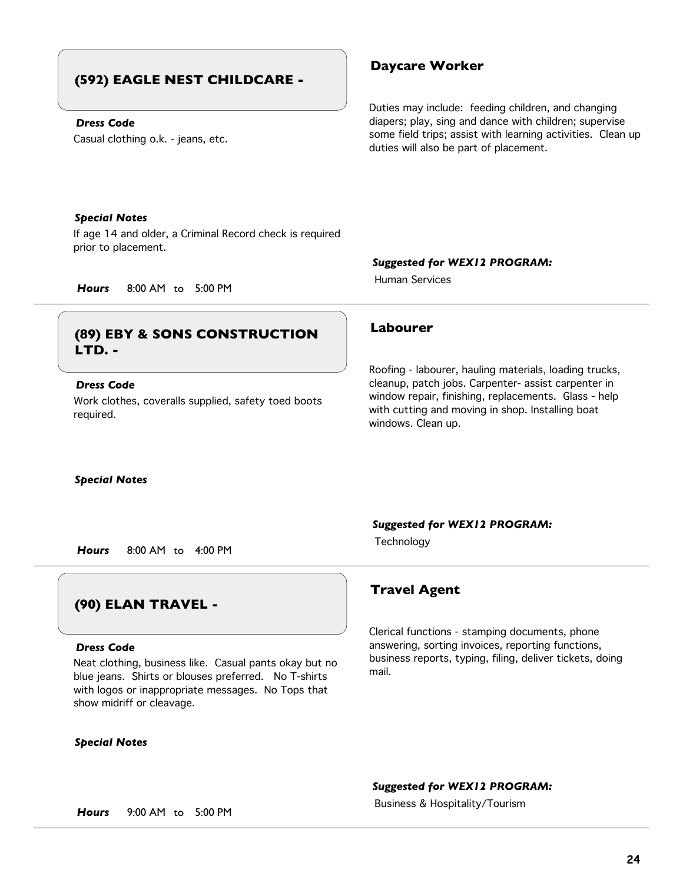## (592) EAGLE NEST CHILDCARE -

***Dress Code***

Casual clothing o.k. - jeans, etc.

***Special Notes***

If age 14 and older, a Criminal Record check is required prior to placement.

***Hours*** 8:00 AM to 5:00 PM

### Daycare Worker

Duties may include: feeding children, and changing diapers; play, sing and dance with children; supervise some field trips; assist with learning activities. Clean up duties will also be part of placement.

***Suggested for WEX12 PROGRAM:***

Human Services

---

## (89) EBY & SONS CONSTRUCTION LTD. -

***Dress Code***

Work clothes, coveralls supplied, safety toed boots required.

***Special Notes***

***Hours*** 8:00 AM to 4:00 PM

### Labourer

Roofing - labourer, hauling materials, loading trucks, cleanup, patch jobs. Carpenter- assist carpenter in window repair, finishing, replacements. Glass - help with cutting and moving in shop. Installing boat windows. Clean up.

***Suggested for WEX12 PROGRAM:***

Technology

---

## (90) ELAN TRAVEL -

***Dress Code***

Neat clothing, business like. Casual pants okay but no blue jeans. Shirts or blouses preferred. No T-shirts with logos or inappropriate messages. No Tops that show midriff or cleavage.

***Special Notes***

***Hours*** 9:00 AM to 5:00 PM

### Travel Agent

Clerical functions - stamping documents, phone answering, sorting invoices, reporting functions, business reports, typing, filing, deliver tickets, doing mail.

***Suggested for WEX12 PROGRAM:***

Business & Hospitality/Tourism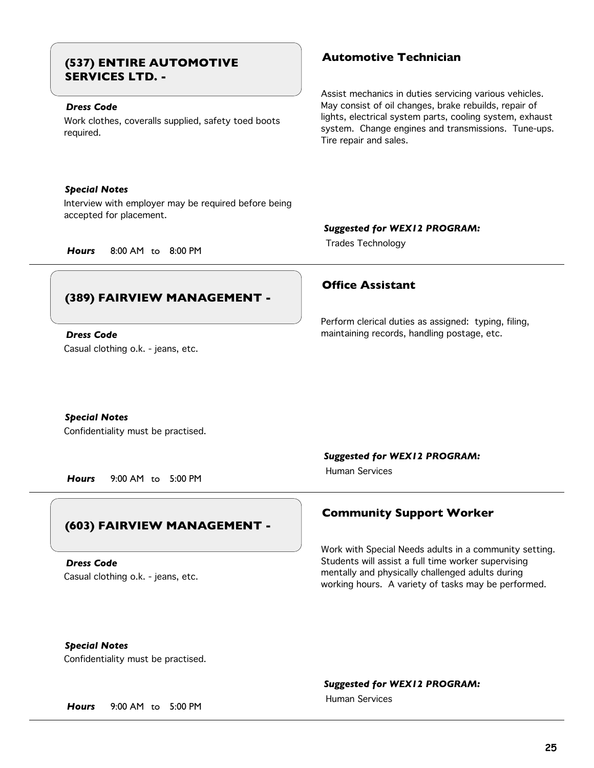## (537) ENTIRE AUTOMOTIVE SERVICES LTD. -

### Automotive Technician

Assist mechanics in duties servicing various vehicles. May consist of oil changes, brake rebuilds, repair of lights, electrical system parts, cooling system, exhaust system. Change engines and transmissions. Tune-ups. Tire repair and sales.

***Dress Code***

Work clothes, coveralls supplied, safety toed boots required.

***Special Notes***

Interview with employer may be required before being accepted for placement.

***Hours*** 8:00 AM to 8:00 PM

***Suggested for WEX12 PROGRAM:***

Trades Technology

---

## (389) FAIRVIEW MANAGEMENT -

### Office Assistant

Perform clerical duties as assigned: typing, filing, maintaining records, handling postage, etc.

***Dress Code***

Casual clothing o.k. - jeans, etc.

***Special Notes***

Confidentiality must be practised.

***Hours*** 9:00 AM to 5:00 PM

***Suggested for WEX12 PROGRAM:***

Human Services

---

## (603) FAIRVIEW MANAGEMENT -

### Community Support Worker

Work with Special Needs adults in a community setting. Students will assist a full time worker supervising mentally and physically challenged adults during working hours. A variety of tasks may be performed.

***Dress Code***

Casual clothing o.k. - jeans, etc.

***Special Notes***

Confidentiality must be practised.

***Hours*** 9:00 AM to 5:00 PM

***Suggested for WEX12 PROGRAM:***

Human Services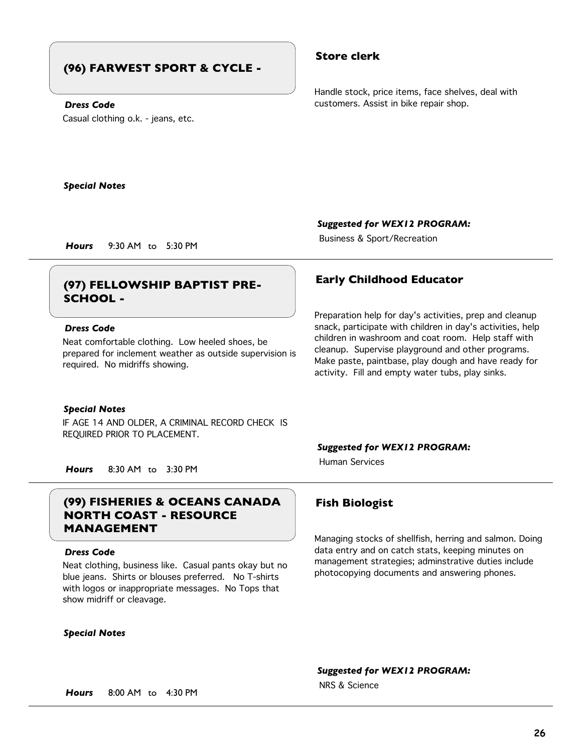## (96) FARWEST SPORT & CYCLE -

***Dress Code***

Casual clothing o.k. - jeans, etc.

***Special Notes***

***Hours*** 9:30 AM to 5:30 PM

### Store clerk

Handle stock, price items, face shelves, deal with customers. Assist in bike repair shop.

***Suggested for WEX12 PROGRAM:***

Business & Sport/Recreation

---

## (97) FELLOWSHIP BAPTIST PRE-SCHOOL -

***Dress Code***

Neat comfortable clothing. Low heeled shoes, be prepared for inclement weather as outside supervision is required. No midriffs showing.

***Special Notes***

IF AGE 14 AND OLDER, A CRIMINAL RECORD CHECK IS REQUIRED PRIOR TO PLACEMENT.

***Hours*** 8:30 AM to 3:30 PM

### Early Childhood Educator

Preparation help for day's activities, prep and cleanup snack, participate with children in day's activities, help children in washroom and coat room. Help staff with cleanup. Supervise playground and other programs. Make paste, paintbase, play dough and have ready for activity. Fill and empty water tubs, play sinks.

***Suggested for WEX12 PROGRAM:***

Human Services

---

## (99) FISHERIES & OCEANS CANADA NORTH COAST - RESOURCE MANAGEMENT

***Dress Code***

Neat clothing, business like. Casual pants okay but no blue jeans. Shirts or blouses preferred. No T-shirts with logos or inappropriate messages. No Tops that show midriff or cleavage.

***Special Notes***

***Hours*** 8:00 AM to 4:30 PM

### Fish Biologist

Managing stocks of shellfish, herring and salmon. Doing data entry and on catch stats, keeping minutes on management strategies; adminstrative duties include photocopying documents and answering phones.

***Suggested for WEX12 PROGRAM:***

NRS & Science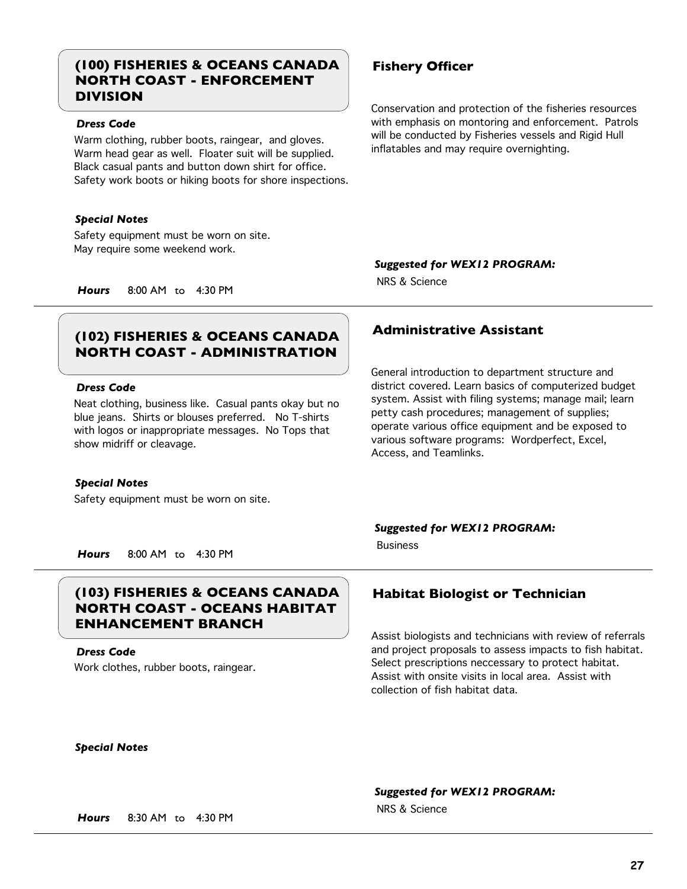## (100) FISHERIES & OCEANS CANADA NORTH COAST - ENFORCEMENT DIVISION

### Fishery Officer

Conservation and protection of the fisheries resources with emphasis on montoring and enforcement. Patrols will be conducted by Fisheries vessels and Rigid Hull inflatables and may require overnighting.

***Dress Code***

Warm clothing, rubber boots, raingear, and gloves. Warm head gear as well. Floater suit will be supplied. Black casual pants and button down shirt for office. Safety work boots or hiking boots for shore inspections.

***Special Notes***

Safety equipment must be worn on site.
May require some weekend work.

***Suggested for WEX12 PROGRAM:***

NRS & Science

***Hours*** 8:00 AM to 4:30 PM

---

## (102) FISHERIES & OCEANS CANADA NORTH COAST - ADMINISTRATION

### Administrative Assistant

General introduction to department structure and district covered. Learn basics of computerized budget system. Assist with filing systems; manage mail; learn petty cash procedures; management of supplies; operate various office equipment and be exposed to various software programs: Wordperfect, Excel, Access, and Teamlinks.

***Dress Code***

Neat clothing, business like. Casual pants okay but no blue jeans. Shirts or blouses preferred. No T-shirts with logos or inappropriate messages. No Tops that show midriff or cleavage.

***Special Notes***

Safety equipment must be worn on site.

***Suggested for WEX12 PROGRAM:***

Business

***Hours*** 8:00 AM to 4:30 PM

---

## (103) FISHERIES & OCEANS CANADA NORTH COAST - OCEANS HABITAT ENHANCEMENT BRANCH

### Habitat Biologist or Technician

Assist biologists and technicians with review of referrals and project proposals to assess impacts to fish habitat. Select prescriptions neccessary to protect habitat. Assist with onsite visits in local area. Assist with collection of fish habitat data.

***Dress Code***

Work clothes, rubber boots, raingear.

***Special Notes***

***Suggested for WEX12 PROGRAM:***

NRS & Science

***Hours*** 8:30 AM to 4:30 PM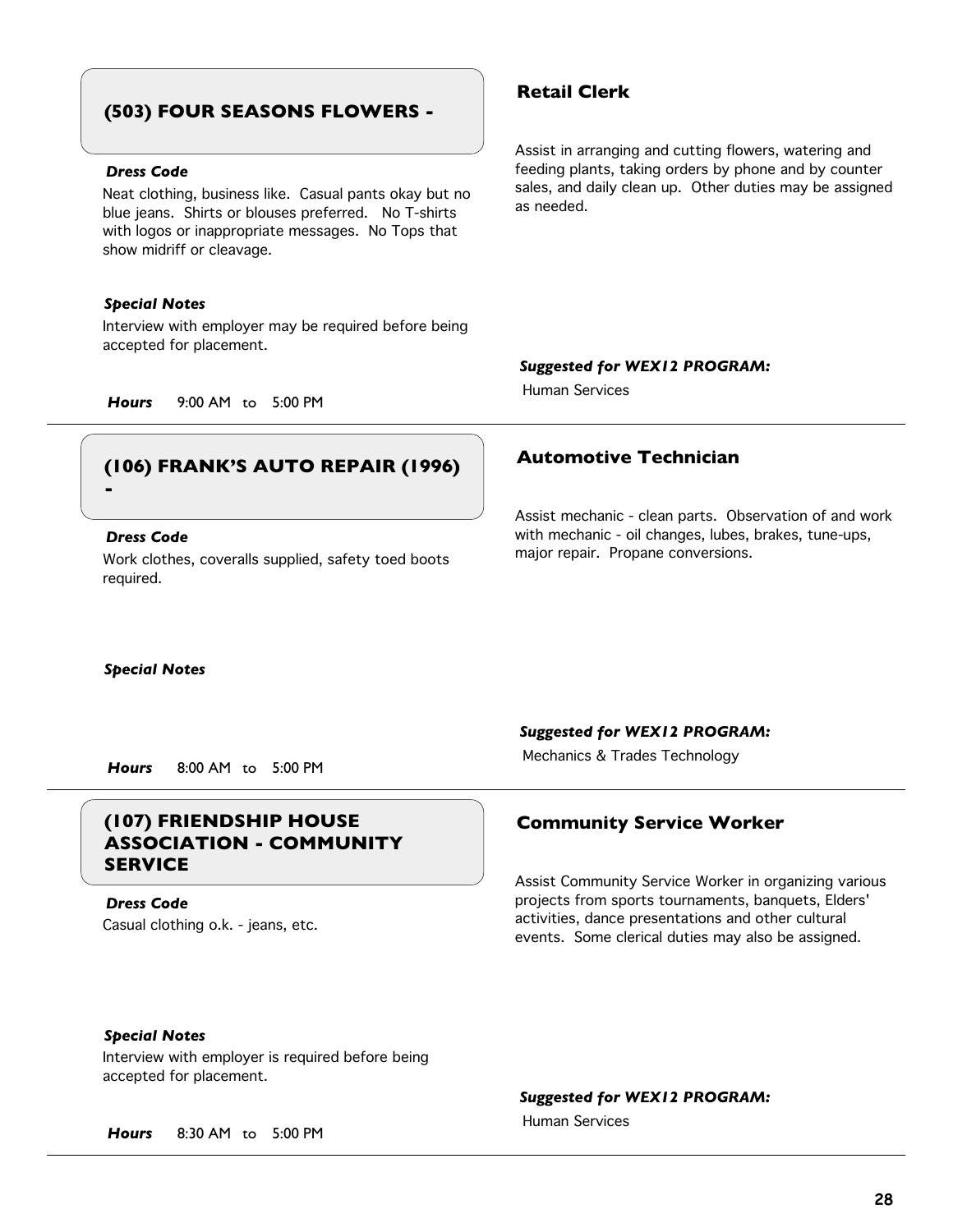## (503) FOUR SEASONS FLOWERS -

### Retail Clerk

***Dress Code***

Neat clothing, business like. Casual pants okay but no blue jeans. Shirts or blouses preferred. No T-shirts with logos or inappropriate messages. No Tops that show midriff or cleavage.

Assist in arranging and cutting flowers, watering and feeding plants, taking orders by phone and by counter sales, and daily clean up. Other duties may be assigned as needed.

***Special Notes***

Interview with employer may be required before being accepted for placement.

***Suggested for WEX12 PROGRAM:***

Human Services

***Hours*** 9:00 AM to 5:00 PM

---

## (106) FRANK'S AUTO REPAIR (1996) -

### Automotive Technician

***Dress Code***

Work clothes, coveralls supplied, safety toed boots required.

Assist mechanic - clean parts. Observation of and work with mechanic - oil changes, lubes, brakes, tune-ups, major repair. Propane conversions.

***Special Notes***

***Suggested for WEX12 PROGRAM:***

Mechanics & Trades Technology

***Hours*** 8:00 AM to 5:00 PM

---

## (107) FRIENDSHIP HOUSE ASSOCIATION - COMMUNITY SERVICE

### Community Service Worker

***Dress Code***

Casual clothing o.k. - jeans, etc.

Assist Community Service Worker in organizing various projects from sports tournaments, banquets, Elders' activities, dance presentations and other cultural events. Some clerical duties may also be assigned.

***Special Notes***

Interview with employer is required before being accepted for placement.

***Suggested for WEX12 PROGRAM:***

Human Services

***Hours*** 8:30 AM to 5:00 PM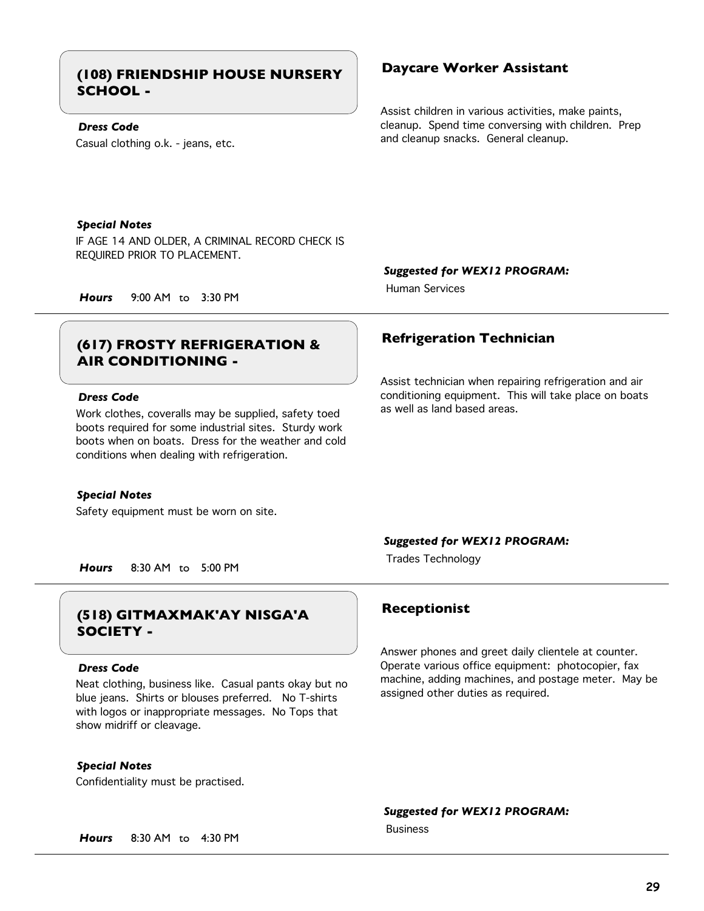## (108) FRIENDSHIP HOUSE NURSERY SCHOOL -

### Daycare Worker Assistant

***Dress Code***

Casual clothing o.k. - jeans, etc.

Assist children in various activities, make paints, cleanup. Spend time conversing with children. Prep and cleanup snacks. General cleanup.

***Special Notes***

IF AGE 14 AND OLDER, A CRIMINAL RECORD CHECK IS REQUIRED PRIOR TO PLACEMENT.

***Suggested for WEX12 PROGRAM:***

Human Services

***Hours*** 9:00 AM to 3:30 PM

---

## (617) FROSTY REFRIGERATION & AIR CONDITIONING -

### Refrigeration Technician

***Dress Code***

Work clothes, coveralls may be supplied, safety toed boots required for some industrial sites. Sturdy work boots when on boats. Dress for the weather and cold conditions when dealing with refrigeration.

Assist technician when repairing refrigeration and air conditioning equipment. This will take place on boats as well as land based areas.

***Special Notes***

Safety equipment must be worn on site.

***Suggested for WEX12 PROGRAM:***

Trades Technology

***Hours*** 8:30 AM to 5:00 PM

---

## (518) GITMAXMAK'AY NISGA'A SOCIETY -

### Receptionist

***Dress Code***

Neat clothing, business like. Casual pants okay but no blue jeans. Shirts or blouses preferred. No T-shirts with logos or inappropriate messages. No Tops that show midriff or cleavage.

Answer phones and greet daily clientele at counter. Operate various office equipment: photocopier, fax machine, adding machines, and postage meter. May be assigned other duties as required.

***Special Notes***

Confidentiality must be practised.

***Suggested for WEX12 PROGRAM:***

Business

***Hours*** 8:30 AM to 4:30 PM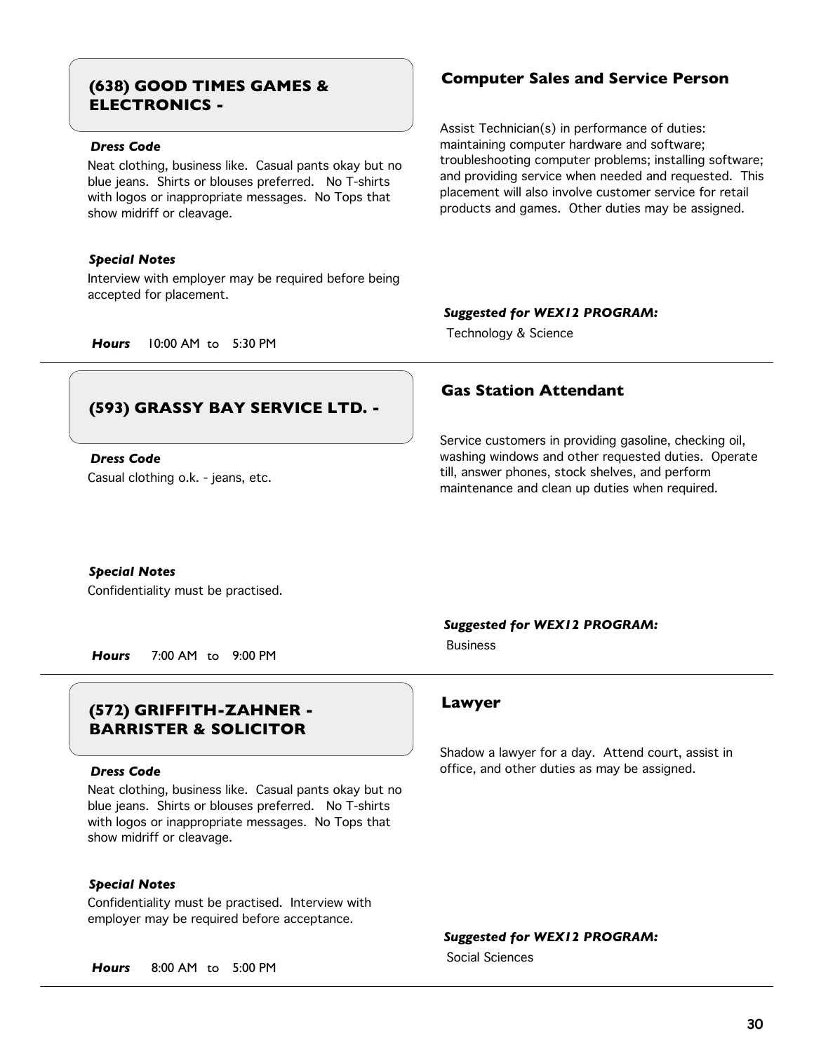## (638) GOOD TIMES GAMES & ELECTRONICS -

### Computer Sales and Service Person

***Dress Code***

Neat clothing, business like. Casual pants okay but no blue jeans. Shirts or blouses preferred. No T-shirts with logos or inappropriate messages. No Tops that show midriff or cleavage.

Assist Technician(s) in performance of duties: maintaining computer hardware and software; troubleshooting computer problems; installing software; and providing service when needed and requested. This placement will also involve customer service for retail products and games. Other duties may be assigned.

***Special Notes***

Interview with employer may be required before being accepted for placement.

***Suggested for WEX12 PROGRAM:***

Technology & Science

***Hours*** 10:00 AM to 5:30 PM

---

## (593) GRASSY BAY SERVICE LTD. -

### Gas Station Attendant

***Dress Code***

Casual clothing o.k. - jeans, etc.

Service customers in providing gasoline, checking oil, washing windows and other requested duties. Operate till, answer phones, stock shelves, and perform maintenance and clean up duties when required.

***Special Notes***

Confidentiality must be practised.

***Suggested for WEX12 PROGRAM:***

Business

***Hours*** 7:00 AM to 9:00 PM

---

## (572) GRIFFITH-ZAHNER - BARRISTER & SOLICITOR

### Lawyer

***Dress Code***

Neat clothing, business like. Casual pants okay but no blue jeans. Shirts or blouses preferred. No T-shirts with logos or inappropriate messages. No Tops that show midriff or cleavage.

Shadow a lawyer for a day. Attend court, assist in office, and other duties as may be assigned.

***Special Notes***

Confidentiality must be practised. Interview with employer may be required before acceptance.

***Suggested for WEX12 PROGRAM:***

Social Sciences

***Hours*** 8:00 AM to 5:00 PM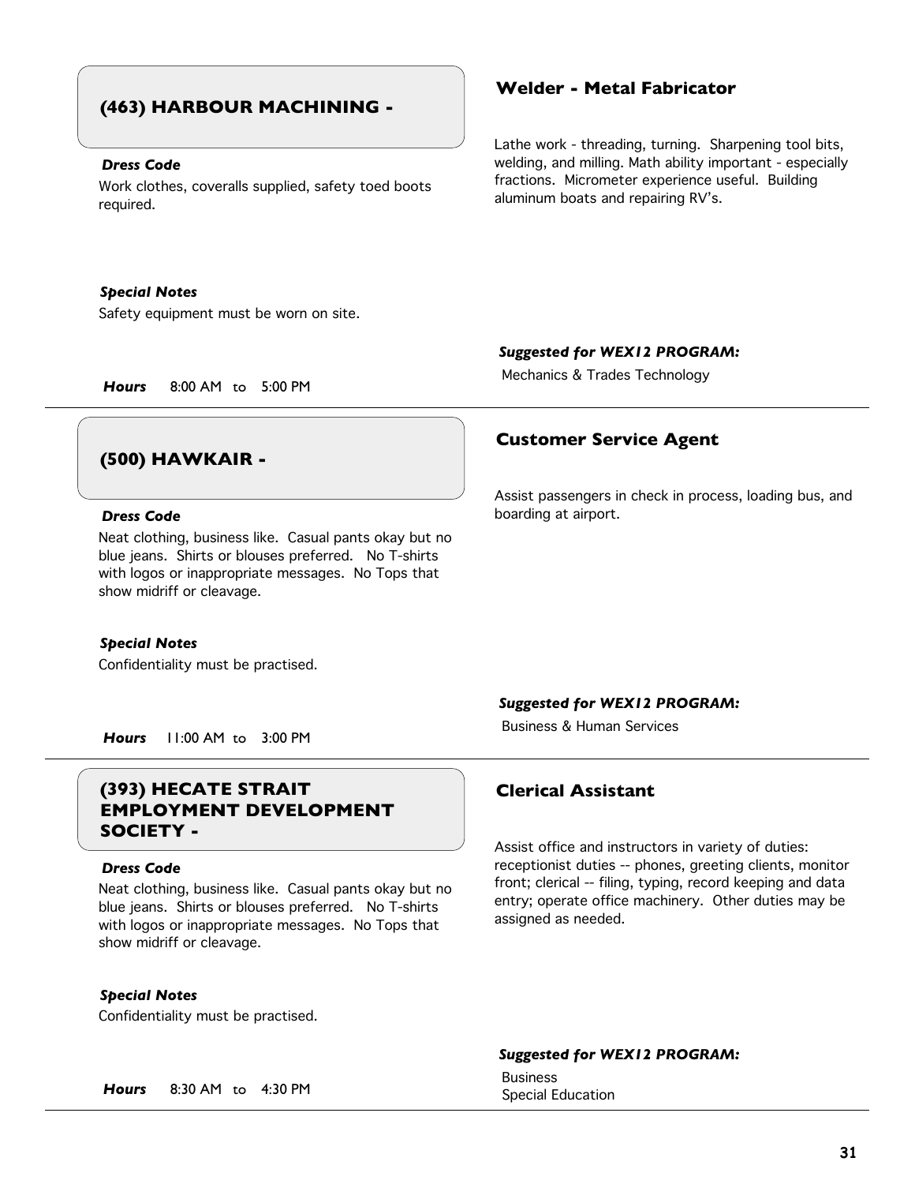## (463) HARBOUR MACHINING -

### Welder - Metal Fabricator

Lathe work - threading, turning. Sharpening tool bits, welding, and milling. Math ability important - especially fractions. Micrometer experience useful. Building aluminum boats and repairing RV's.

***Dress Code***

Work clothes, coveralls supplied, safety toed boots required.

***Special Notes***

Safety equipment must be worn on site.

***Hours*** 8:00 AM to 5:00 PM

***Suggested for WEX12 PROGRAM:***

Mechanics & Trades Technology

---

## (500) HAWKAIR -

### Customer Service Agent

Assist passengers in check in process, loading bus, and boarding at airport.

***Dress Code***

Neat clothing, business like. Casual pants okay but no blue jeans. Shirts or blouses preferred. No T-shirts with logos or inappropriate messages. No Tops that show midriff or cleavage.

***Special Notes***

Confidentiality must be practised.

***Hours*** 11:00 AM to 3:00 PM

***Suggested for WEX12 PROGRAM:***

Business & Human Services

---

## (393) HECATE STRAIT EMPLOYMENT DEVELOPMENT SOCIETY -

### Clerical Assistant

Assist office and instructors in variety of duties: receptionist duties -- phones, greeting clients, monitor front; clerical -- filing, typing, record keeping and data entry; operate office machinery. Other duties may be assigned as needed.

***Dress Code***

Neat clothing, business like. Casual pants okay but no blue jeans. Shirts or blouses preferred. No T-shirts with logos or inappropriate messages. No Tops that show midriff or cleavage.

***Special Notes***

Confidentiality must be practised.

***Hours*** 8:30 AM to 4:30 PM

***Suggested for WEX12 PROGRAM:***

Business
Special Education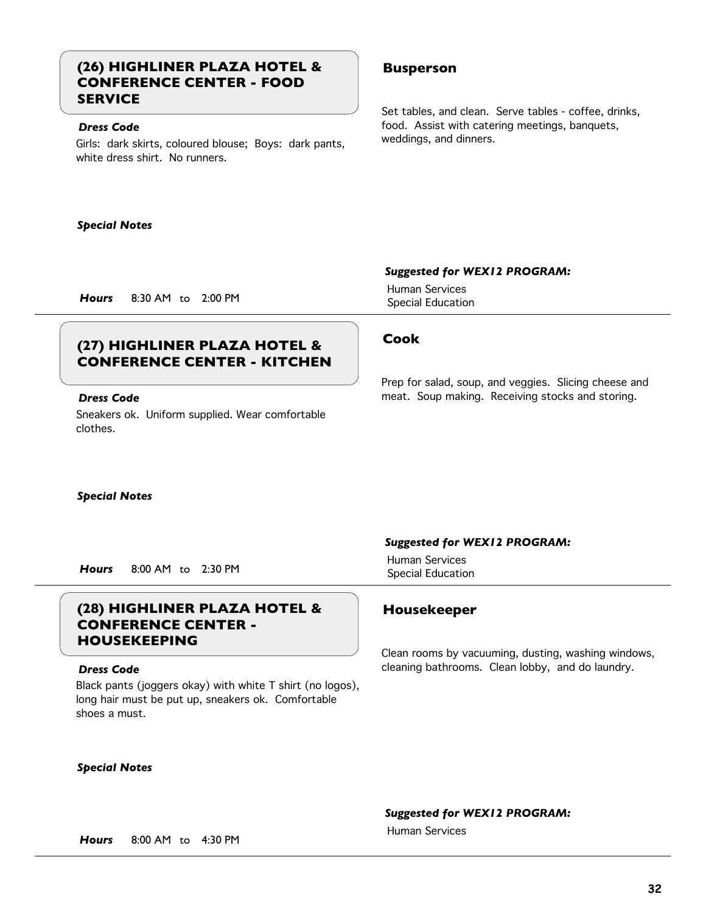## (26) HIGHLINER PLAZA HOTEL & CONFERENCE CENTER - FOOD SERVICE

***Dress Code***

Girls: dark skirts, coloured blouse; Boys: dark pants, white dress shirt. No runners.

***Special Notes***

***Hours*** 8:30 AM to 2:00 PM

### Busperson

Set tables, and clean. Serve tables - coffee, drinks, food. Assist with catering meetings, banquets, weddings, and dinners.

***Suggested for WEX12 PROGRAM:***

Human Services
Special Education

---

## (27) HIGHLINER PLAZA HOTEL & CONFERENCE CENTER - KITCHEN

***Dress Code***

Sneakers ok. Uniform supplied. Wear comfortable clothes.

***Special Notes***

***Hours*** 8:00 AM to 2:30 PM

### Cook

Prep for salad, soup, and veggies. Slicing cheese and meat. Soup making. Receiving stocks and storing.

***Suggested for WEX12 PROGRAM:***

Human Services
Special Education

---

## (28) HIGHLINER PLAZA HOTEL & CONFERENCE CENTER - HOUSEKEEPING

***Dress Code***

Black pants (joggers okay) with white T shirt (no logos), long hair must be put up, sneakers ok. Comfortable shoes a must.

***Special Notes***

***Hours*** 8:00 AM to 4:30 PM

### Housekeeper

Clean rooms by vacuuming, dusting, washing windows, cleaning bathrooms. Clean lobby, and do laundry.

***Suggested for WEX12 PROGRAM:***

Human Services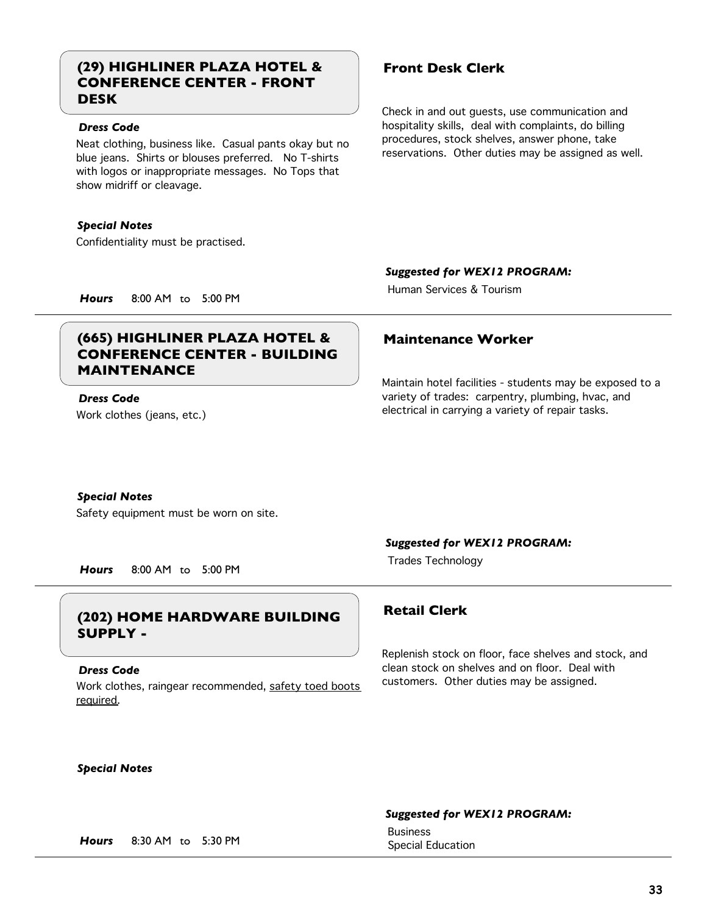## (29) HIGHLINER PLAZA HOTEL & CONFERENCE CENTER - FRONT DESK

### Front Desk Clerk

Check in and out guests, use communication and hospitality skills, deal with complaints, do billing procedures, stock shelves, answer phone, take reservations. Other duties may be assigned as well.

***Dress Code***

Neat clothing, business like. Casual pants okay but no blue jeans. Shirts or blouses preferred. No T-shirts with logos or inappropriate messages. No Tops that show midriff or cleavage.

***Special Notes***

Confidentiality must be practised.

***Suggested for WEX12 PROGRAM:***

Human Services & Tourism

***Hours*** 8:00 AM to 5:00 PM

---

## (665) HIGHLINER PLAZA HOTEL & CONFERENCE CENTER - BUILDING MAINTENANCE

### Maintenance Worker

Maintain hotel facilities - students may be exposed to a variety of trades: carpentry, plumbing, hvac, and electrical in carrying a variety of repair tasks.

***Dress Code***

Work clothes (jeans, etc.)

***Special Notes***

Safety equipment must be worn on site.

***Suggested for WEX12 PROGRAM:***

Trades Technology

***Hours*** 8:00 AM to 5:00 PM

---

## (202) HOME HARDWARE BUILDING SUPPLY -

### Retail Clerk

Replenish stock on floor, face shelves and stock, and clean stock on shelves and on floor. Deal with customers. Other duties may be assigned.

***Dress Code***

Work clothes, raingear recommended, <u>safety toed boots required</u>.

***Special Notes***

***Suggested for WEX12 PROGRAM:***

Business
Special Education

***Hours*** 8:30 AM to 5:30 PM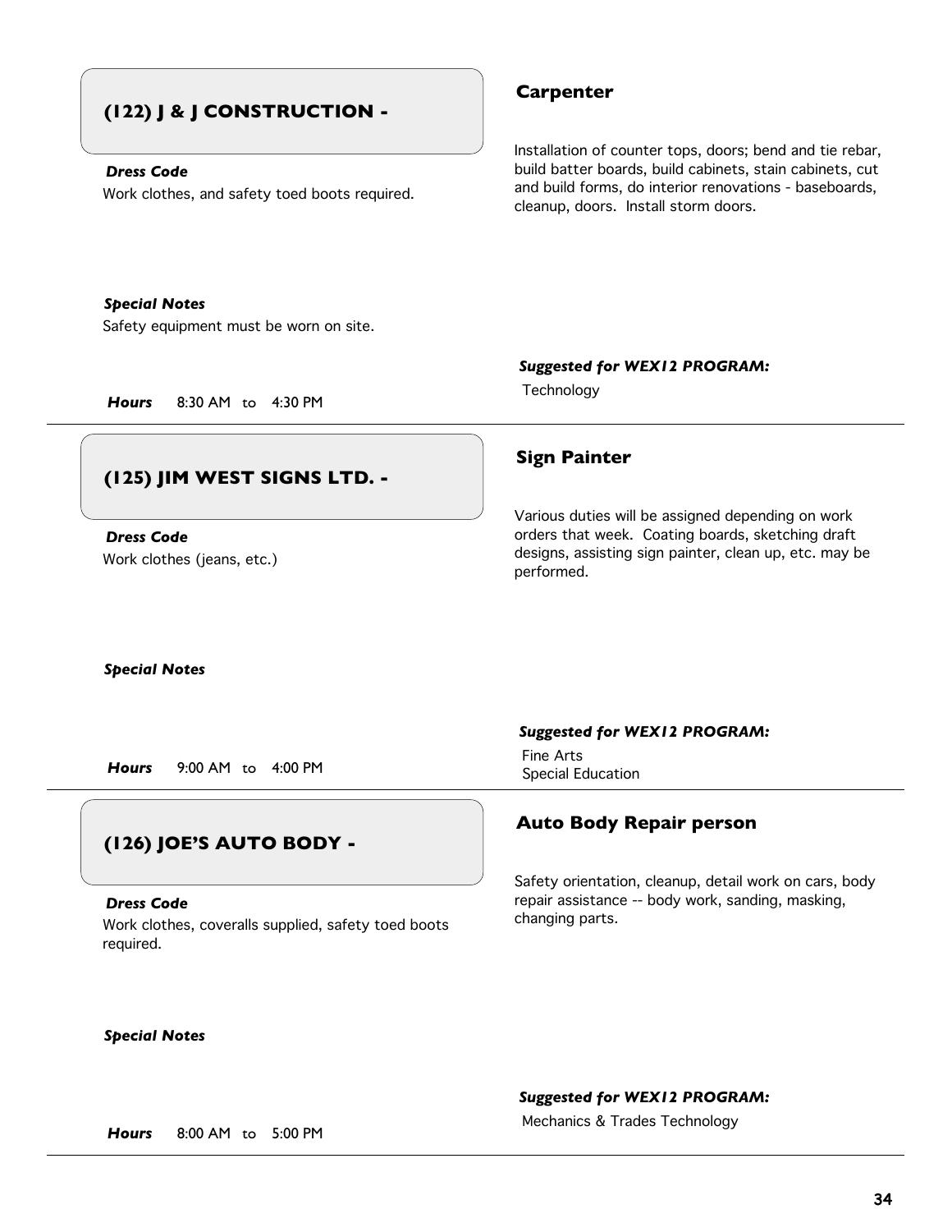## (122) J & J CONSTRUCTION -

***Dress Code***

Work clothes, and safety toed boots required.

***Special Notes***

Safety equipment must be worn on site.

***Hours*** 8:30 AM to 4:30 PM

### Carpenter

Installation of counter tops, doors; bend and tie rebar, build batter boards, build cabinets, stain cabinets, cut and build forms, do interior renovations - baseboards, cleanup, doors. Install storm doors.

***Suggested for WEX12 PROGRAM:***

Technology

---

## (125) JIM WEST SIGNS LTD. -

***Dress Code***

Work clothes (jeans, etc.)

***Special Notes***

***Hours*** 9:00 AM to 4:00 PM

### Sign Painter

Various duties will be assigned depending on work orders that week. Coating boards, sketching draft designs, assisting sign painter, clean up, etc. may be performed.

***Suggested for WEX12 PROGRAM:***

Fine Arts
Special Education

---

## (126) JOE'S AUTO BODY -

***Dress Code***

Work clothes, coveralls supplied, safety toed boots required.

***Special Notes***

***Hours*** 8:00 AM to 5:00 PM

### Auto Body Repair person

Safety orientation, cleanup, detail work on cars, body repair assistance -- body work, sanding, masking, changing parts.

***Suggested for WEX12 PROGRAM:***

Mechanics & Trades Technology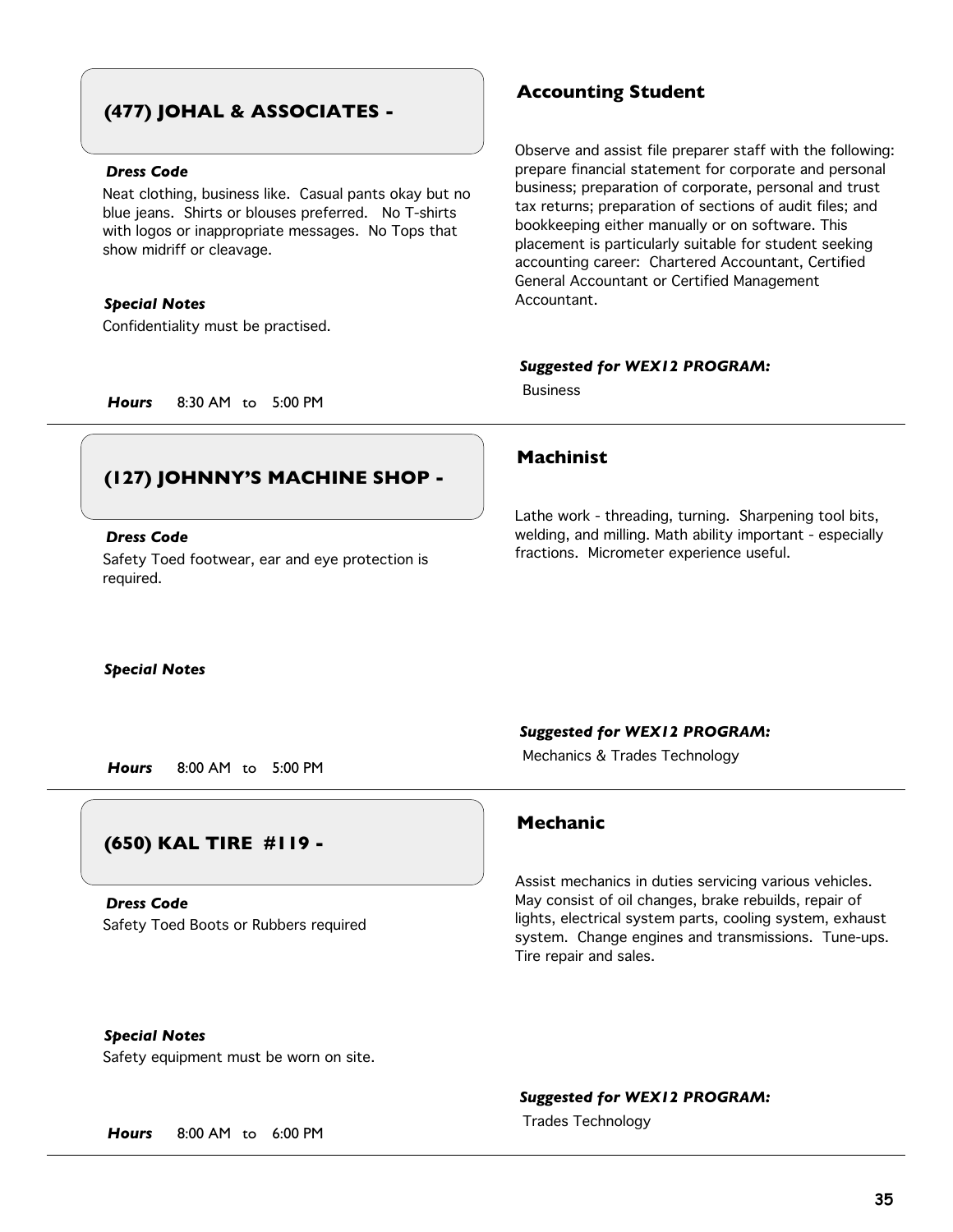## (477) JOHAL & ASSOCIATES -

### Accounting Student

***Dress Code***

Neat clothing, business like. Casual pants okay but no blue jeans. Shirts or blouses preferred. No T-shirts with logos or inappropriate messages. No Tops that show midriff or cleavage.

***Special Notes***

Confidentiality must be practised.

***Hours*** 8:30 AM to 5:00 PM

Observe and assist file preparer staff with the following: prepare financial statement for corporate and personal business; preparation of corporate, personal and trust tax returns; preparation of sections of audit files; and bookkeeping either manually or on software. This placement is particularly suitable for student seeking accounting career: Chartered Accountant, Certified General Accountant or Certified Management Accountant.

***Suggested for WEX12 PROGRAM:***

Business

---

## (127) JOHNNY'S MACHINE SHOP -

### Machinist

***Dress Code***

Safety Toed footwear, ear and eye protection is required.

***Special Notes***

***Hours*** 8:00 AM to 5:00 PM

Lathe work - threading, turning. Sharpening tool bits, welding, and milling. Math ability important - especially fractions. Micrometer experience useful.

***Suggested for WEX12 PROGRAM:***

Mechanics & Trades Technology

---

## (650) KAL TIRE #119 -

### Mechanic

***Dress Code***

Safety Toed Boots or Rubbers required

***Special Notes***

Safety equipment must be worn on site.

***Hours*** 8:00 AM to 6:00 PM

Assist mechanics in duties servicing various vehicles. May consist of oil changes, brake rebuilds, repair of lights, electrical system parts, cooling system, exhaust system. Change engines and transmissions. Tune-ups. Tire repair and sales.

***Suggested for WEX12 PROGRAM:***

Trades Technology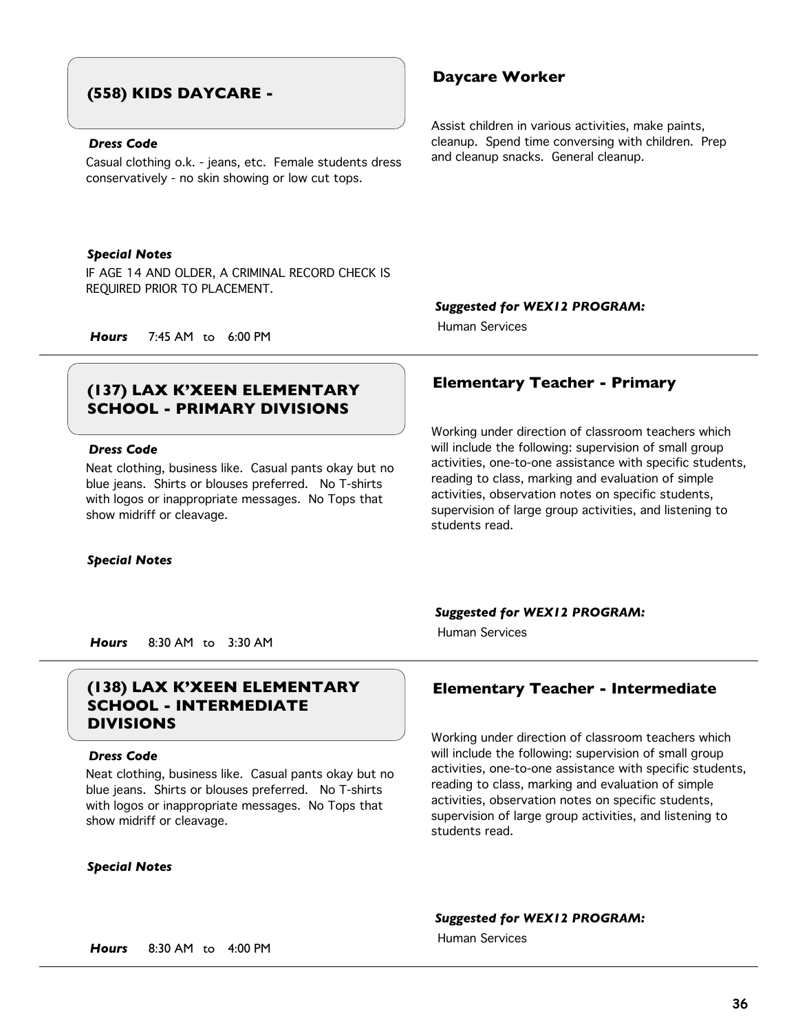## (558) KIDS DAYCARE -

### Daycare Worker

Assist children in various activities, make paints, cleanup. Spend time conversing with children. Prep and cleanup snacks. General cleanup.

***Dress Code***

Casual clothing o.k. - jeans, etc. Female students dress conservatively - no skin showing or low cut tops.

***Special Notes***

IF AGE 14 AND OLDER, A CRIMINAL RECORD CHECK IS REQUIRED PRIOR TO PLACEMENT.

***Suggested for WEX12 PROGRAM:***

Human Services

***Hours*** 7:45 AM to 6:00 PM

---

## (137) LAX K'XEEN ELEMENTARY SCHOOL - PRIMARY DIVISIONS

### Elementary Teacher - Primary

Working under direction of classroom teachers which will include the following: supervision of small group activities, one-to-one assistance with specific students, reading to class, marking and evaluation of simple activities, observation notes on specific students, supervision of large group activities, and listening to students read.

***Dress Code***

Neat clothing, business like. Casual pants okay but no blue jeans. Shirts or blouses preferred. No T-shirts with logos or inappropriate messages. No Tops that show midriff or cleavage.

***Special Notes***

***Suggested for WEX12 PROGRAM:***

Human Services

***Hours*** 8:30 AM to 3:30 AM

---

## (138) LAX K'XEEN ELEMENTARY SCHOOL - INTERMEDIATE DIVISIONS

### Elementary Teacher - Intermediate

Working under direction of classroom teachers which will include the following: supervision of small group activities, one-to-one assistance with specific students, reading to class, marking and evaluation of simple activities, observation notes on specific students, supervision of large group activities, and listening to students read.

***Dress Code***

Neat clothing, business like. Casual pants okay but no blue jeans. Shirts or blouses preferred. No T-shirts with logos or inappropriate messages. No Tops that show midriff or cleavage.

***Special Notes***

***Suggested for WEX12 PROGRAM:***

Human Services

***Hours*** 8:30 AM to 4:00 PM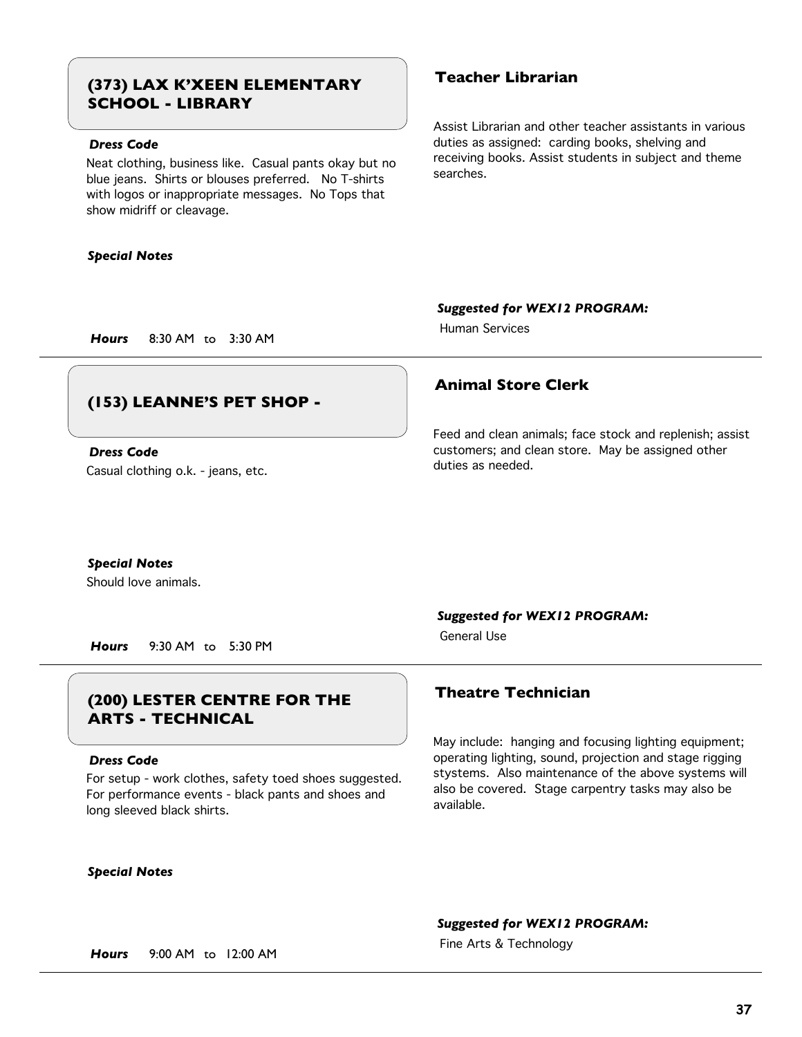## (373) LAX K'XEEN ELEMENTARY SCHOOL - LIBRARY

### Teacher Librarian

***Dress Code***

Neat clothing, business like. Casual pants okay but no blue jeans. Shirts or blouses preferred. No T-shirts with logos or inappropriate messages. No Tops that show midriff or cleavage.

Assist Librarian and other teacher assistants in various duties as assigned: carding books, shelving and receiving books. Assist students in subject and theme searches.

***Special Notes***

***Suggested for WEX12 PROGRAM:***

Human Services

***Hours*** 8:30 AM to 3:30 AM

---

## (153) LEANNE'S PET SHOP -

### Animal Store Clerk

***Dress Code***

Casual clothing o.k. - jeans, etc.

Feed and clean animals; face stock and replenish; assist customers; and clean store. May be assigned other duties as needed.

***Special Notes***

Should love animals.

***Suggested for WEX12 PROGRAM:***

General Use

***Hours*** 9:30 AM to 5:30 PM

---

## (200) LESTER CENTRE FOR THE ARTS - TECHNICAL

### Theatre Technician

***Dress Code***

For setup - work clothes, safety toed shoes suggested. For performance events - black pants and shoes and long sleeved black shirts.

May include: hanging and focusing lighting equipment; operating lighting, sound, projection and stage rigging stystems. Also maintenance of the above systems will also be covered. Stage carpentry tasks may also be available.

***Special Notes***

***Suggested for WEX12 PROGRAM:***

Fine Arts & Technology

***Hours*** 9:00 AM to 12:00 AM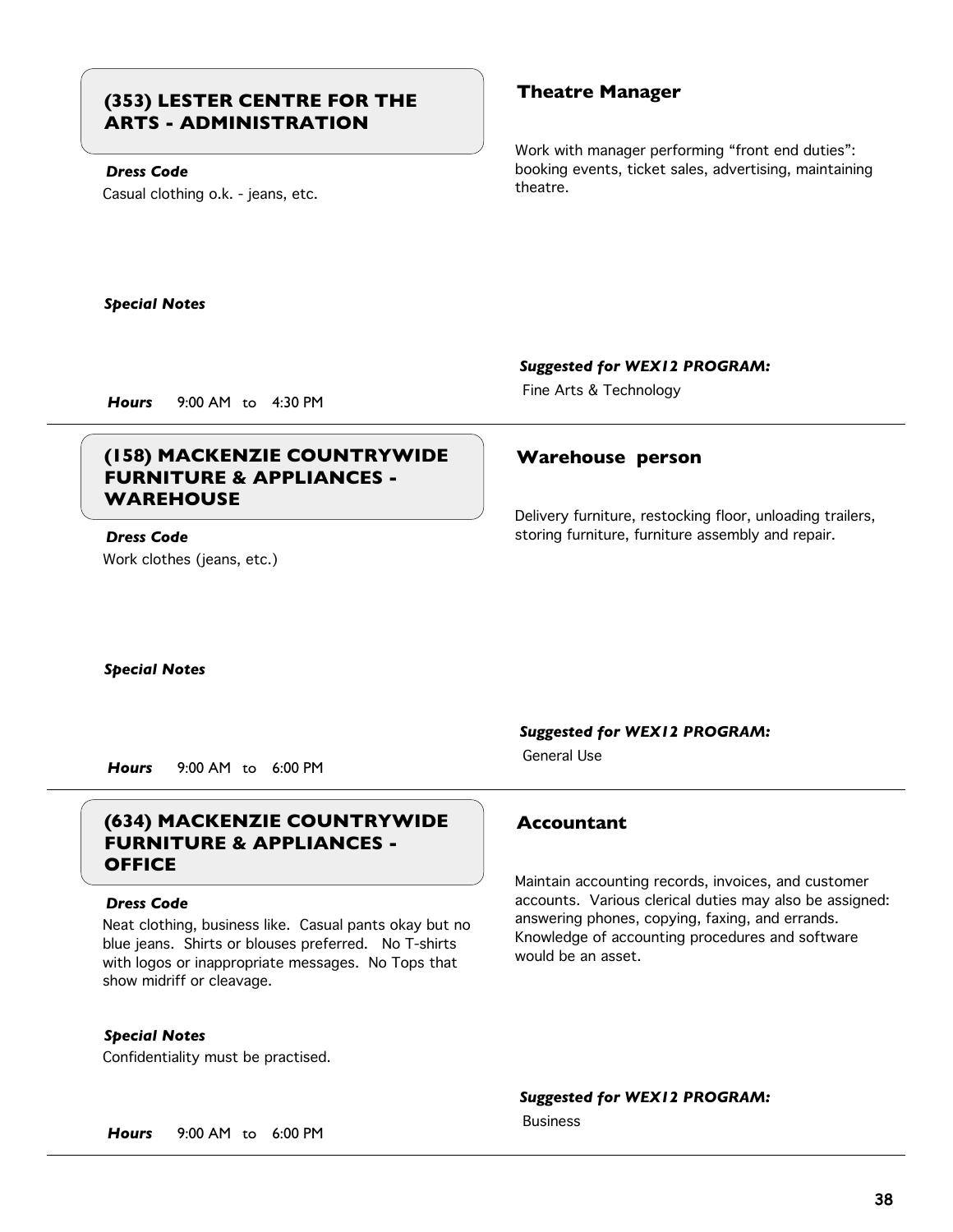## (353) LESTER CENTRE FOR THE ARTS - ADMINISTRATION

***Dress Code***

Casual clothing o.k. - jeans, etc.

***Special Notes***

***Hours*** 9:00 AM to 4:30 PM

### Theatre Manager

Work with manager performing "front end duties": booking events, ticket sales, advertising, maintaining theatre.

***Suggested for WEX12 PROGRAM:***

Fine Arts & Technology

---

## (158) MACKENZIE COUNTRYWIDE FURNITURE & APPLIANCES - WAREHOUSE

***Dress Code***

Work clothes (jeans, etc.)

***Special Notes***

***Hours*** 9:00 AM to 6:00 PM

### Warehouse person

Delivery furniture, restocking floor, unloading trailers, storing furniture, furniture assembly and repair.

***Suggested for WEX12 PROGRAM:***

General Use

---

## (634) MACKENZIE COUNTRYWIDE FURNITURE & APPLIANCES - OFFICE

***Dress Code***

Neat clothing, business like. Casual pants okay but no blue jeans. Shirts or blouses preferred. No T-shirts with logos or inappropriate messages. No Tops that show midriff or cleavage.

***Special Notes***

Confidentiality must be practised.

***Hours*** 9:00 AM to 6:00 PM

### Accountant

Maintain accounting records, invoices, and customer accounts. Various clerical duties may also be assigned: answering phones, copying, faxing, and errands. Knowledge of accounting procedures and software would be an asset.

***Suggested for WEX12 PROGRAM:***

Business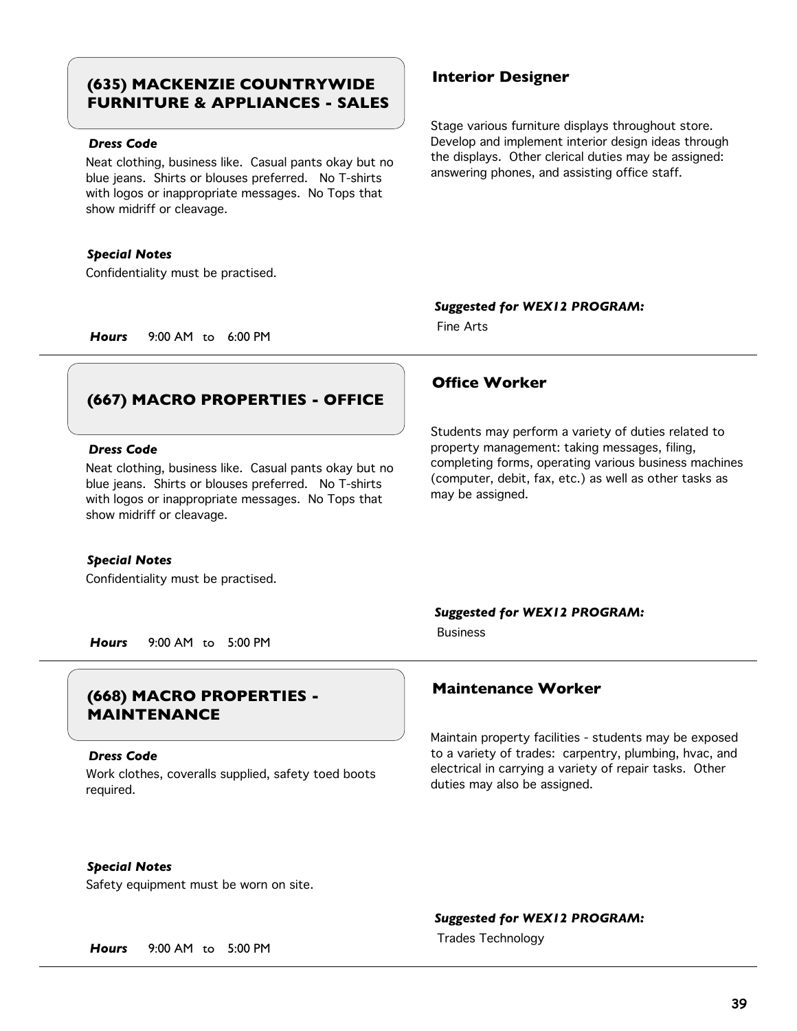## (635) MACKENZIE COUNTRYWIDE FURNITURE & APPLIANCES - SALES

### Interior Designer

Stage various furniture displays throughout store. Develop and implement interior design ideas through the displays. Other clerical duties may be assigned: answering phones, and assisting office staff.

***Dress Code***

Neat clothing, business like. Casual pants okay but no blue jeans. Shirts or blouses preferred. No T-shirts with logos or inappropriate messages. No Tops that show midriff or cleavage.

***Special Notes***

Confidentiality must be practised.

***Suggested for WEX12 PROGRAM:***

Fine Arts

***Hours*** 9:00 AM to 6:00 PM

---

## (667) MACRO PROPERTIES - OFFICE

### Office Worker

Students may perform a variety of duties related to property management: taking messages, filing, completing forms, operating various business machines (computer, debit, fax, etc.) as well as other tasks as may be assigned.

***Dress Code***

Neat clothing, business like. Casual pants okay but no blue jeans. Shirts or blouses preferred. No T-shirts with logos or inappropriate messages. No Tops that show midriff or cleavage.

***Special Notes***

Confidentiality must be practised.

***Suggested for WEX12 PROGRAM:***

Business

***Hours*** 9:00 AM to 5:00 PM

---

## (668) MACRO PROPERTIES - MAINTENANCE

### Maintenance Worker

Maintain property facilities - students may be exposed to a variety of trades: carpentry, plumbing, hvac, and electrical in carrying a variety of repair tasks. Other duties may also be assigned.

***Dress Code***

Work clothes, coveralls supplied, safety toed boots required.

***Special Notes***

Safety equipment must be worn on site.

***Suggested for WEX12 PROGRAM:***

Trades Technology

***Hours*** 9:00 AM to 5:00 PM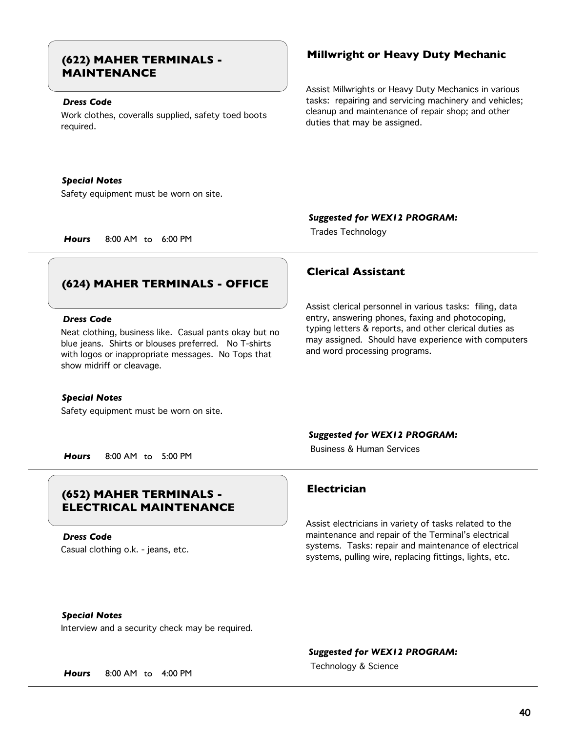## (622) MAHER TERMINALS - MAINTENANCE

### Millwright or Heavy Duty Mechanic

Assist Millwrights or Heavy Duty Mechanics in various tasks: repairing and servicing machinery and vehicles; cleanup and maintenance of repair shop; and other duties that may be assigned.

***Dress Code***

Work clothes, coveralls supplied, safety toed boots required.

***Special Notes***

Safety equipment must be worn on site.

***Suggested for WEX12 PROGRAM:***

Trades Technology

***Hours*** 8:00 AM to 6:00 PM

---

## (624) MAHER TERMINALS - OFFICE

### Clerical Assistant

Assist clerical personnel in various tasks: filing, data entry, answering phones, faxing and photocoping, typing letters & reports, and other clerical duties as may assigned. Should have experience with computers and word processing programs.

***Dress Code***

Neat clothing, business like. Casual pants okay but no blue jeans. Shirts or blouses preferred. No T-shirts with logos or inappropriate messages. No Tops that show midriff or cleavage.

***Special Notes***

Safety equipment must be worn on site.

***Suggested for WEX12 PROGRAM:***

Business & Human Services

***Hours*** 8:00 AM to 5:00 PM

---

## (652) MAHER TERMINALS - ELECTRICAL MAINTENANCE

### Electrician

Assist electricians in variety of tasks related to the maintenance and repair of the Terminal's electrical systems. Tasks: repair and maintenance of electrical systems, pulling wire, replacing fittings, lights, etc.

***Dress Code***

Casual clothing o.k. - jeans, etc.

***Special Notes***

Interview and a security check may be required.

***Suggested for WEX12 PROGRAM:***

Technology & Science

***Hours*** 8:00 AM to 4:00 PM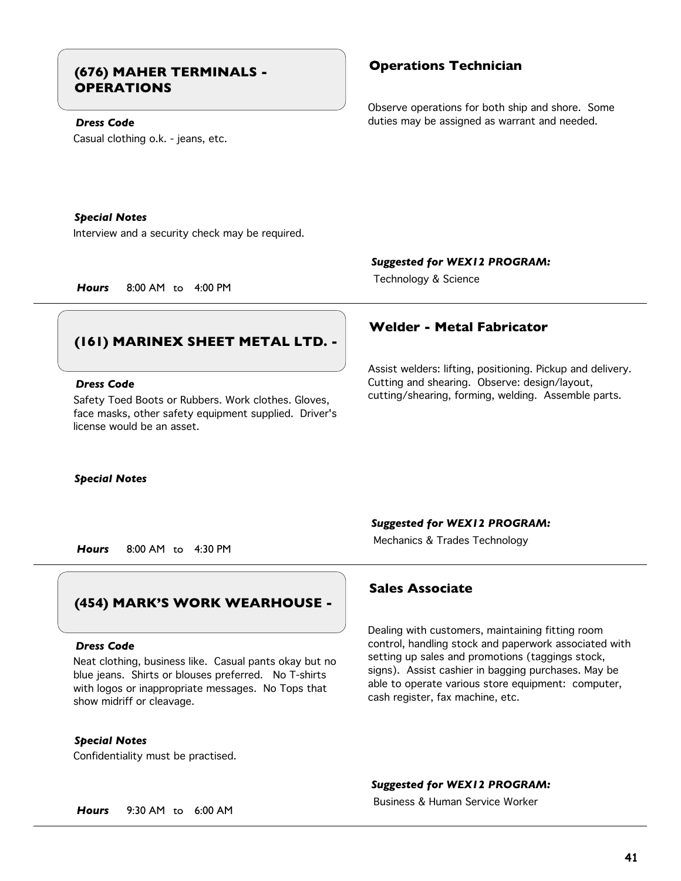## (676) MAHER TERMINALS - OPERATIONS

### Operations Technician

Observe operations for both ship and shore. Some duties may be assigned as warrant and needed.

***Dress Code***

Casual clothing o.k. - jeans, etc.

***Special Notes***

Interview and a security check may be required.

***Suggested for WEX12 PROGRAM:***

Technology & Science

***Hours*** 8:00 AM to 4:00 PM

---

## (161) MARINEX SHEET METAL LTD. -

### Welder - Metal Fabricator

Assist welders: lifting, positioning. Pickup and delivery. Cutting and shearing. Observe: design/layout, cutting/shearing, forming, welding. Assemble parts.

***Dress Code***

Safety Toed Boots or Rubbers. Work clothes. Gloves, face masks, other safety equipment supplied. Driver's license would be an asset.

***Special Notes***

***Suggested for WEX12 PROGRAM:***

Mechanics & Trades Technology

***Hours*** 8:00 AM to 4:30 PM

---

## (454) MARK'S WORK WEARHOUSE -

### Sales Associate

Dealing with customers, maintaining fitting room control, handling stock and paperwork associated with setting up sales and promotions (taggings stock, signs). Assist cashier in bagging purchases. May be able to operate various store equipment: computer, cash register, fax machine, etc.

***Dress Code***

Neat clothing, business like. Casual pants okay but no blue jeans. Shirts or blouses preferred. No T-shirts with logos or inappropriate messages. No Tops that show midriff or cleavage.

***Special Notes***

Confidentiality must be practised.

***Suggested for WEX12 PROGRAM:***

Business & Human Service Worker

***Hours*** 9:30 AM to 6:00 AM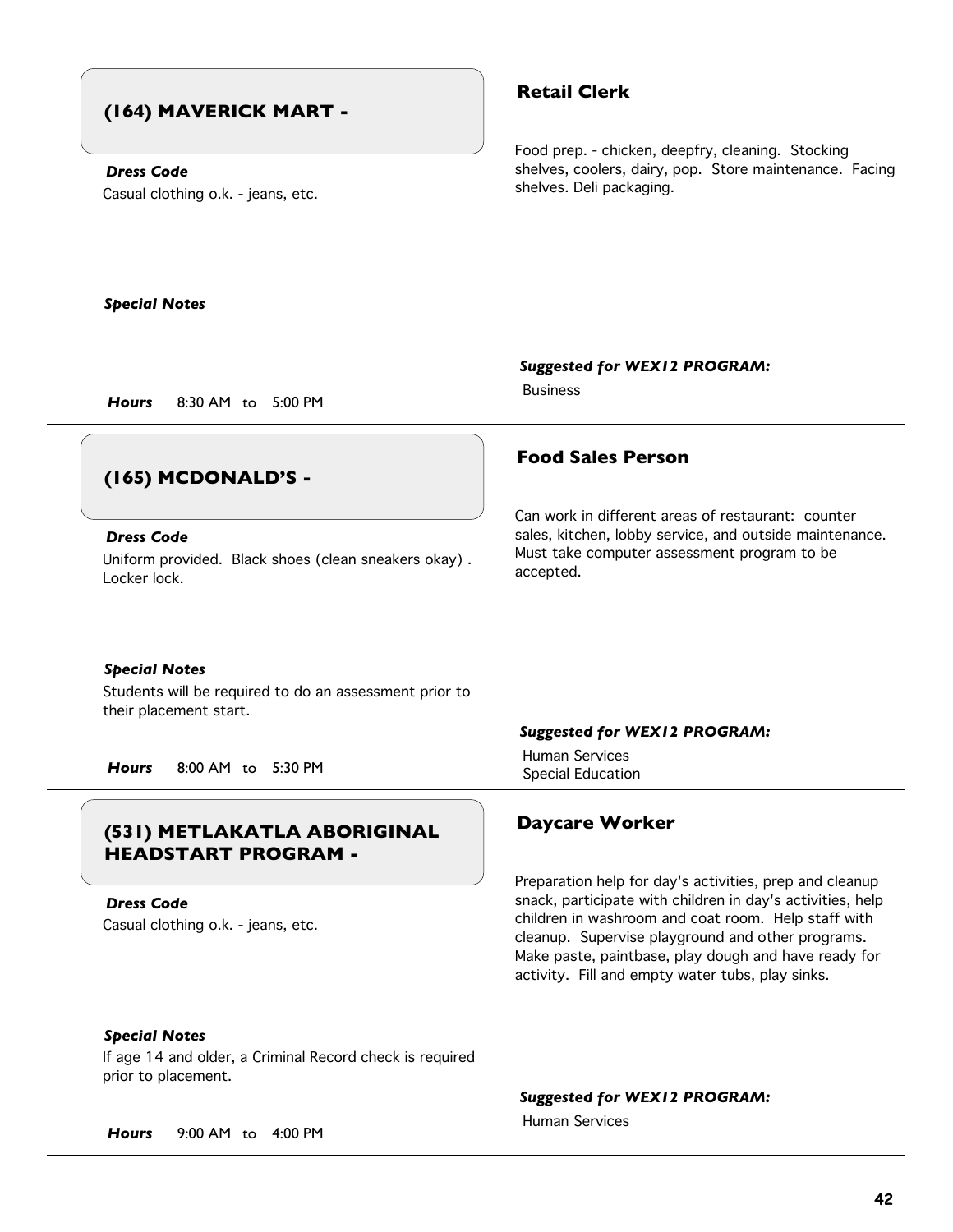## (164) MAVERICK MART -

### Retail Clerk

Food prep. - chicken, deepfry, cleaning. Stocking shelves, coolers, dairy, pop. Store maintenance. Facing shelves. Deli packaging.

***Dress Code***

Casual clothing o.k. - jeans, etc.

***Special Notes***

***Hours*** 8:30 AM to 5:00 PM

***Suggested for WEX12 PROGRAM:***

Business

---

## (165) MCDONALD'S -

### Food Sales Person

Can work in different areas of restaurant: counter sales, kitchen, lobby service, and outside maintenance. Must take computer assessment program to be accepted.

***Dress Code***

Uniform provided. Black shoes (clean sneakers okay) . Locker lock.

***Special Notes***

Students will be required to do an assessment prior to their placement start.

***Hours*** 8:00 AM to 5:30 PM

***Suggested for WEX12 PROGRAM:***

Human Services
Special Education

---

## (531) METLAKATLA ABORIGINAL HEADSTART PROGRAM -

### Daycare Worker

Preparation help for day's activities, prep and cleanup snack, participate with children in day's activities, help children in washroom and coat room. Help staff with cleanup. Supervise playground and other programs. Make paste, paintbase, play dough and have ready for activity. Fill and empty water tubs, play sinks.

***Dress Code***

Casual clothing o.k. - jeans, etc.

***Special Notes***

If age 14 and older, a Criminal Record check is required prior to placement.

***Hours*** 9:00 AM to 4:00 PM

***Suggested for WEX12 PROGRAM:***

Human Services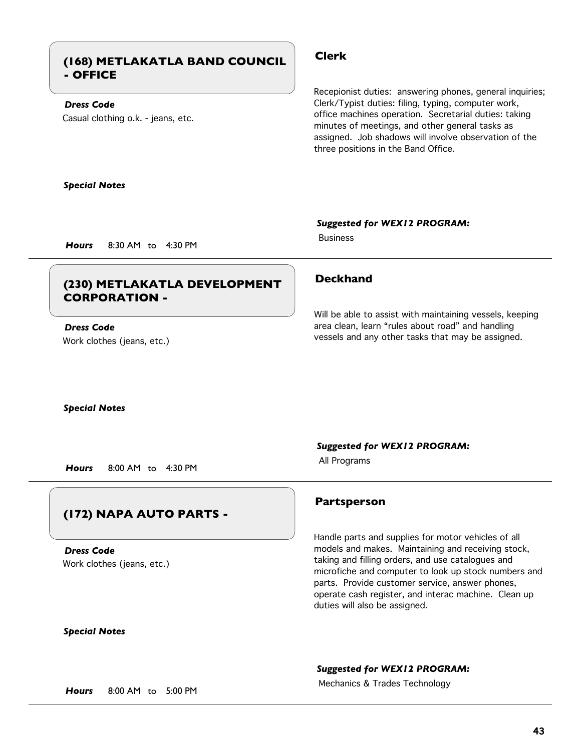## (168) METLAKATLA BAND COUNCIL - OFFICE

### Clerk

***Dress Code***

Casual clothing o.k. - jeans, etc.

Recepionist duties: answering phones, general inquiries; Clerk/Typist duties: filing, typing, computer work, office machines operation. Secretarial duties: taking minutes of meetings, and other general tasks as assigned. Job shadows will involve observation of the three positions in the Band Office.

***Special Notes***

***Suggested for WEX12 PROGRAM:***

Business

***Hours*** 8:30 AM to 4:30 PM

---

## (230) METLAKATLA DEVELOPMENT CORPORATION -

### Deckhand

***Dress Code***

Work clothes (jeans, etc.)

Will be able to assist with maintaining vessels, keeping area clean, learn "rules about road" and handling vessels and any other tasks that may be assigned.

***Special Notes***

***Suggested for WEX12 PROGRAM:***

All Programs

***Hours*** 8:00 AM to 4:30 PM

---

## (172) NAPA AUTO PARTS -

### Partsperson

***Dress Code***

Work clothes (jeans, etc.)

Handle parts and supplies for motor vehicles of all models and makes. Maintaining and receiving stock, taking and filling orders, and use catalogues and microfiche and computer to look up stock numbers and parts. Provide customer service, answer phones, operate cash register, and interac machine. Clean up duties will also be assigned.

***Special Notes***

***Suggested for WEX12 PROGRAM:***

Mechanics & Trades Technology

***Hours*** 8:00 AM to 5:00 PM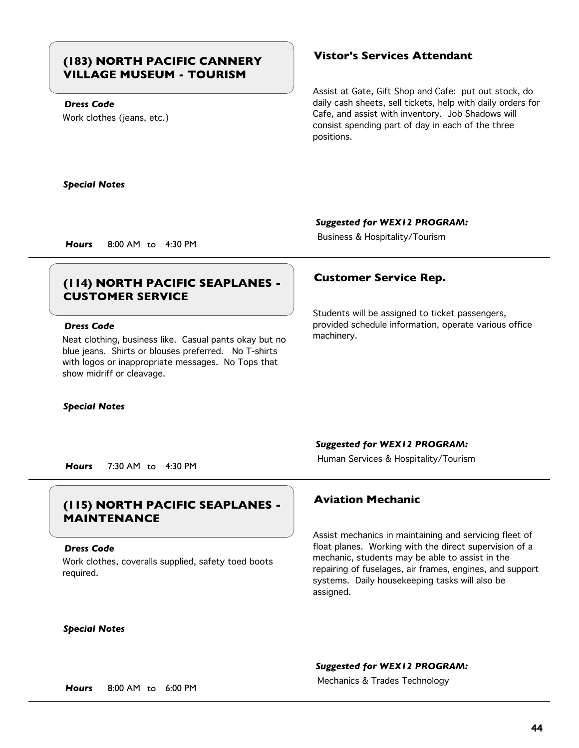## (183) NORTH PACIFIC CANNERY VILLAGE MUSEUM - TOURISM

### Vistor's Services Attendant

Assist at Gate, Gift Shop and Cafe: put out stock, do daily cash sheets, sell tickets, help with daily orders for Cafe, and assist with inventory. Job Shadows will consist spending part of day in each of the three positions.

***Dress Code***

Work clothes (jeans, etc.)

***Special Notes***

***Suggested for WEX12 PROGRAM:***

Business & Hospitality/Tourism

***Hours*** 8:00 AM to 4:30 PM

---

## (114) NORTH PACIFIC SEAPLANES - CUSTOMER SERVICE

### Customer Service Rep.

Students will be assigned to ticket passengers, provided schedule information, operate various office machinery.

***Dress Code***

Neat clothing, business like. Casual pants okay but no blue jeans. Shirts or blouses preferred. No T-shirts with logos or inappropriate messages. No Tops that show midriff or cleavage.

***Special Notes***

***Suggested for WEX12 PROGRAM:***

Human Services & Hospitality/Tourism

***Hours*** 7:30 AM to 4:30 PM

---

## (115) NORTH PACIFIC SEAPLANES - MAINTENANCE

### Aviation Mechanic

Assist mechanics in maintaining and servicing fleet of float planes. Working with the direct supervision of a mechanic, students may be able to assist in the repairing of fuselages, air frames, engines, and support systems. Daily housekeeping tasks will also be assigned.

***Dress Code***

Work clothes, coveralls supplied, safety toed boots required.

***Special Notes***

***Suggested for WEX12 PROGRAM:***

Mechanics & Trades Technology

***Hours*** 8:00 AM to 6:00 PM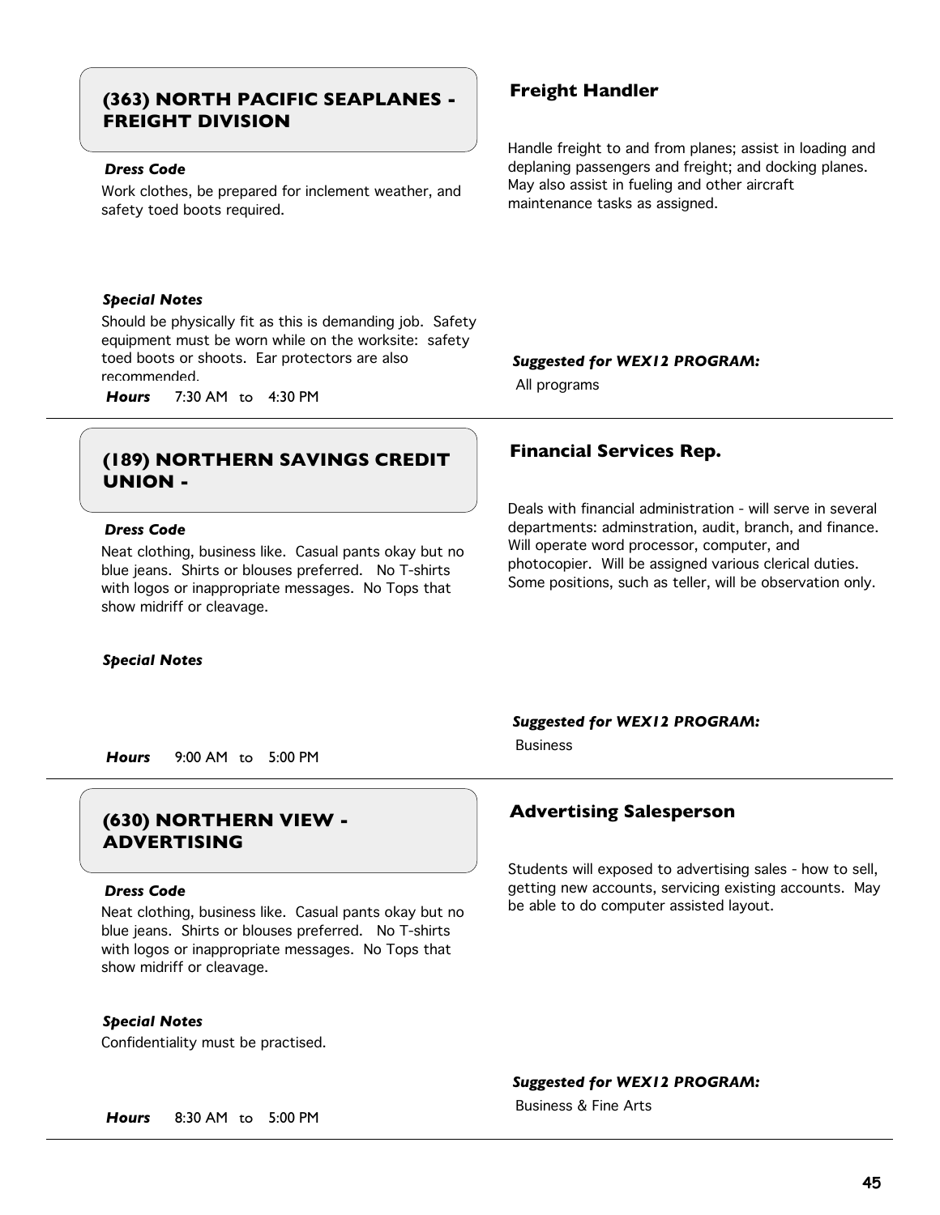## (363) NORTH PACIFIC SEAPLANES - FREIGHT DIVISION

***Dress Code***

Work clothes, be prepared for inclement weather, and safety toed boots required.

***Special Notes***

Should be physically fit as this is demanding job. Safety equipment must be worn while on the worksite: safety toed boots or shoots. Ear protectors are also recommended.

***Hours*** 7:30 AM to 4:30 PM

### Freight Handler

Handle freight to and from planes; assist in loading and deplaning passengers and freight; and docking planes. May also assist in fueling and other aircraft maintenance tasks as assigned.

***Suggested for WEX12 PROGRAM:***

All programs

---

## (189) NORTHERN SAVINGS CREDIT UNION -

***Dress Code***

Neat clothing, business like. Casual pants okay but no blue jeans. Shirts or blouses preferred. No T-shirts with logos or inappropriate messages. No Tops that show midriff or cleavage.

***Special Notes***

***Hours*** 9:00 AM to 5:00 PM

### Financial Services Rep.

Deals with financial administration - will serve in several departments: adminstration, audit, branch, and finance. Will operate word processor, computer, and photocopier. Will be assigned various clerical duties. Some positions, such as teller, will be observation only.

***Suggested for WEX12 PROGRAM:***

Business

---

## (630) NORTHERN VIEW - ADVERTISING

***Dress Code***

Neat clothing, business like. Casual pants okay but no blue jeans. Shirts or blouses preferred. No T-shirts with logos or inappropriate messages. No Tops that show midriff or cleavage.

***Special Notes***

Confidentiality must be practised.

***Hours*** 8:30 AM to 5:00 PM

### Advertising Salesperson

Students will exposed to advertising sales - how to sell, getting new accounts, servicing existing accounts. May be able to do computer assisted layout.

***Suggested for WEX12 PROGRAM:***

Business & Fine Arts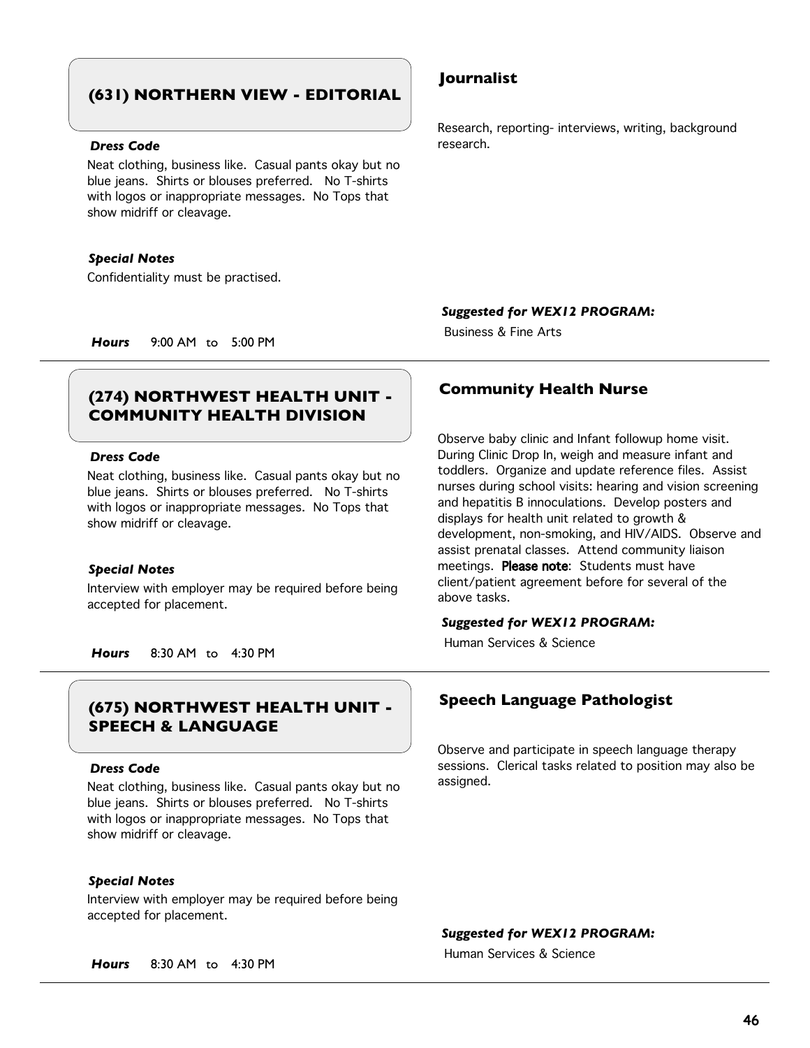## (631) NORTHERN VIEW - EDITORIAL

### Journalist

Research, reporting- interviews, writing, background research.

***Dress Code***

Neat clothing, business like. Casual pants okay but no blue jeans. Shirts or blouses preferred. No T-shirts with logos or inappropriate messages. No Tops that show midriff or cleavage.

***Special Notes***

Confidentiality must be practised.

***Suggested for WEX12 PROGRAM:***

Business & Fine Arts

***Hours*** 9:00 AM to 5:00 PM

---

## (274) NORTHWEST HEALTH UNIT - COMMUNITY HEALTH DIVISION

### Community Health Nurse

Observe baby clinic and Infant followup home visit. During Clinic Drop In, weigh and measure infant and toddlers. Organize and update reference files. Assist nurses during school visits: hearing and vision screening and hepatitis B innoculations. Develop posters and displays for health unit related to growth & development, non-smoking, and HIV/AIDS. Observe and assist prenatal classes. Attend community liaison meetings. **Please note**: Students must have client/patient agreement before for several of the above tasks.

***Dress Code***

Neat clothing, business like. Casual pants okay but no blue jeans. Shirts or blouses preferred. No T-shirts with logos or inappropriate messages. No Tops that show midriff or cleavage.

***Special Notes***

Interview with employer may be required before being accepted for placement.

***Suggested for WEX12 PROGRAM:***

Human Services & Science

***Hours*** 8:30 AM to 4:30 PM

---

## (675) NORTHWEST HEALTH UNIT - SPEECH & LANGUAGE

### Speech Language Pathologist

Observe and participate in speech language therapy sessions. Clerical tasks related to position may also be assigned.

***Dress Code***

Neat clothing, business like. Casual pants okay but no blue jeans. Shirts or blouses preferred. No T-shirts with logos or inappropriate messages. No Tops that show midriff or cleavage.

***Special Notes***

Interview with employer may be required before being accepted for placement.

***Suggested for WEX12 PROGRAM:***

Human Services & Science

***Hours*** 8:30 AM to 4:30 PM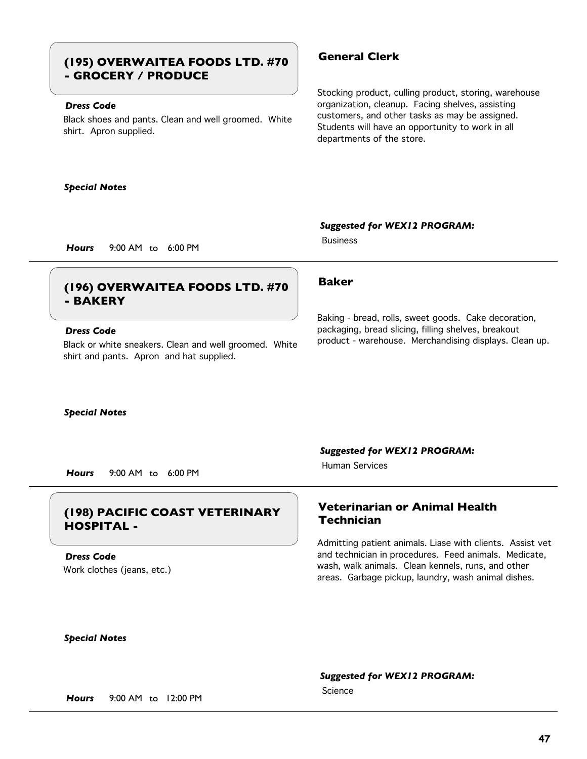## (195) OVERWAITEA FOODS LTD. #70 - GROCERY / PRODUCE

### General Clerk

Stocking product, culling product, storing, warehouse organization, cleanup. Facing shelves, assisting customers, and other tasks as may be assigned. Students will have an opportunity to work in all departments of the store.

***Dress Code***

Black shoes and pants. Clean and well groomed. White shirt. Apron supplied.

***Special Notes***

***Suggested for WEX12 PROGRAM:***

Business

***Hours*** 9:00 AM to 6:00 PM

---

## (196) OVERWAITEA FOODS LTD. #70 - BAKERY

### Baker

Baking - bread, rolls, sweet goods. Cake decoration, packaging, bread slicing, filling shelves, breakout product - warehouse. Merchandising displays. Clean up.

***Dress Code***

Black or white sneakers. Clean and well groomed. White shirt and pants. Apron and hat supplied.

***Special Notes***

***Suggested for WEX12 PROGRAM:***

Human Services

***Hours*** 9:00 AM to 6:00 PM

---

## (198) PACIFIC COAST VETERINARY HOSPITAL -

### Veterinarian or Animal Health Technician

Admitting patient animals. Liase with clients. Assist vet and technician in procedures. Feed animals. Medicate, wash, walk animals. Clean kennels, runs, and other areas. Garbage pickup, laundry, wash animal dishes.

***Dress Code***

Work clothes (jeans, etc.)

***Special Notes***

***Suggested for WEX12 PROGRAM:***

Science

***Hours*** 9:00 AM to 12:00 PM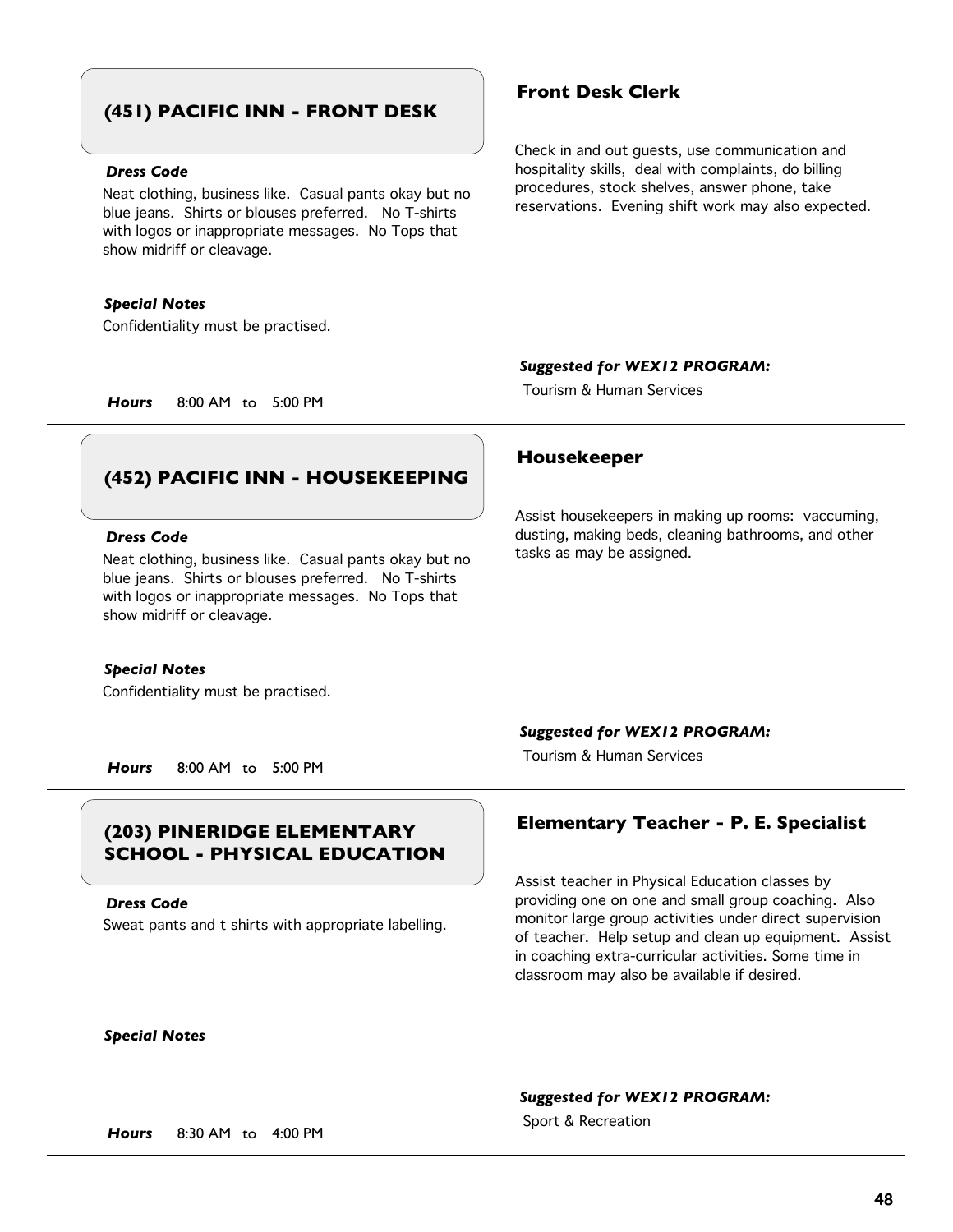## (451) PACIFIC INN - FRONT DESK

### Front Desk Clerk

Check in and out guests, use communication and hospitality skills, deal with complaints, do billing procedures, stock shelves, answer phone, take reservations. Evening shift work may also expected.

***Dress Code***

Neat clothing, business like. Casual pants okay but no blue jeans. Shirts or blouses preferred. No T-shirts with logos or inappropriate messages. No Tops that show midriff or cleavage.

***Special Notes***

Confidentiality must be practised.

***Suggested for WEX12 PROGRAM:***

Tourism & Human Services

***Hours*** 8:00 AM to 5:00 PM

---

## (452) PACIFIC INN - HOUSEKEEPING

### Housekeeper

Assist housekeepers in making up rooms: vaccuming, dusting, making beds, cleaning bathrooms, and other tasks as may be assigned.

***Dress Code***

Neat clothing, business like. Casual pants okay but no blue jeans. Shirts or blouses preferred. No T-shirts with logos or inappropriate messages. No Tops that show midriff or cleavage.

***Special Notes***

Confidentiality must be practised.

***Suggested for WEX12 PROGRAM:***

Tourism & Human Services

***Hours*** 8:00 AM to 5:00 PM

---

## (203) PINERIDGE ELEMENTARY SCHOOL - PHYSICAL EDUCATION

### Elementary Teacher - P. E. Specialist

Assist teacher in Physical Education classes by providing one on one and small group coaching. Also monitor large group activities under direct supervision of teacher. Help setup and clean up equipment. Assist in coaching extra-curricular activities. Some time in classroom may also be available if desired.

***Dress Code***

Sweat pants and t shirts with appropriate labelling.

***Special Notes***

***Suggested for WEX12 PROGRAM:***

Sport & Recreation

***Hours*** 8:30 AM to 4:00 PM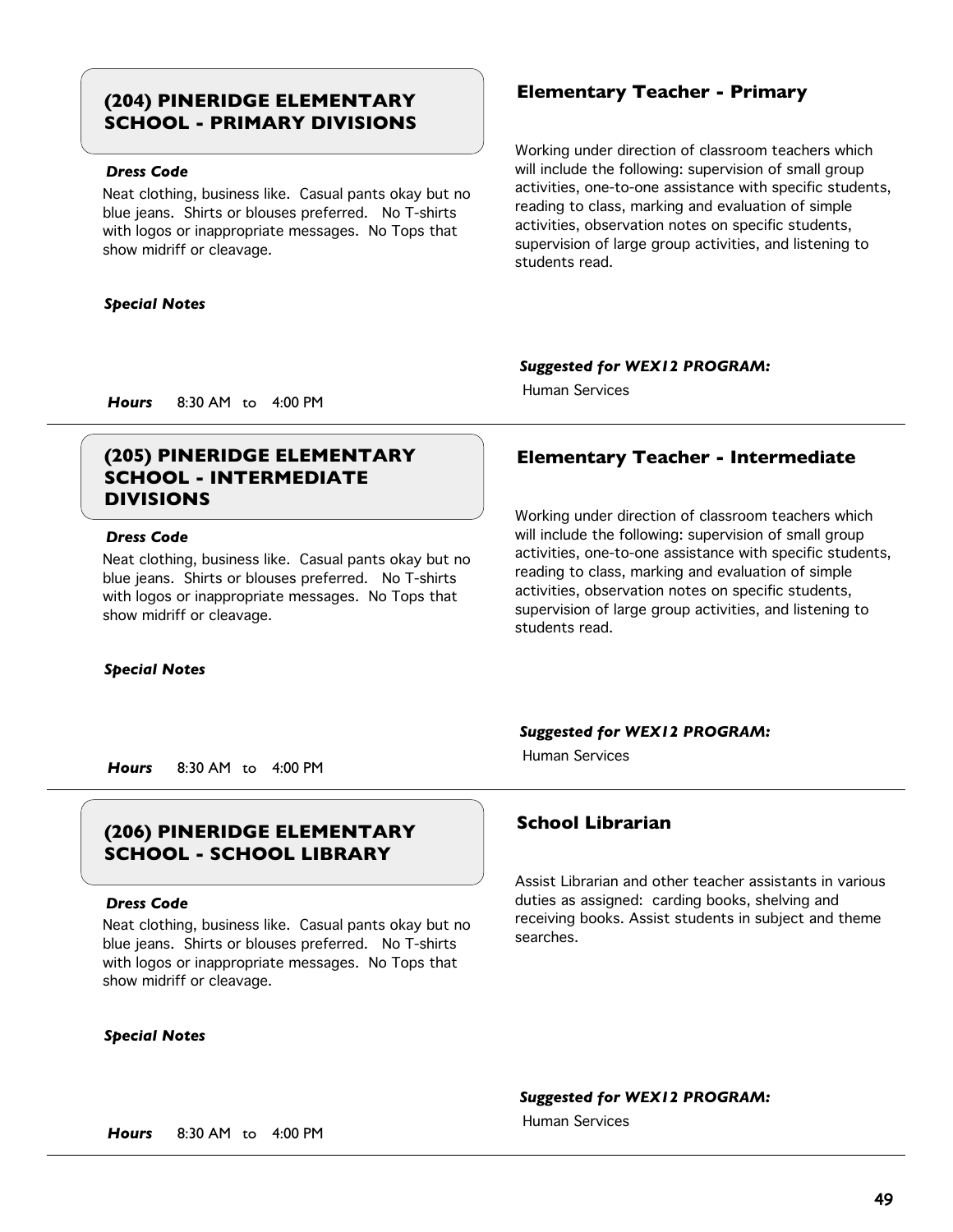## (204) PINERIDGE ELEMENTARY SCHOOL - PRIMARY DIVISIONS

### Elementary Teacher - Primary

Working under direction of classroom teachers which will include the following: supervision of small group activities, one-to-one assistance with specific students, reading to class, marking and evaluation of simple activities, observation notes on specific students, supervision of large group activities, and listening to students read.

***Dress Code***

Neat clothing, business like. Casual pants okay but no blue jeans. Shirts or blouses preferred. No T-shirts with logos or inappropriate messages. No Tops that show midriff or cleavage.

***Special Notes***

***Suggested for WEX12 PROGRAM:***

Human Services

***Hours*** 8:30 AM to 4:00 PM

---

## (205) PINERIDGE ELEMENTARY SCHOOL - INTERMEDIATE DIVISIONS

### Elementary Teacher - Intermediate

Working under direction of classroom teachers which will include the following: supervision of small group activities, one-to-one assistance with specific students, reading to class, marking and evaluation of simple activities, observation notes on specific students, supervision of large group activities, and listening to students read.

***Dress Code***

Neat clothing, business like. Casual pants okay but no blue jeans. Shirts or blouses preferred. No T-shirts with logos or inappropriate messages. No Tops that show midriff or cleavage.

***Special Notes***

***Suggested for WEX12 PROGRAM:***

Human Services

***Hours*** 8:30 AM to 4:00 PM

---

## (206) PINERIDGE ELEMENTARY SCHOOL - SCHOOL LIBRARY

### School Librarian

Assist Librarian and other teacher assistants in various duties as assigned: carding books, shelving and receiving books. Assist students in subject and theme searches.

***Dress Code***

Neat clothing, business like. Casual pants okay but no blue jeans. Shirts or blouses preferred. No T-shirts with logos or inappropriate messages. No Tops that show midriff or cleavage.

***Special Notes***

***Suggested for WEX12 PROGRAM:***

Human Services

***Hours*** 8:30 AM to 4:00 PM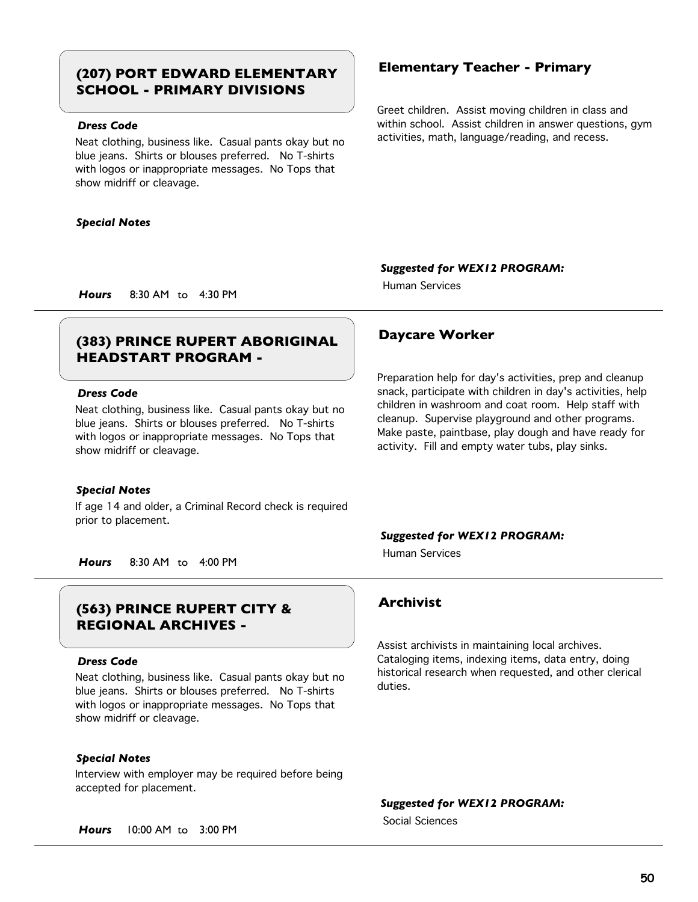## (207) PORT EDWARD ELEMENTARY SCHOOL - PRIMARY DIVISIONS

### Elementary Teacher - Primary

Greet children. Assist moving children in class and within school. Assist children in answer questions, gym activities, math, language/reading, and recess.

***Dress Code***

Neat clothing, business like. Casual pants okay but no blue jeans. Shirts or blouses preferred. No T-shirts with logos or inappropriate messages. No Tops that show midriff or cleavage.

***Special Notes***

***Suggested for WEX12 PROGRAM:***

Human Services

***Hours*** 8:30 AM to 4:30 PM

---

## (383) PRINCE RUPERT ABORIGINAL HEADSTART PROGRAM -

### Daycare Worker

Preparation help for day's activities, prep and cleanup snack, participate with children in day's activities, help children in washroom and coat room. Help staff with cleanup. Supervise playground and other programs. Make paste, paintbase, play dough and have ready for activity. Fill and empty water tubs, play sinks.

***Dress Code***

Neat clothing, business like. Casual pants okay but no blue jeans. Shirts or blouses preferred. No T-shirts with logos or inappropriate messages. No Tops that show midriff or cleavage.

***Special Notes***

If age 14 and older, a Criminal Record check is required prior to placement.

***Suggested for WEX12 PROGRAM:***

Human Services

***Hours*** 8:30 AM to 4:00 PM

---

## (563) PRINCE RUPERT CITY & REGIONAL ARCHIVES -

### Archivist

Assist archivists in maintaining local archives. Cataloging items, indexing items, data entry, doing historical research when requested, and other clerical duties.

***Dress Code***

Neat clothing, business like. Casual pants okay but no blue jeans. Shirts or blouses preferred. No T-shirts with logos or inappropriate messages. No Tops that show midriff or cleavage.

***Special Notes***

Interview with employer may be required before being accepted for placement.

***Suggested for WEX12 PROGRAM:***

Social Sciences

***Hours*** 10:00 AM to 3:00 PM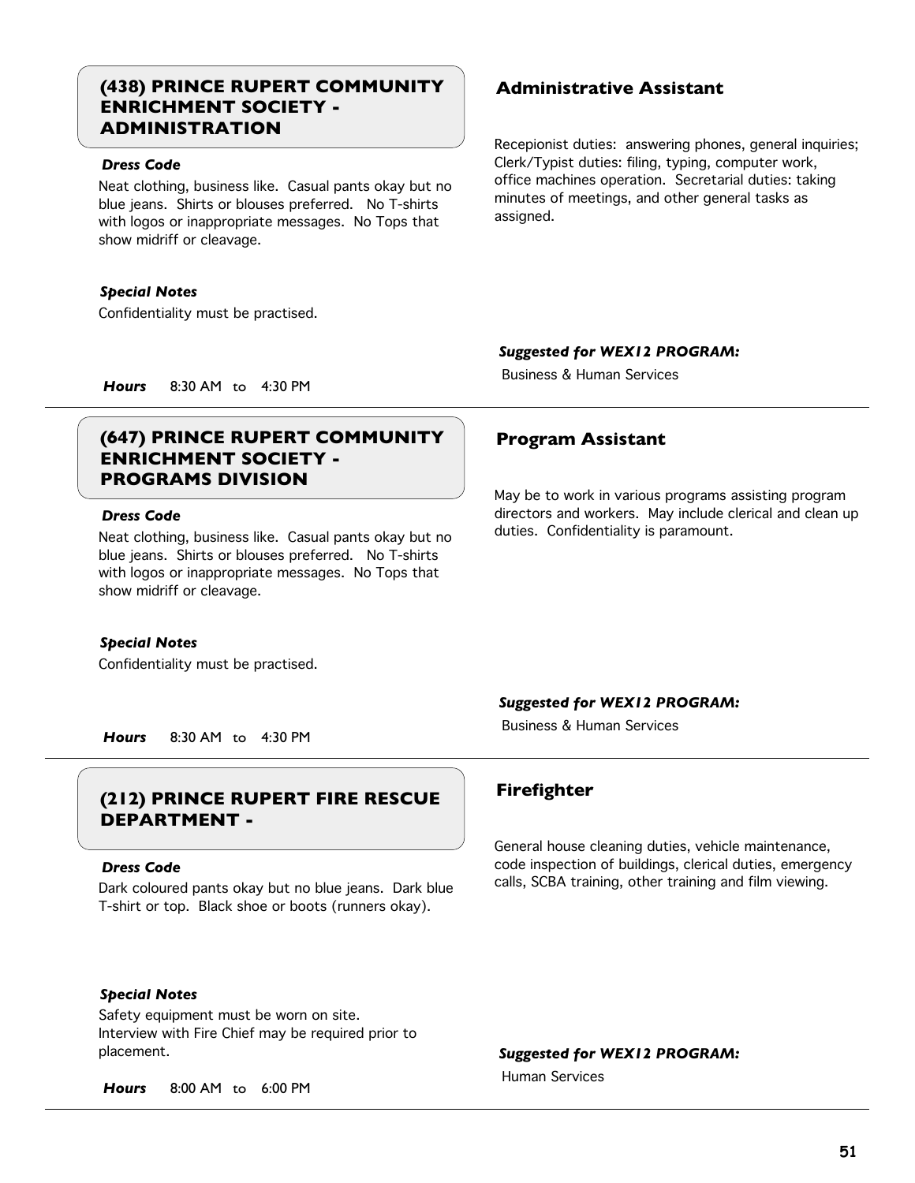## (438) PRINCE RUPERT COMMUNITY ENRICHMENT SOCIETY - ADMINISTRATION

***Dress Code***

Neat clothing, business like. Casual pants okay but no blue jeans. Shirts or blouses preferred. No T-shirts with logos or inappropriate messages. No Tops that show midriff or cleavage.

***Special Notes***

Confidentiality must be practised.

***Hours*** 8:30 AM to 4:30 PM

### Administrative Assistant

Recepionist duties: answering phones, general inquiries; Clerk/Typist duties: filing, typing, computer work, office machines operation. Secretarial duties: taking minutes of meetings, and other general tasks as assigned.

***Suggested for WEX12 PROGRAM:***

Business & Human Services

---

## (647) PRINCE RUPERT COMMUNITY ENRICHMENT SOCIETY - PROGRAMS DIVISION

***Dress Code***

Neat clothing, business like. Casual pants okay but no blue jeans. Shirts or blouses preferred. No T-shirts with logos or inappropriate messages. No Tops that show midriff or cleavage.

***Special Notes***

Confidentiality must be practised.

***Hours*** 8:30 AM to 4:30 PM

### Program Assistant

May be to work in various programs assisting program directors and workers. May include clerical and clean up duties. Confidentiality is paramount.

***Suggested for WEX12 PROGRAM:***

Business & Human Services

---

## (212) PRINCE RUPERT FIRE RESCUE DEPARTMENT -

***Dress Code***

Dark coloured pants okay but no blue jeans. Dark blue T-shirt or top. Black shoe or boots (runners okay).

***Special Notes***

Safety equipment must be worn on site.
Interview with Fire Chief may be required prior to placement.

***Hours*** 8:00 AM to 6:00 PM

### Firefighter

General house cleaning duties, vehicle maintenance, code inspection of buildings, clerical duties, emergency calls, SCBA training, other training and film viewing.

***Suggested for WEX12 PROGRAM:***

Human Services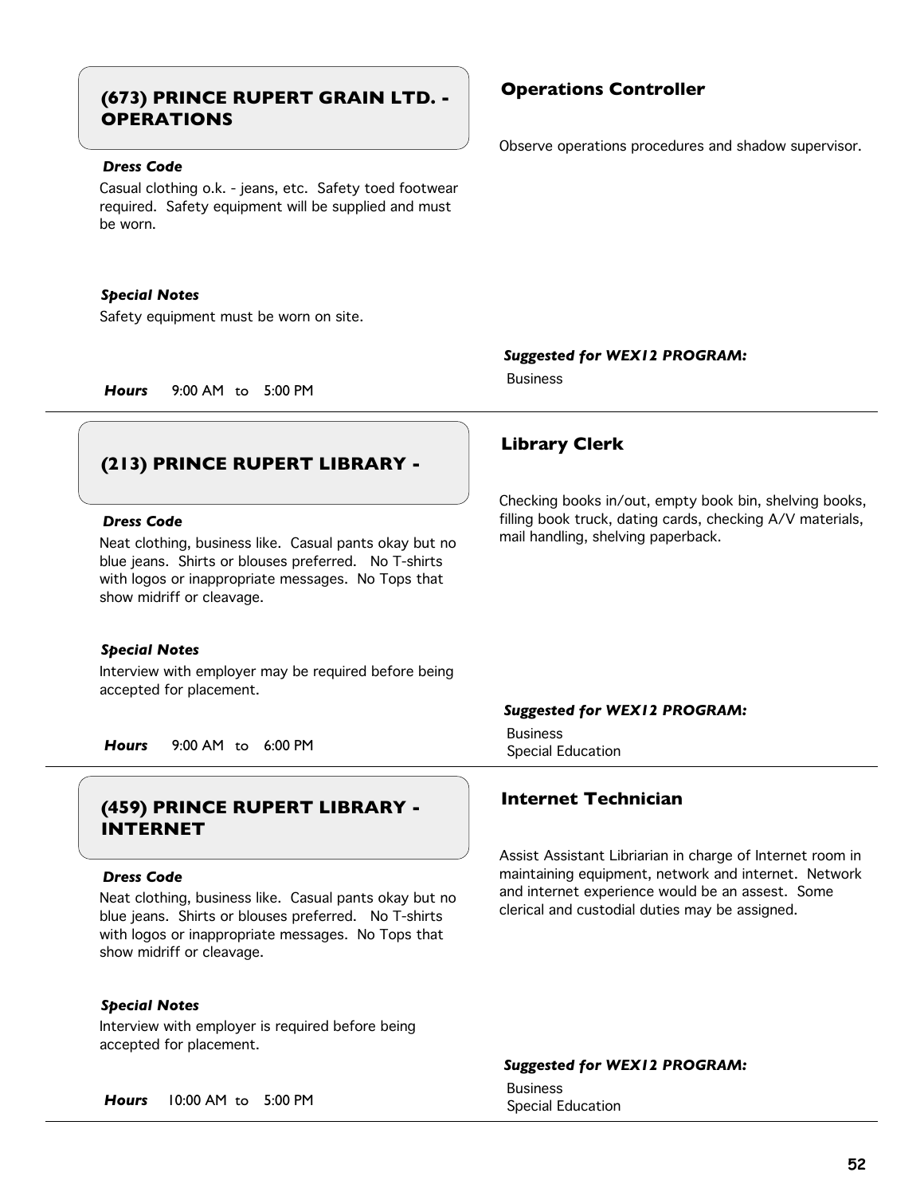## (673) PRINCE RUPERT GRAIN LTD. - OPERATIONS

### Operations Controller

Observe operations procedures and shadow supervisor.

***Dress Code***

Casual clothing o.k. - jeans, etc. Safety toed footwear required. Safety equipment will be supplied and must be worn.

***Special Notes***

Safety equipment must be worn on site.

***Hours*** 9:00 AM to 5:00 PM

***Suggested for WEX12 PROGRAM:***

Business

---

## (213) PRINCE RUPERT LIBRARY -

### Library Clerk

Checking books in/out, empty book bin, shelving books, filling book truck, dating cards, checking A/V materials, mail handling, shelving paperback.

***Dress Code***

Neat clothing, business like. Casual pants okay but no blue jeans. Shirts or blouses preferred. No T-shirts with logos or inappropriate messages. No Tops that show midriff or cleavage.

***Special Notes***

Interview with employer may be required before being accepted for placement.

***Hours*** 9:00 AM to 6:00 PM

***Suggested for WEX12 PROGRAM:***

Business
Special Education

---

## (459) PRINCE RUPERT LIBRARY - INTERNET

### Internet Technician

Assist Assistant Libriarian in charge of Internet room in maintaining equipment, network and internet. Network and internet experience would be an assest. Some clerical and custodial duties may be assigned.

***Dress Code***

Neat clothing, business like. Casual pants okay but no blue jeans. Shirts or blouses preferred. No T-shirts with logos or inappropriate messages. No Tops that show midriff or cleavage.

***Special Notes***

Interview with employer is required before being accepted for placement.

***Hours*** 10:00 AM to 5:00 PM

***Suggested for WEX12 PROGRAM:***

Business
Special Education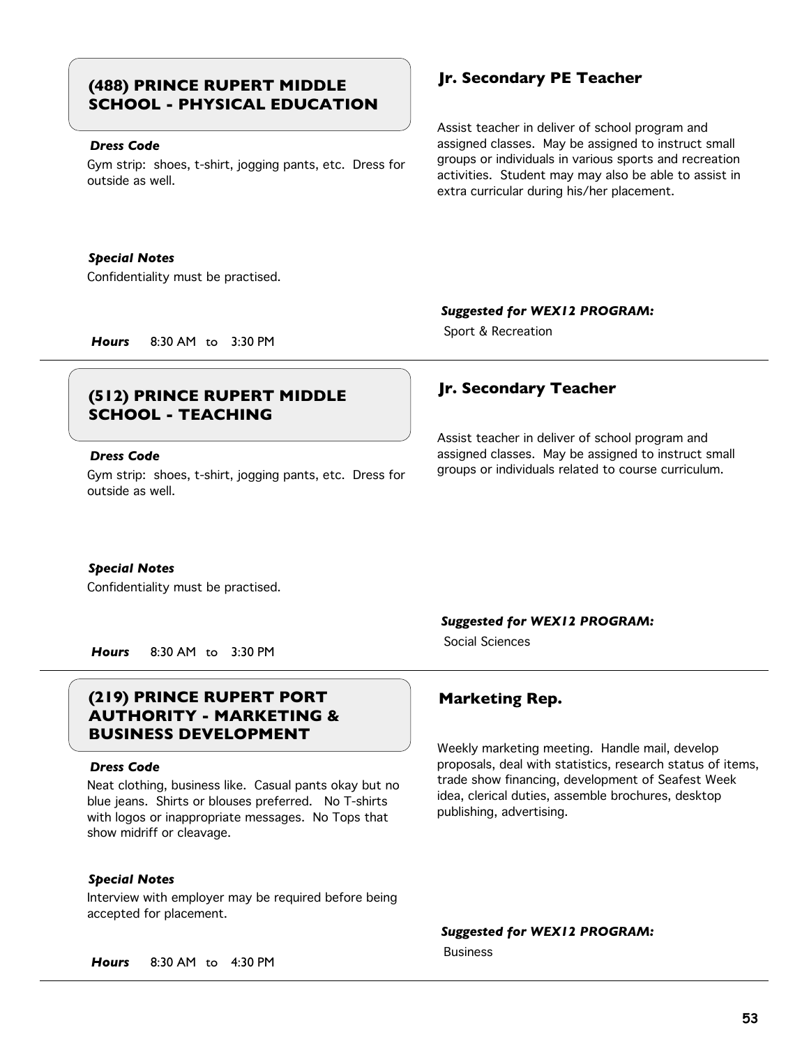## (488) PRINCE RUPERT MIDDLE SCHOOL - PHYSICAL EDUCATION

### Jr. Secondary PE Teacher

Assist teacher in deliver of school program and assigned classes. May be assigned to instruct small groups or individuals in various sports and recreation activities. Student may may also be able to assist in extra curricular during his/her placement.

***Dress Code***

Gym strip: shoes, t-shirt, jogging pants, etc. Dress for outside as well.

***Special Notes***

Confidentiality must be practised.

***Hours*** 8:30 AM to 3:30 PM

***Suggested for WEX12 PROGRAM:***

Sport & Recreation

---

## (512) PRINCE RUPERT MIDDLE SCHOOL - TEACHING

### Jr. Secondary Teacher

Assist teacher in deliver of school program and assigned classes. May be assigned to instruct small groups or individuals related to course curriculum.

***Dress Code***

Gym strip: shoes, t-shirt, jogging pants, etc. Dress for outside as well.

***Special Notes***

Confidentiality must be practised.

***Hours*** 8:30 AM to 3:30 PM

***Suggested for WEX12 PROGRAM:***

Social Sciences

---

## (219) PRINCE RUPERT PORT AUTHORITY - MARKETING & BUSINESS DEVELOPMENT

### Marketing Rep.

Weekly marketing meeting. Handle mail, develop proposals, deal with statistics, research status of items, trade show financing, development of Seafest Week idea, clerical duties, assemble brochures, desktop publishing, advertising.

***Dress Code***

Neat clothing, business like. Casual pants okay but no blue jeans. Shirts or blouses preferred. No T-shirts with logos or inappropriate messages. No Tops that show midriff or cleavage.

***Special Notes***

Interview with employer may be required before being accepted for placement.

***Hours*** 8:30 AM to 4:30 PM

***Suggested for WEX12 PROGRAM:***

Business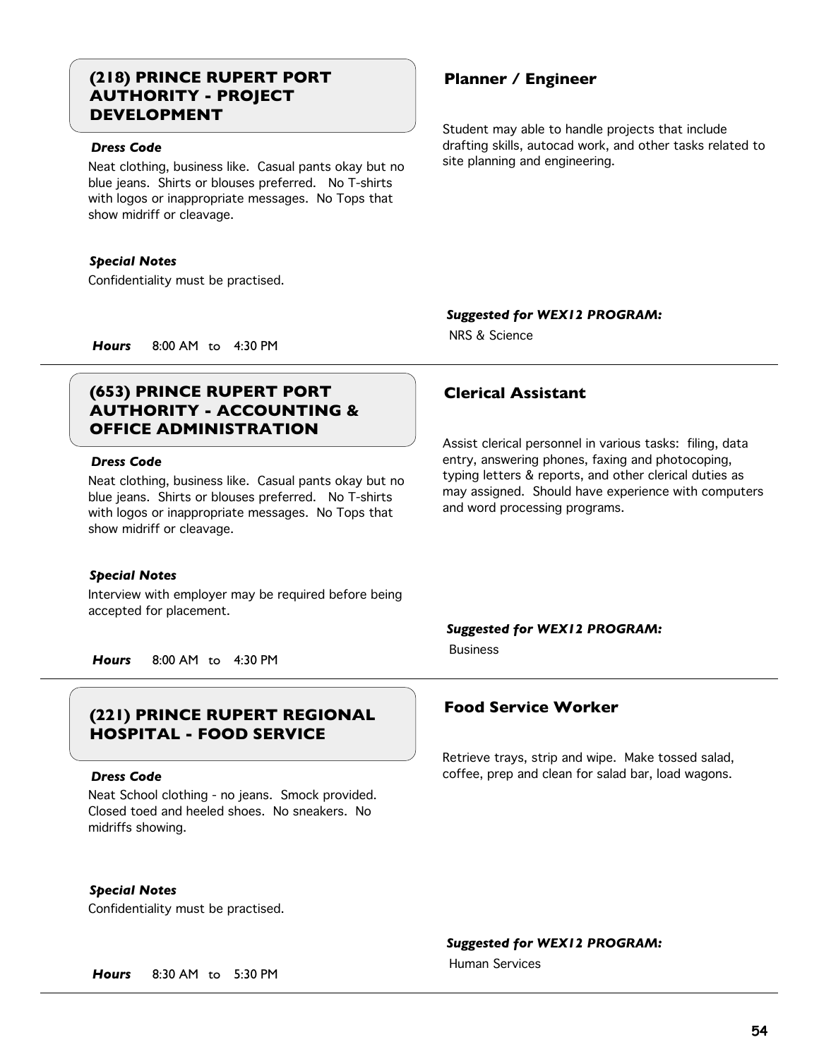## (218) PRINCE RUPERT PORT AUTHORITY - PROJECT DEVELOPMENT

***Dress Code***

Neat clothing, business like. Casual pants okay but no blue jeans. Shirts or blouses preferred. No T-shirts with logos or inappropriate messages. No Tops that show midriff or cleavage.

***Special Notes***

Confidentiality must be practised.

***Hours*** 8:00 AM to 4:30 PM

### Planner / Engineer

Student may able to handle projects that include drafting skills, autocad work, and other tasks related to site planning and engineering.

***Suggested for WEX12 PROGRAM:***

NRS & Science

---

## (653) PRINCE RUPERT PORT AUTHORITY - ACCOUNTING & OFFICE ADMINISTRATION

***Dress Code***

Neat clothing, business like. Casual pants okay but no blue jeans. Shirts or blouses preferred. No T-shirts with logos or inappropriate messages. No Tops that show midriff or cleavage.

***Special Notes***

Interview with employer may be required before being accepted for placement.

***Hours*** 8:00 AM to 4:30 PM

### Clerical Assistant

Assist clerical personnel in various tasks: filing, data entry, answering phones, faxing and photocoping, typing letters & reports, and other clerical duties as may assigned. Should have experience with computers and word processing programs.

***Suggested for WEX12 PROGRAM:***

Business

---

## (221) PRINCE RUPERT REGIONAL HOSPITAL - FOOD SERVICE

***Dress Code***

Neat School clothing - no jeans. Smock provided. Closed toed and heeled shoes. No sneakers. No midriffs showing.

***Special Notes***

Confidentiality must be practised.

***Hours*** 8:30 AM to 5:30 PM

### Food Service Worker

Retrieve trays, strip and wipe. Make tossed salad, coffee, prep and clean for salad bar, load wagons.

***Suggested for WEX12 PROGRAM:***

Human Services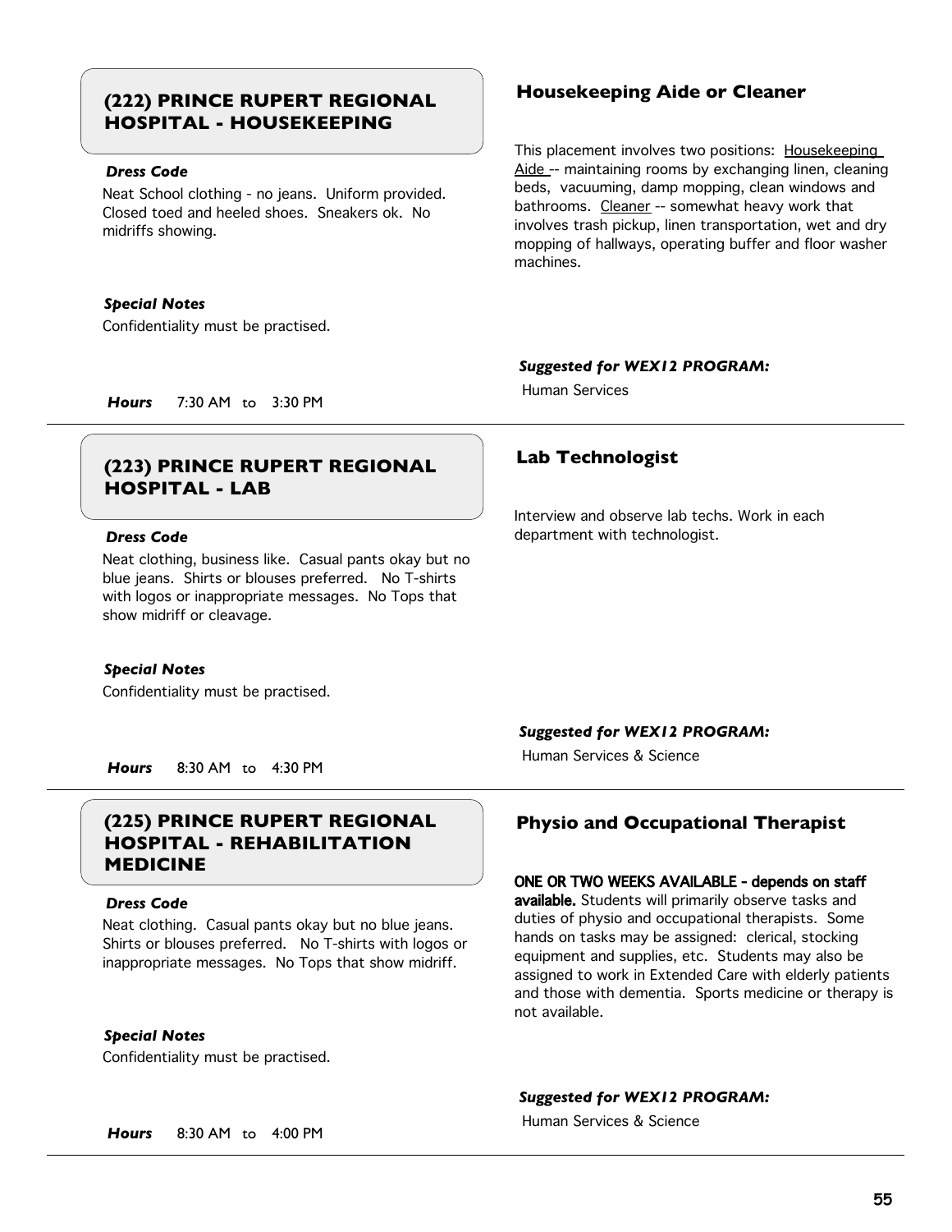## (222) PRINCE RUPERT REGIONAL HOSPITAL - HOUSEKEEPING

### Housekeeping Aide or Cleaner

This placement involves two positions: Housekeeping Aide -- maintaining rooms by exchanging linen, cleaning beds, vacuuming, damp mopping, clean windows and bathrooms. Cleaner -- somewhat heavy work that involves trash pickup, linen transportation, wet and dry mopping of hallways, operating buffer and floor washer machines.

***Dress Code***

Neat School clothing - no jeans. Uniform provided. Closed toed and heeled shoes. Sneakers ok. No midriffs showing.

***Special Notes***

Confidentiality must be practised.

***Suggested for WEX12 PROGRAM:***

Human Services

***Hours*** 7:30 AM to 3:30 PM

---

## (223) PRINCE RUPERT REGIONAL HOSPITAL - LAB

### Lab Technologist

Interview and observe lab techs. Work in each department with technologist.

***Dress Code***

Neat clothing, business like. Casual pants okay but no blue jeans. Shirts or blouses preferred. No T-shirts with logos or inappropriate messages. No Tops that show midriff or cleavage.

***Special Notes***

Confidentiality must be practised.

***Suggested for WEX12 PROGRAM:***

Human Services & Science

***Hours*** 8:30 AM to 4:30 PM

---

## (225) PRINCE RUPERT REGIONAL HOSPITAL - REHABILITATION MEDICINE

### Physio and Occupational Therapist

**ONE OR TWO WEEKS AVAILABLE - depends on staff available.** Students will primarily observe tasks and duties of physio and occupational therapists. Some hands on tasks may be assigned: clerical, stocking equipment and supplies, etc. Students may also be assigned to work in Extended Care with elderly patients and those with dementia. Sports medicine or therapy is not available.

***Dress Code***

Neat clothing. Casual pants okay but no blue jeans. Shirts or blouses preferred. No T-shirts with logos or inappropriate messages. No Tops that show midriff.

***Special Notes***

Confidentiality must be practised.

***Suggested for WEX12 PROGRAM:***

Human Services & Science

***Hours*** 8:30 AM to 4:00 PM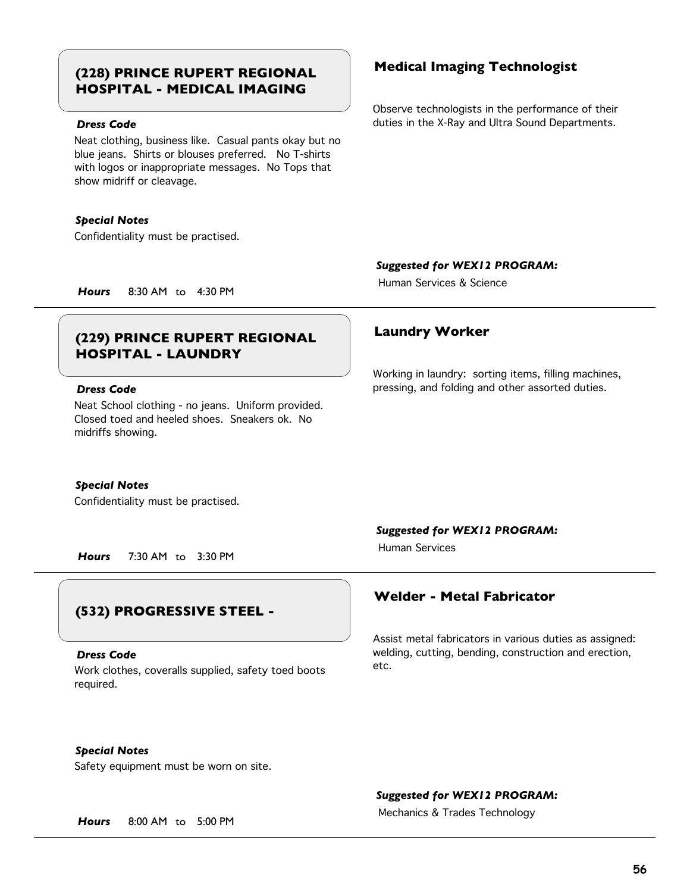## (228) PRINCE RUPERT REGIONAL HOSPITAL - MEDICAL IMAGING

### Medical Imaging Technologist

Observe technologists in the performance of their duties in the X-Ray and Ultra Sound Departments.

***Dress Code***

Neat clothing, business like. Casual pants okay but no blue jeans. Shirts or blouses preferred. No T-shirts with logos or inappropriate messages. No Tops that show midriff or cleavage.

***Special Notes***

Confidentiality must be practised.

***Suggested for WEX12 PROGRAM:***

Human Services & Science

***Hours*** 8:30 AM to 4:30 PM

---

## (229) PRINCE RUPERT REGIONAL HOSPITAL - LAUNDRY

### Laundry Worker

Working in laundry: sorting items, filling machines, pressing, and folding and other assorted duties.

***Dress Code***

Neat School clothing - no jeans. Uniform provided. Closed toed and heeled shoes. Sneakers ok. No midriffs showing.

***Special Notes***

Confidentiality must be practised.

***Suggested for WEX12 PROGRAM:***

Human Services

***Hours*** 7:30 AM to 3:30 PM

---

## (532) PROGRESSIVE STEEL -

### Welder - Metal Fabricator

Assist metal fabricators in various duties as assigned: welding, cutting, bending, construction and erection, etc.

***Dress Code***

Work clothes, coveralls supplied, safety toed boots required.

***Special Notes***

Safety equipment must be worn on site.

***Suggested for WEX12 PROGRAM:***

Mechanics & Trades Technology

***Hours*** 8:00 AM to 5:00 PM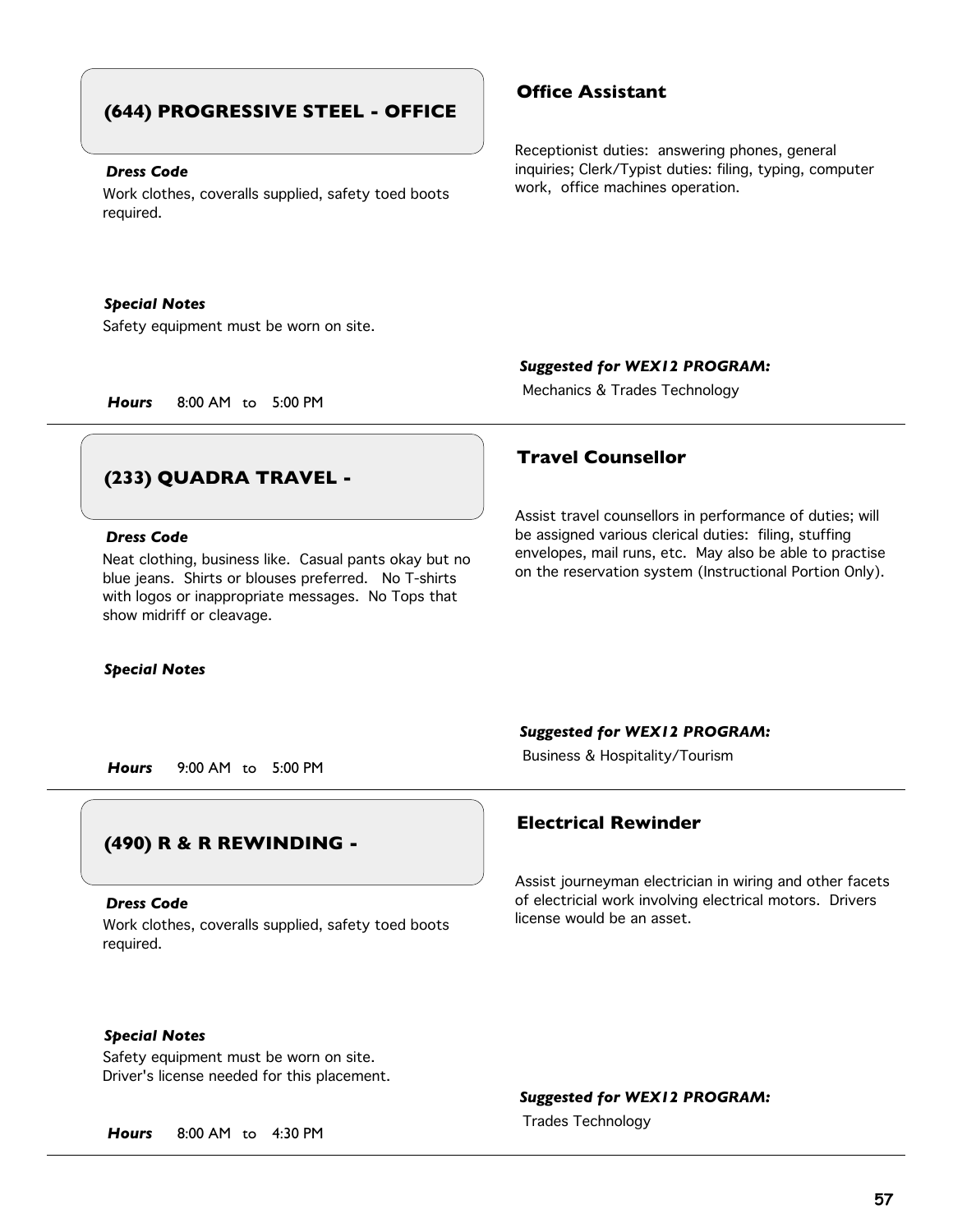## (644) PROGRESSIVE STEEL - OFFICE

### Office Assistant

***Dress Code***

Work clothes, coveralls supplied, safety toed boots required.

Receptionist duties: answering phones, general inquiries; Clerk/Typist duties: filing, typing, computer work, office machines operation.

***Special Notes***

Safety equipment must be worn on site.

***Suggested for WEX12 PROGRAM:***

Mechanics & Trades Technology

***Hours*** 8:00 AM to 5:00 PM

---

## (233) QUADRA TRAVEL -

### Travel Counsellor

***Dress Code***

Neat clothing, business like. Casual pants okay but no blue jeans. Shirts or blouses preferred. No T-shirts with logos or inappropriate messages. No Tops that show midriff or cleavage.

Assist travel counsellors in performance of duties; will be assigned various clerical duties: filing, stuffing envelopes, mail runs, etc. May also be able to practise on the reservation system (Instructional Portion Only).

***Special Notes***

***Suggested for WEX12 PROGRAM:***

Business & Hospitality/Tourism

***Hours*** 9:00 AM to 5:00 PM

---

## (490) R & R REWINDING -

### Electrical Rewinder

***Dress Code***

Work clothes, coveralls supplied, safety toed boots required.

Assist journeyman electrician in wiring and other facets of electricial work involving electrical motors. Drivers license would be an asset.

***Special Notes***

Safety equipment must be worn on site.
Driver's license needed for this placement.

***Suggested for WEX12 PROGRAM:***

Trades Technology

***Hours*** 8:00 AM to 4:30 PM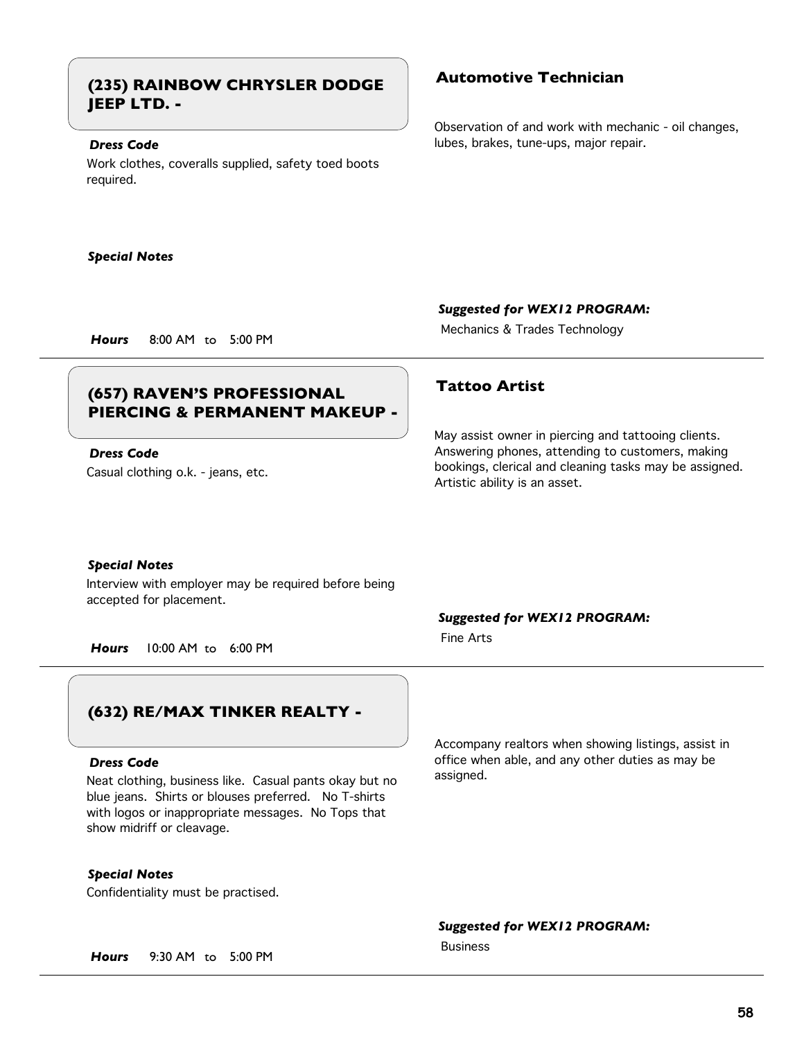## (235) RAINBOW CHRYSLER DODGE JEEP LTD. -

### Automotive Technician

***Dress Code***

Work clothes, coveralls supplied, safety toed boots required.

Observation of and work with mechanic - oil changes, lubes, brakes, tune-ups, major repair.

***Special Notes***

***Hours*** 8:00 AM to 5:00 PM

***Suggested for WEX12 PROGRAM:***

Mechanics & Trades Technology

---

## (657) RAVEN'S PROFESSIONAL PIERCING & PERMANENT MAKEUP -

### Tattoo Artist

***Dress Code***

Casual clothing o.k. - jeans, etc.

May assist owner in piercing and tattooing clients. Answering phones, attending to customers, making bookings, clerical and cleaning tasks may be assigned. Artistic ability is an asset.

***Special Notes***

Interview with employer may be required before being accepted for placement.

***Hours*** 10:00 AM to 6:00 PM

***Suggested for WEX12 PROGRAM:***

Fine Arts

---

## (632) RE/MAX TINKER REALTY -

***Dress Code***

Neat clothing, business like. Casual pants okay but no blue jeans. Shirts or blouses preferred. No T-shirts with logos or inappropriate messages. No Tops that show midriff or cleavage.

Accompany realtors when showing listings, assist in office when able, and any other duties as may be assigned.

***Special Notes***

Confidentiality must be practised.

***Hours*** 9:30 AM to 5:00 PM

***Suggested for WEX12 PROGRAM:***

Business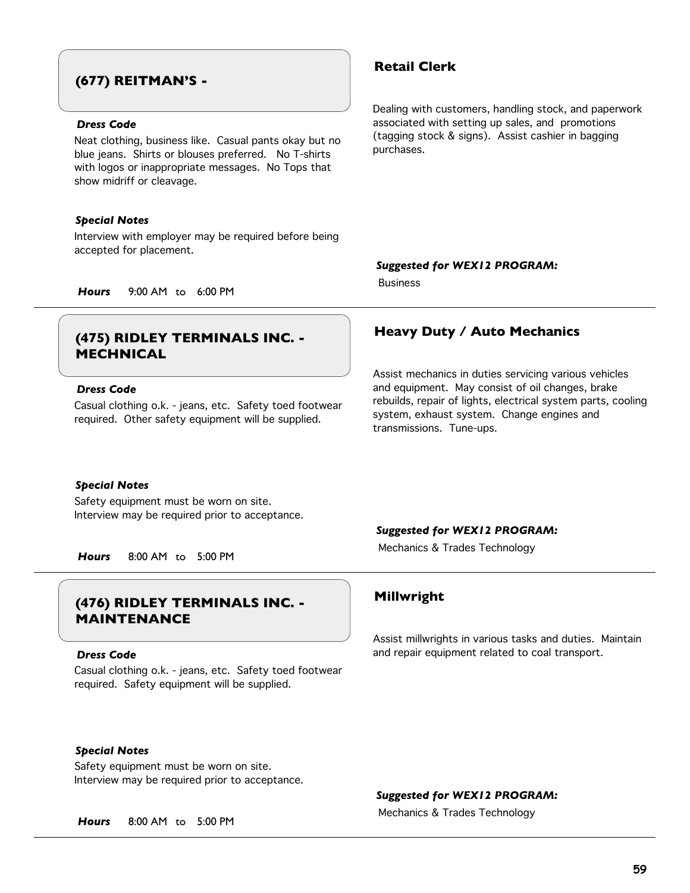## (677) REITMAN'S -

### Retail Clerk

Dealing with customers, handling stock, and paperwork associated with setting up sales, and promotions (tagging stock & signs). Assist cashier in bagging purchases.

***Dress Code***

Neat clothing, business like. Casual pants okay but no blue jeans. Shirts or blouses preferred. No T-shirts with logos or inappropriate messages. No Tops that show midriff or cleavage.

***Special Notes***

Interview with employer may be required before being accepted for placement.

***Suggested for WEX12 PROGRAM:***

Business

***Hours*** 9:00 AM to 6:00 PM

---

## (475) RIDLEY TERMINALS INC. - MECHNICAL

### Heavy Duty / Auto Mechanics

Assist mechanics in duties servicing various vehicles and equipment. May consist of oil changes, brake rebuilds, repair of lights, electrical system parts, cooling system, exhaust system. Change engines and transmissions. Tune-ups.

***Dress Code***

Casual clothing o.k. - jeans, etc. Safety toed footwear required. Other safety equipment will be supplied.

***Special Notes***

Safety equipment must be worn on site.
Interview may be required prior to acceptance.

***Suggested for WEX12 PROGRAM:***

Mechanics & Trades Technology

***Hours*** 8:00 AM to 5:00 PM

---

## (476) RIDLEY TERMINALS INC. - MAINTENANCE

### Millwright

Assist millwrights in various tasks and duties. Maintain and repair equipment related to coal transport.

***Dress Code***

Casual clothing o.k. - jeans, etc. Safety toed footwear required. Safety equipment will be supplied.

***Special Notes***

Safety equipment must be worn on site.
Interview may be required prior to acceptance.

***Suggested for WEX12 PROGRAM:***

Mechanics & Trades Technology

***Hours*** 8:00 AM to 5:00 PM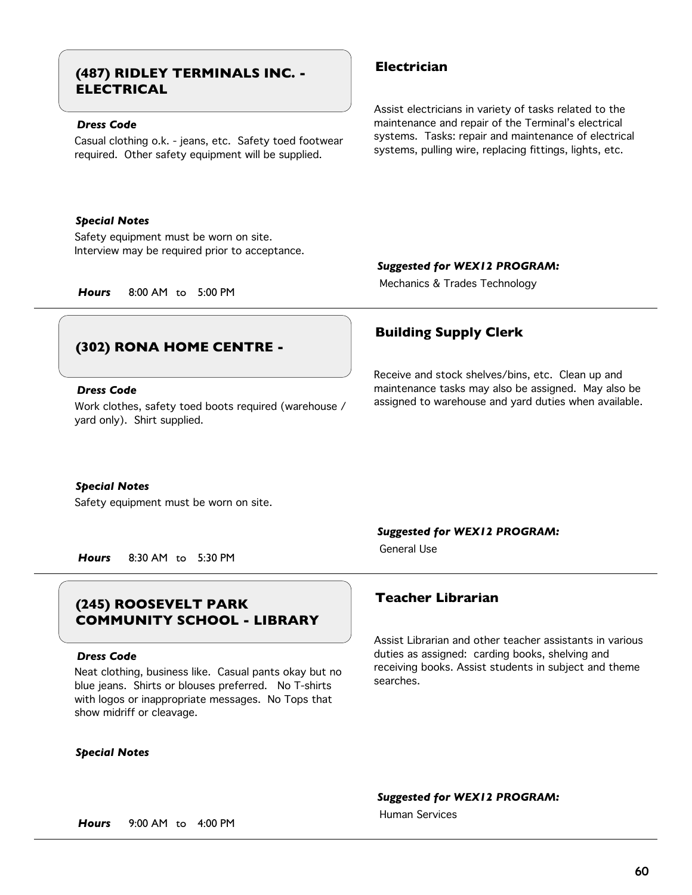## (487) RIDLEY TERMINALS INC. - ELECTRICAL

***Dress Code***

Casual clothing o.k. - jeans, etc. Safety toed footwear required. Other safety equipment will be supplied.

***Special Notes***

Safety equipment must be worn on site.
Interview may be required prior to acceptance.

***Hours*** 8:00 AM to 5:00 PM

### Electrician

Assist electricians in variety of tasks related to the maintenance and repair of the Terminal's electrical systems. Tasks: repair and maintenance of electrical systems, pulling wire, replacing fittings, lights, etc.

***Suggested for WEX12 PROGRAM:***

Mechanics & Trades Technology

---

## (302) RONA HOME CENTRE -

***Dress Code***

Work clothes, safety toed boots required (warehouse / yard only). Shirt supplied.

***Special Notes***

Safety equipment must be worn on site.

***Hours*** 8:30 AM to 5:30 PM

### Building Supply Clerk

Receive and stock shelves/bins, etc. Clean up and maintenance tasks may also be assigned. May also be assigned to warehouse and yard duties when available.

***Suggested for WEX12 PROGRAM:***

General Use

---

## (245) ROOSEVELT PARK COMMUNITY SCHOOL - LIBRARY

***Dress Code***

Neat clothing, business like. Casual pants okay but no blue jeans. Shirts or blouses preferred. No T-shirts with logos or inappropriate messages. No Tops that show midriff or cleavage.

***Special Notes***

***Hours*** 9:00 AM to 4:00 PM

### Teacher Librarian

Assist Librarian and other teacher assistants in various duties as assigned: carding books, shelving and receiving books. Assist students in subject and theme searches.

***Suggested for WEX12 PROGRAM:***

Human Services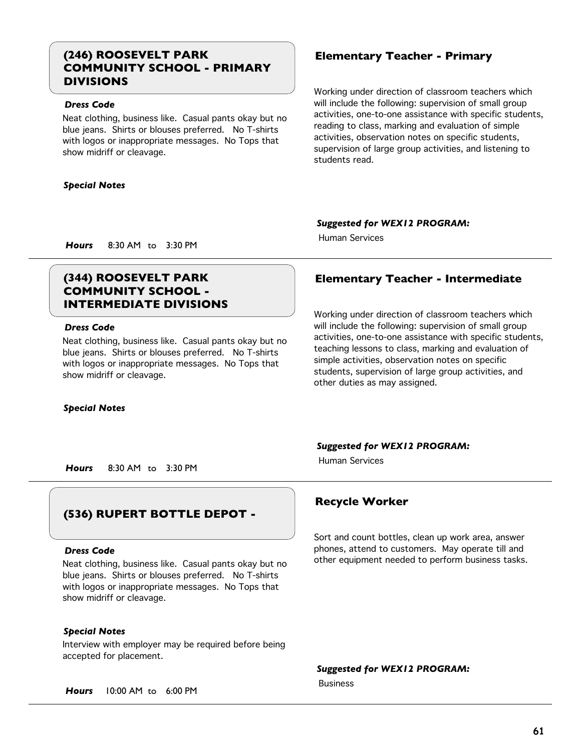## (246) ROOSEVELT PARK COMMUNITY SCHOOL - PRIMARY DIVISIONS

### Elementary Teacher - Primary

***Dress Code***

Neat clothing, business like. Casual pants okay but no blue jeans. Shirts or blouses preferred. No T-shirts with logos or inappropriate messages. No Tops that show midriff or cleavage.

Working under direction of classroom teachers which will include the following: supervision of small group activities, one-to-one assistance with specific students, reading to class, marking and evaluation of simple activities, observation notes on specific students, supervision of large group activities, and listening to students read.

***Special Notes***

***Suggested for WEX12 PROGRAM:***

Human Services

***Hours*** 8:30 AM to 3:30 PM

---

## (344) ROOSEVELT PARK COMMUNITY SCHOOL - INTERMEDIATE DIVISIONS

### Elementary Teacher - Intermediate

***Dress Code***

Neat clothing, business like. Casual pants okay but no blue jeans. Shirts or blouses preferred. No T-shirts with logos or inappropriate messages. No Tops that show midriff or cleavage.

Working under direction of classroom teachers which will include the following: supervision of small group activities, one-to-one assistance with specific students, teaching lessons to class, marking and evaluation of simple activities, observation notes on specific students, supervision of large group activities, and other duties as may assigned.

***Special Notes***

***Suggested for WEX12 PROGRAM:***

Human Services

***Hours*** 8:30 AM to 3:30 PM

---

## (536) RUPERT BOTTLE DEPOT -

### Recycle Worker

***Dress Code***

Neat clothing, business like. Casual pants okay but no blue jeans. Shirts or blouses preferred. No T-shirts with logos or inappropriate messages. No Tops that show midriff or cleavage.

Sort and count bottles, clean up work area, answer phones, attend to customers. May operate till and other equipment needed to perform business tasks.

***Special Notes***

Interview with employer may be required before being accepted for placement.

***Suggested for WEX12 PROGRAM:***

Business

***Hours*** 10:00 AM to 6:00 PM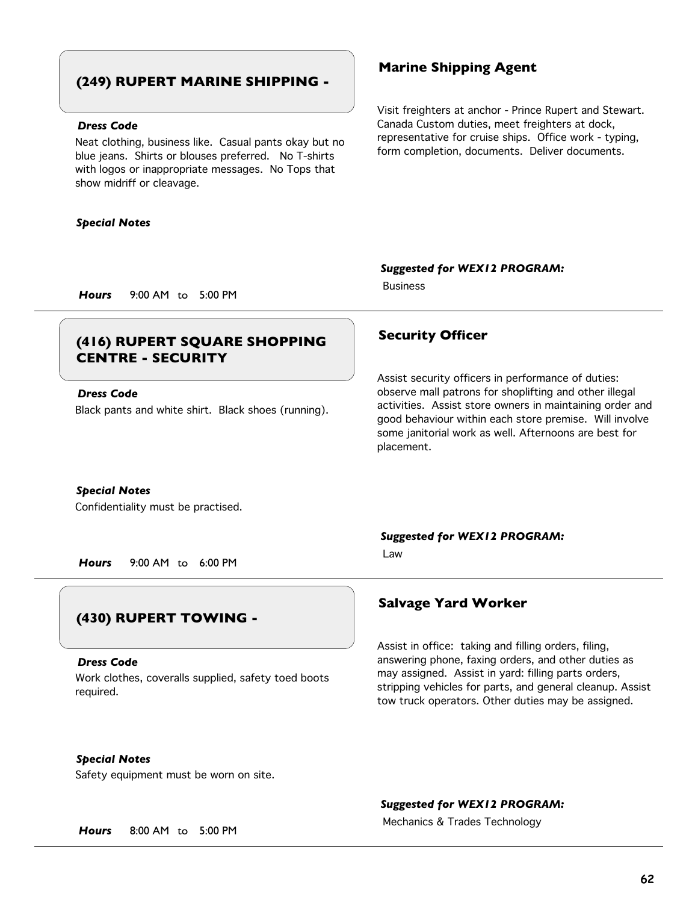## (249) RUPERT MARINE SHIPPING -

### Marine Shipping Agent

Visit freighters at anchor - Prince Rupert and Stewart. Canada Custom duties, meet freighters at dock, representative for cruise ships. Office work - typing, form completion, documents. Deliver documents.

***Dress Code***

Neat clothing, business like. Casual pants okay but no blue jeans. Shirts or blouses preferred. No T-shirts with logos or inappropriate messages. No Tops that show midriff or cleavage.

***Special Notes***

***Suggested for WEX12 PROGRAM:***

Business

***Hours*** 9:00 AM to 5:00 PM

---

## (416) RUPERT SQUARE SHOPPING CENTRE - SECURITY

### Security Officer

Assist security officers in performance of duties: observe mall patrons for shoplifting and other illegal activities. Assist store owners in maintaining order and good behaviour within each store premise. Will involve some janitorial work as well. Afternoons are best for placement.

***Dress Code***

Black pants and white shirt. Black shoes (running).

***Special Notes***

Confidentiality must be practised.

***Suggested for WEX12 PROGRAM:***

Law

***Hours*** 9:00 AM to 6:00 PM

---

## (430) RUPERT TOWING -

### Salvage Yard Worker

Assist in office: taking and filling orders, filing, answering phone, faxing orders, and other duties as may assigned. Assist in yard: filling parts orders, stripping vehicles for parts, and general cleanup. Assist tow truck operators. Other duties may be assigned.

***Dress Code***

Work clothes, coveralls supplied, safety toed boots required.

***Special Notes***

Safety equipment must be worn on site.

***Suggested for WEX12 PROGRAM:***

Mechanics & Trades Technology

***Hours*** 8:00 AM to 5:00 PM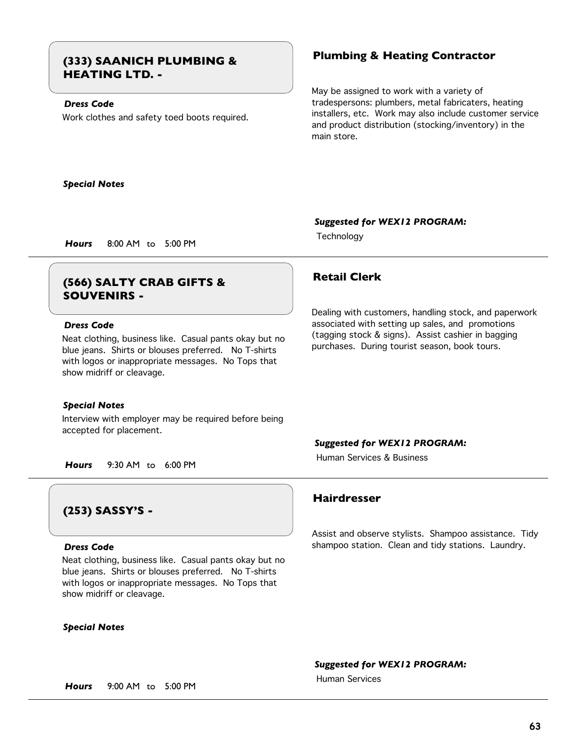## (333) SAANICH PLUMBING & HEATING LTD. -

### Plumbing & Heating Contractor

***Dress Code***

Work clothes and safety toed boots required.

May be assigned to work with a variety of tradespersons: plumbers, metal fabricaters, heating installers, etc. Work may also include customer service and product distribution (stocking/inventory) in the main store.

***Special Notes***

***Suggested for WEX12 PROGRAM:***

Technology

***Hours*** 8:00 AM to 5:00 PM

---

## (566) SALTY CRAB GIFTS & SOUVENIRS -

### Retail Clerk

***Dress Code***

Neat clothing, business like. Casual pants okay but no blue jeans. Shirts or blouses preferred. No T-shirts with logos or inappropriate messages. No Tops that show midriff or cleavage.

Dealing with customers, handling stock, and paperwork associated with setting up sales, and promotions (tagging stock & signs). Assist cashier in bagging purchases. During tourist season, book tours.

***Special Notes***

Interview with employer may be required before being accepted for placement.

***Suggested for WEX12 PROGRAM:***

Human Services & Business

***Hours*** 9:30 AM to 6:00 PM

---

## (253) SASSY'S -

### Hairdresser

***Dress Code***

Neat clothing, business like. Casual pants okay but no blue jeans. Shirts or blouses preferred. No T-shirts with logos or inappropriate messages. No Tops that show midriff or cleavage.

Assist and observe stylists. Shampoo assistance. Tidy shampoo station. Clean and tidy stations. Laundry.

***Special Notes***

***Suggested for WEX12 PROGRAM:***

Human Services

***Hours*** 9:00 AM to 5:00 PM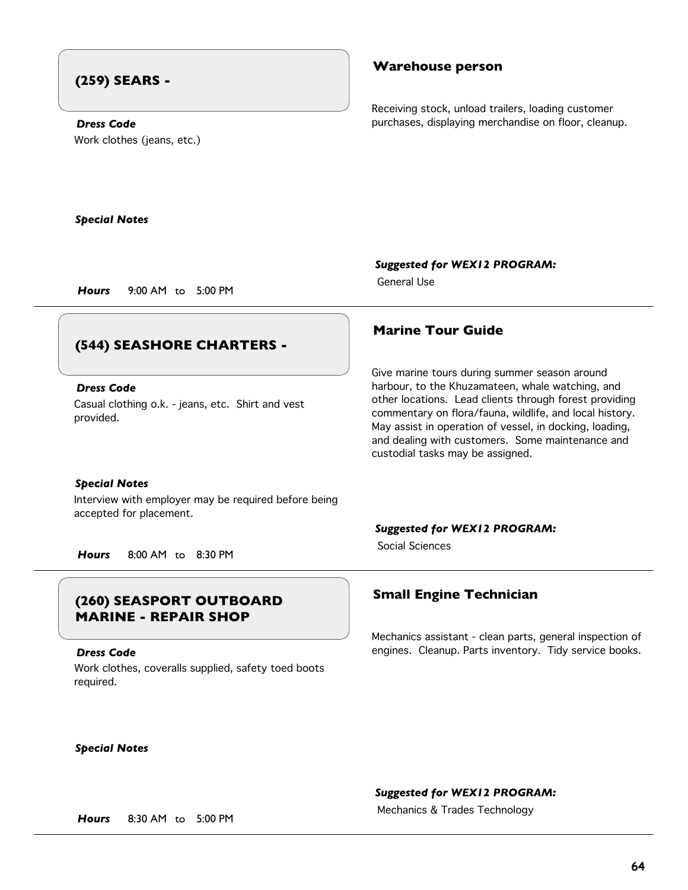## (259) SEARS -

***Dress Code***

Work clothes (jeans, etc.)

***Special Notes***

***Hours*** 9:00 AM to 5:00 PM

### Warehouse person

Receiving stock, unload trailers, loading customer purchases, displaying merchandise on floor, cleanup.

***Suggested for WEX12 PROGRAM:***

General Use

---

## (544) SEASHORE CHARTERS -

***Dress Code***

Casual clothing o.k. - jeans, etc. Shirt and vest provided.

***Special Notes***

Interview with employer may be required before being accepted for placement.

***Hours*** 8:00 AM to 8:30 PM

### Marine Tour Guide

Give marine tours during summer season around harbour, to the Khuzamateen, whale watching, and other locations. Lead clients through forest providing commentary on flora/fauna, wildlife, and local history. May assist in operation of vessel, in docking, loading, and dealing with customers. Some maintenance and custodial tasks may be assigned.

***Suggested for WEX12 PROGRAM:***

Social Sciences

---

## (260) SEASPORT OUTBOARD MARINE - REPAIR SHOP

***Dress Code***

Work clothes, coveralls supplied, safety toed boots required.

***Special Notes***

***Hours*** 8:30 AM to 5:00 PM

### Small Engine Technician

Mechanics assistant - clean parts, general inspection of engines. Cleanup. Parts inventory. Tidy service books.

***Suggested for WEX12 PROGRAM:***

Mechanics & Trades Technology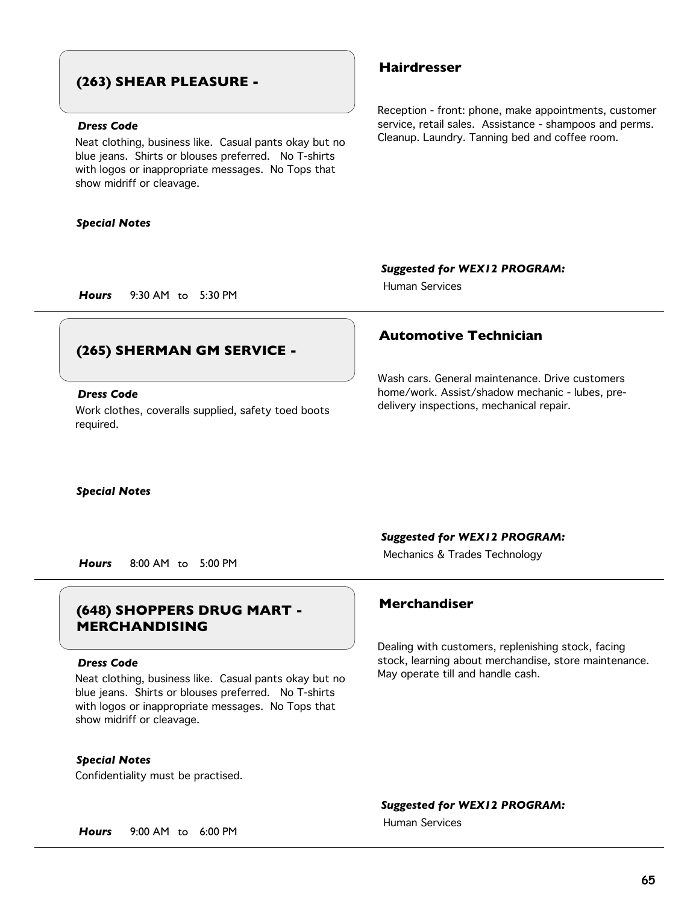## (263) SHEAR PLEASURE -

### Hairdresser

Reception - front: phone, make appointments, customer service, retail sales. Assistance - shampoos and perms. Cleanup. Laundry. Tanning bed and coffee room.

***Dress Code***

Neat clothing, business like. Casual pants okay but no blue jeans. Shirts or blouses preferred. No T-shirts with logos or inappropriate messages. No Tops that show midriff or cleavage.

***Special Notes***

***Suggested for WEX12 PROGRAM:***

Human Services

***Hours*** 9:30 AM to 5:30 PM

---

## (265) SHERMAN GM SERVICE -

### Automotive Technician

Wash cars. General maintenance. Drive customers home/work. Assist/shadow mechanic - lubes, pre-delivery inspections, mechanical repair.

***Dress Code***

Work clothes, coveralls supplied, safety toed boots required.

***Special Notes***

***Suggested for WEX12 PROGRAM:***

Mechanics & Trades Technology

***Hours*** 8:00 AM to 5:00 PM

---

## (648) SHOPPERS DRUG MART - MERCHANDISING

### Merchandiser

Dealing with customers, replenishing stock, facing stock, learning about merchandise, store maintenance. May operate till and handle cash.

***Dress Code***

Neat clothing, business like. Casual pants okay but no blue jeans. Shirts or blouses preferred. No T-shirts with logos or inappropriate messages. No Tops that show midriff or cleavage.

***Special Notes***

Confidentiality must be practised.

***Suggested for WEX12 PROGRAM:***

Human Services

***Hours*** 9:00 AM to 6:00 PM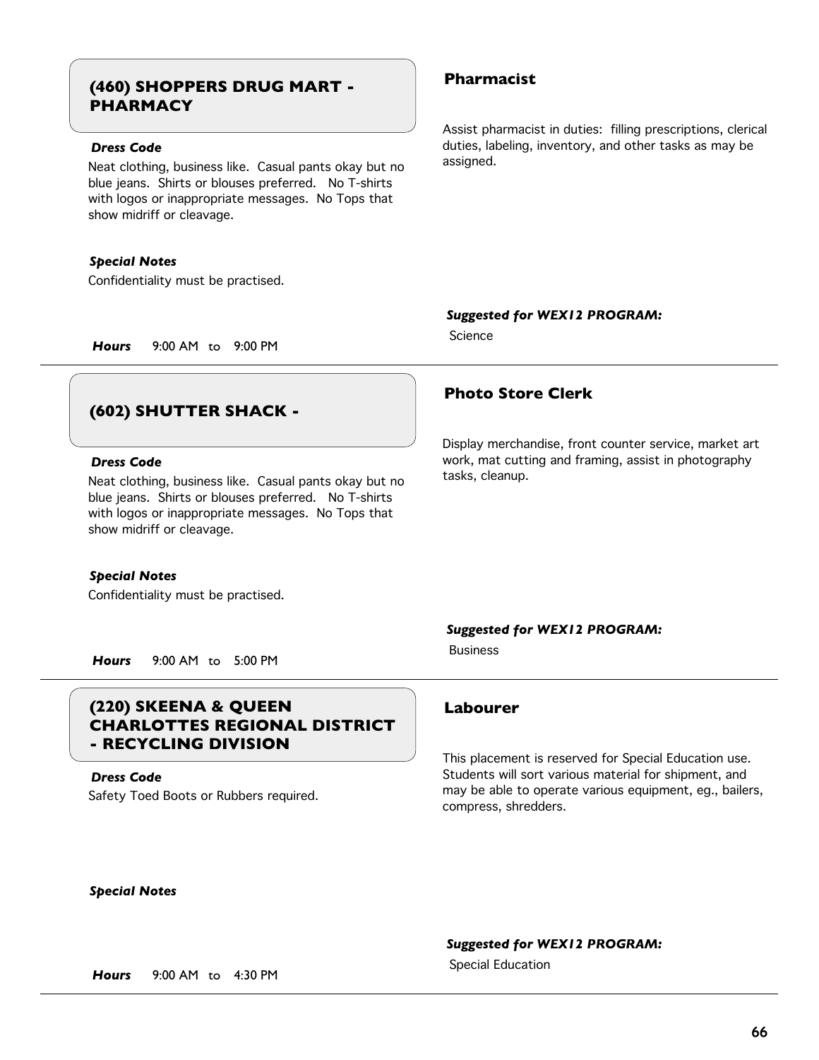## (460) SHOPPERS DRUG MART - PHARMACY

### Pharmacist

***Dress Code***

Neat clothing, business like. Casual pants okay but no blue jeans. Shirts or blouses preferred. No T-shirts with logos or inappropriate messages. No Tops that show midriff or cleavage.

Assist pharmacist in duties: filling prescriptions, clerical duties, labeling, inventory, and other tasks as may be assigned.

***Special Notes***

Confidentiality must be practised.

***Suggested for WEX12 PROGRAM:***

Science

***Hours*** 9:00 AM to 9:00 PM

---

## (602) SHUTTER SHACK -

### Photo Store Clerk

***Dress Code***

Neat clothing, business like. Casual pants okay but no blue jeans. Shirts or blouses preferred. No T-shirts with logos or inappropriate messages. No Tops that show midriff or cleavage.

Display merchandise, front counter service, market art work, mat cutting and framing, assist in photography tasks, cleanup.

***Special Notes***

Confidentiality must be practised.

***Suggested for WEX12 PROGRAM:***

Business

***Hours*** 9:00 AM to 5:00 PM

---

## (220) SKEENA & QUEEN CHARLOTTES REGIONAL DISTRICT - RECYCLING DIVISION

### Labourer

***Dress Code***

Safety Toed Boots or Rubbers required.

This placement is reserved for Special Education use. Students will sort various material for shipment, and may be able to operate various equipment, eg., bailers, compress, shredders.

***Special Notes***

***Suggested for WEX12 PROGRAM:***

Special Education

***Hours*** 9:00 AM to 4:30 PM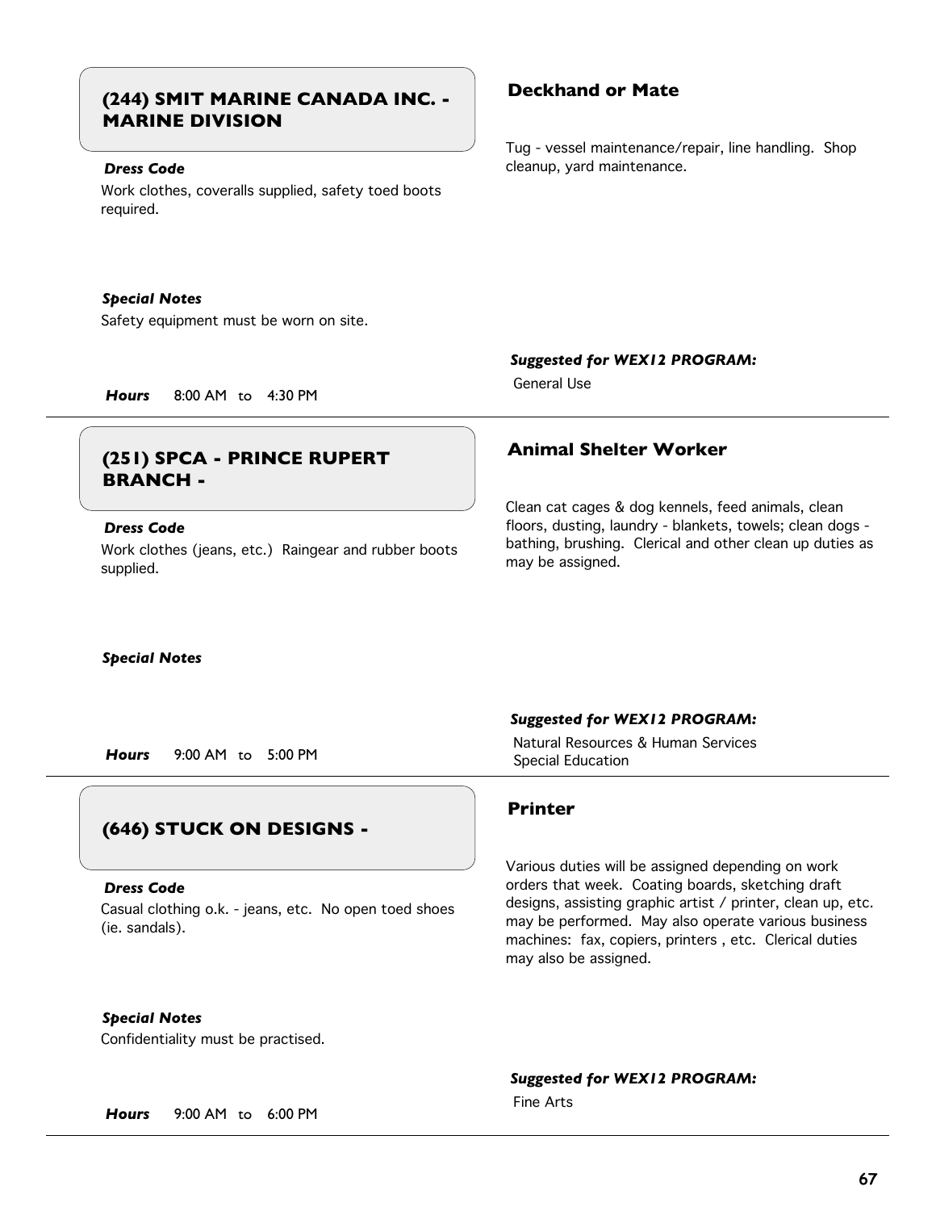## (244) SMIT MARINE CANADA INC. - MARINE DIVISION

***Dress Code***

Work clothes, coveralls supplied, safety toed boots required.

***Special Notes***

Safety equipment must be worn on site.

***Hours*** 8:00 AM to 4:30 PM

### Deckhand or Mate

Tug - vessel maintenance/repair, line handling. Shop cleanup, yard maintenance.

***Suggested for WEX12 PROGRAM:***

General Use

---

## (251) SPCA - PRINCE RUPERT BRANCH -

***Dress Code***

Work clothes (jeans, etc.) Raingear and rubber boots supplied.

***Special Notes***

***Hours*** 9:00 AM to 5:00 PM

### Animal Shelter Worker

Clean cat cages & dog kennels, feed animals, clean floors, dusting, laundry - blankets, towels; clean dogs - bathing, brushing. Clerical and other clean up duties as may be assigned.

***Suggested for WEX12 PROGRAM:***

Natural Resources & Human Services
Special Education

---

## (646) STUCK ON DESIGNS -

***Dress Code***

Casual clothing o.k. - jeans, etc. No open toed shoes (ie. sandals).

***Special Notes***

Confidentiality must be practised.

***Hours*** 9:00 AM to 6:00 PM

### Printer

Various duties will be assigned depending on work orders that week. Coating boards, sketching draft designs, assisting graphic artist / printer, clean up, etc. may be performed. May also operate various business machines: fax, copiers, printers , etc. Clerical duties may also be assigned.

***Suggested for WEX12 PROGRAM:***

Fine Arts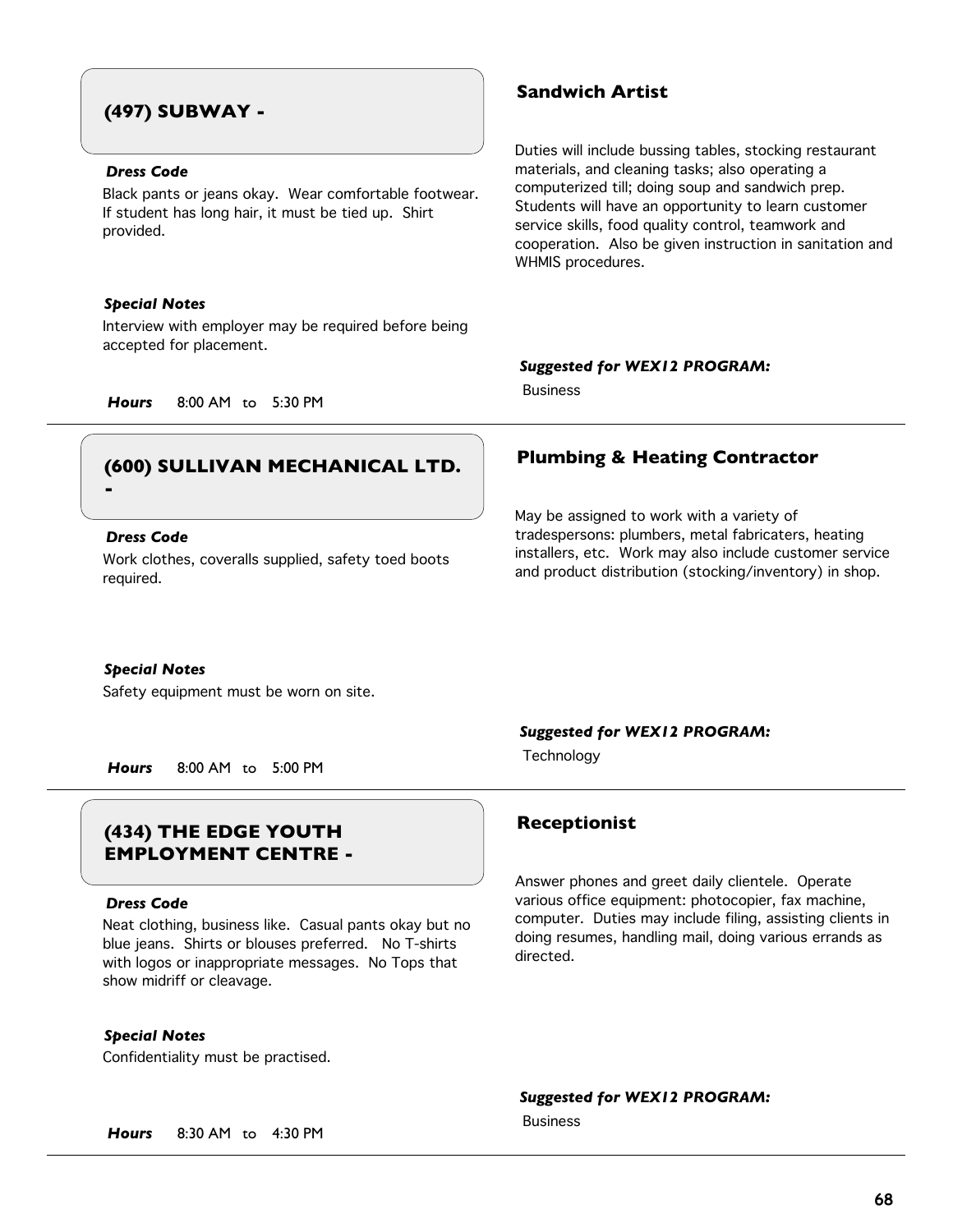## (497) SUBWAY -

### Sandwich Artist

Duties will include bussing tables, stocking restaurant materials, and cleaning tasks; also operating a computerized till; doing soup and sandwich prep. Students will have an opportunity to learn customer service skills, food quality control, teamwork and cooperation. Also be given instruction in sanitation and WHMIS procedures.

***Dress Code***

Black pants or jeans okay. Wear comfortable footwear. If student has long hair, it must be tied up. Shirt provided.

***Special Notes***

Interview with employer may be required before being accepted for placement.

***Suggested for WEX12 PROGRAM:***

Business

***Hours*** 8:00 AM to 5:30 PM

---

## (600) SULLIVAN MECHANICAL LTD. -

### Plumbing & Heating Contractor

May be assigned to work with a variety of tradespersons: plumbers, metal fabricaters, heating installers, etc. Work may also include customer service and product distribution (stocking/inventory) in shop.

***Dress Code***

Work clothes, coveralls supplied, safety toed boots required.

***Special Notes***

Safety equipment must be worn on site.

***Suggested for WEX12 PROGRAM:***

Technology

***Hours*** 8:00 AM to 5:00 PM

---

## (434) THE EDGE YOUTH EMPLOYMENT CENTRE -

### Receptionist

Answer phones and greet daily clientele. Operate various office equipment: photocopier, fax machine, computer. Duties may include filing, assisting clients in doing resumes, handling mail, doing various errands as directed.

***Dress Code***

Neat clothing, business like. Casual pants okay but no blue jeans. Shirts or blouses preferred. No T-shirts with logos or inappropriate messages. No Tops that show midriff or cleavage.

***Special Notes***

Confidentiality must be practised.

***Suggested for WEX12 PROGRAM:***

Business

***Hours*** 8:30 AM to 4:30 PM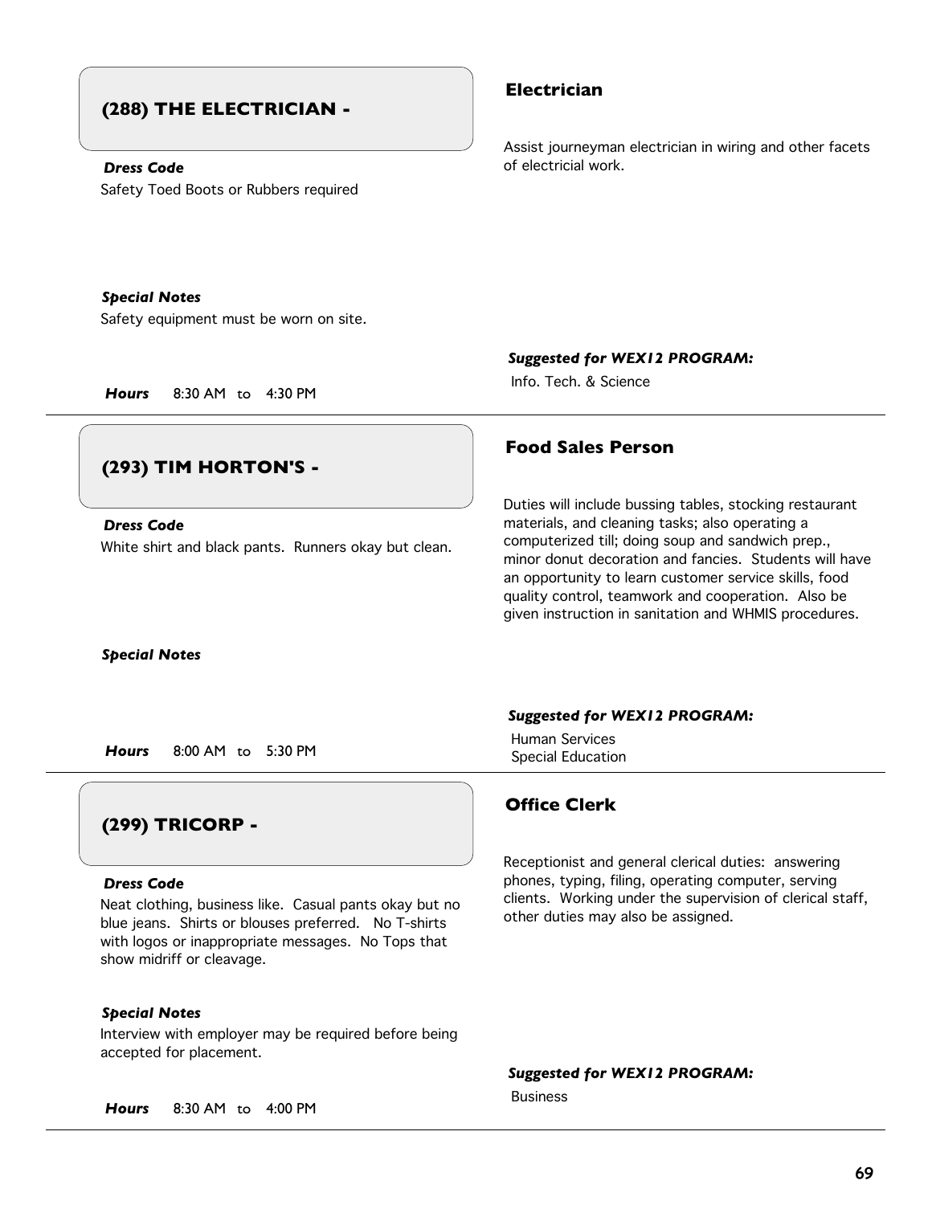## (288) THE ELECTRICIAN -

### Electrician

Assist journeyman electrician in wiring and other facets of electricial work.

***Dress Code***

Safety Toed Boots or Rubbers required

***Special Notes***

Safety equipment must be worn on site.

***Hours*** 8:30 AM to 4:30 PM

***Suggested for WEX12 PROGRAM:***

Info. Tech. & Science

---

## (293) TIM HORTON'S -

### Food Sales Person

Duties will include bussing tables, stocking restaurant materials, and cleaning tasks; also operating a computerized till; doing soup and sandwich prep., minor donut decoration and fancies. Students will have an opportunity to learn customer service skills, food quality control, teamwork and cooperation. Also be given instruction in sanitation and WHMIS procedures.

***Dress Code***

White shirt and black pants. Runners okay but clean.

***Special Notes***

***Hours*** 8:00 AM to 5:30 PM

***Suggested for WEX12 PROGRAM:***

Human Services
Special Education

---

## (299) TRICORP -

### Office Clerk

Receptionist and general clerical duties: answering phones, typing, filing, operating computer, serving clients. Working under the supervision of clerical staff, other duties may also be assigned.

***Dress Code***

Neat clothing, business like. Casual pants okay but no blue jeans. Shirts or blouses preferred. No T-shirts with logos or inappropriate messages. No Tops that show midriff or cleavage.

***Special Notes***

Interview with employer may be required before being accepted for placement.

***Hours*** 8:30 AM to 4:00 PM

***Suggested for WEX12 PROGRAM:***

Business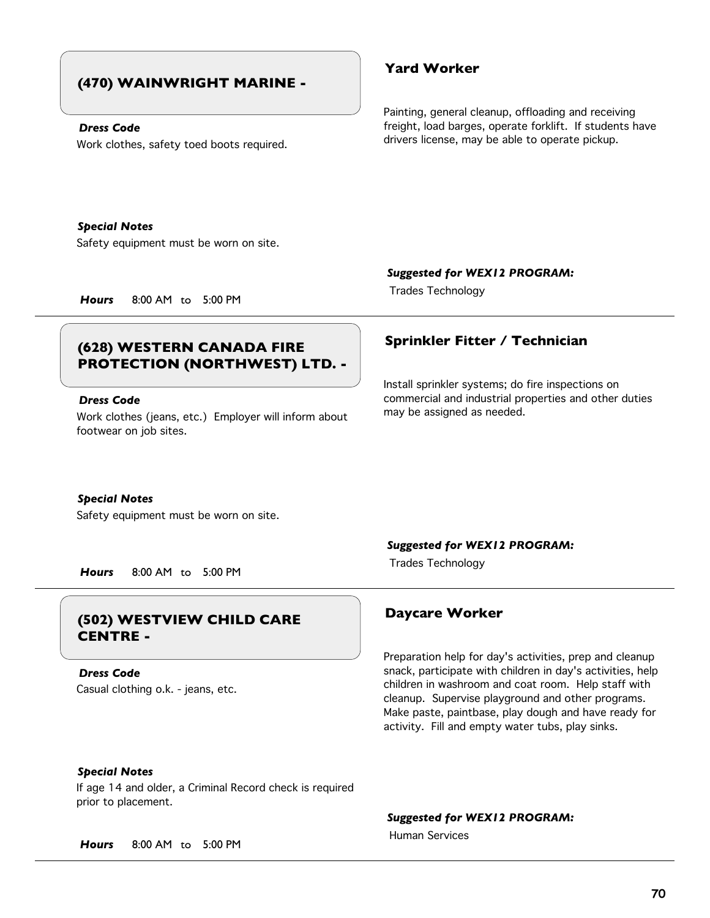## (470) WAINWRIGHT MARINE -

***Dress Code***

Work clothes, safety toed boots required.

***Special Notes***

Safety equipment must be worn on site.

***Hours*** 8:00 AM to 5:00 PM

### Yard Worker

Painting, general cleanup, offloading and receiving freight, load barges, operate forklift. If students have drivers license, may be able to operate pickup.

***Suggested for WEX12 PROGRAM:***

Trades Technology

---

## (628) WESTERN CANADA FIRE PROTECTION (NORTHWEST) LTD. -

***Dress Code***

Work clothes (jeans, etc.) Employer will inform about footwear on job sites.

***Special Notes***

Safety equipment must be worn on site.

***Hours*** 8:00 AM to 5:00 PM

### Sprinkler Fitter / Technician

Install sprinkler systems; do fire inspections on commercial and industrial properties and other duties may be assigned as needed.

***Suggested for WEX12 PROGRAM:***

Trades Technology

---

## (502) WESTVIEW CHILD CARE CENTRE -

***Dress Code***

Casual clothing o.k. - jeans, etc.

***Special Notes***

If age 14 and older, a Criminal Record check is required prior to placement.

***Hours*** 8:00 AM to 5:00 PM

### Daycare Worker

Preparation help for day's activities, prep and cleanup snack, participate with children in day's activities, help children in washroom and coat room. Help staff with cleanup. Supervise playground and other programs. Make paste, paintbase, play dough and have ready for activity. Fill and empty water tubs, play sinks.

***Suggested for WEX12 PROGRAM:***

Human Services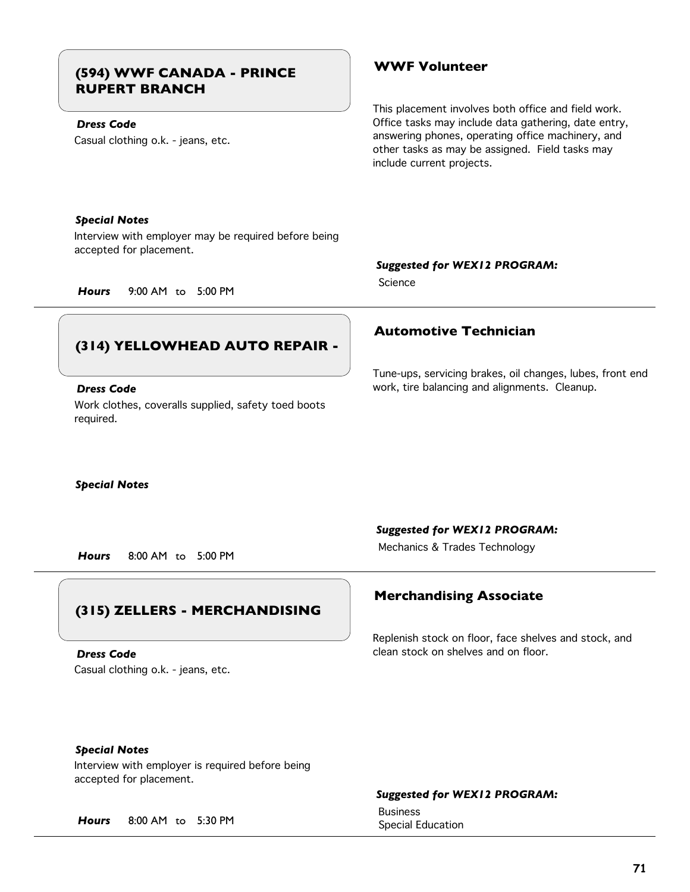## (594) WWF CANADA - PRINCE RUPERT BRANCH

### WWF Volunteer

This placement involves both office and field work. Office tasks may include data gathering, date entry, answering phones, operating office machinery, and other tasks as may be assigned. Field tasks may include current projects.

***Dress Code***

Casual clothing o.k. - jeans, etc.

***Special Notes***

Interview with employer may be required before being accepted for placement.

***Hours*** 9:00 AM to 5:00 PM

***Suggested for WEX12 PROGRAM:***

Science

---

## (314) YELLOWHEAD AUTO REPAIR -

### Automotive Technician

Tune-ups, servicing brakes, oil changes, lubes, front end work, tire balancing and alignments. Cleanup.

***Dress Code***

Work clothes, coveralls supplied, safety toed boots required.

***Special Notes***

***Hours*** 8:00 AM to 5:00 PM

***Suggested for WEX12 PROGRAM:***

Mechanics & Trades Technology

---

## (315) ZELLERS - MERCHANDISING

### Merchandising Associate

Replenish stock on floor, face shelves and stock, and clean stock on shelves and on floor.

***Dress Code***

Casual clothing o.k. - jeans, etc.

***Special Notes***

Interview with employer is required before being accepted for placement.

***Hours*** 8:00 AM to 5:30 PM

***Suggested for WEX12 PROGRAM:***

Business
Special Education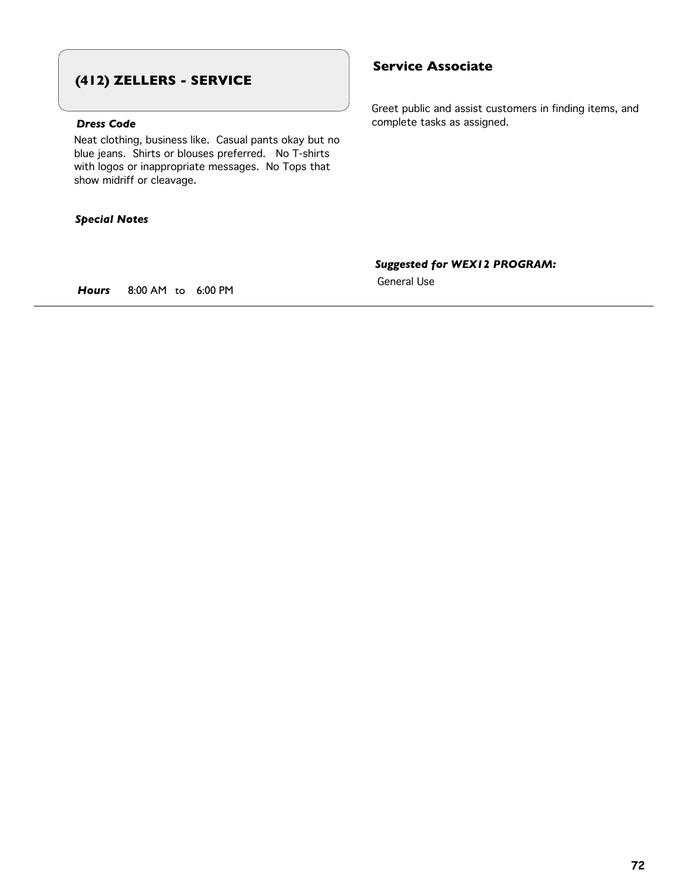## (412) ZELLERS - SERVICE

***Dress Code***

Neat clothing, business like. Casual pants okay but no blue jeans. Shirts or blouses preferred. No T-shirts with logos or inappropriate messages. No Tops that show midriff or cleavage.

***Special Notes***

***Hours*** 8:00 AM to 6:00 PM

### Service Associate

Greet public and assist customers in finding items, and complete tasks as assigned.

***Suggested for WEX12 PROGRAM:***

General Use